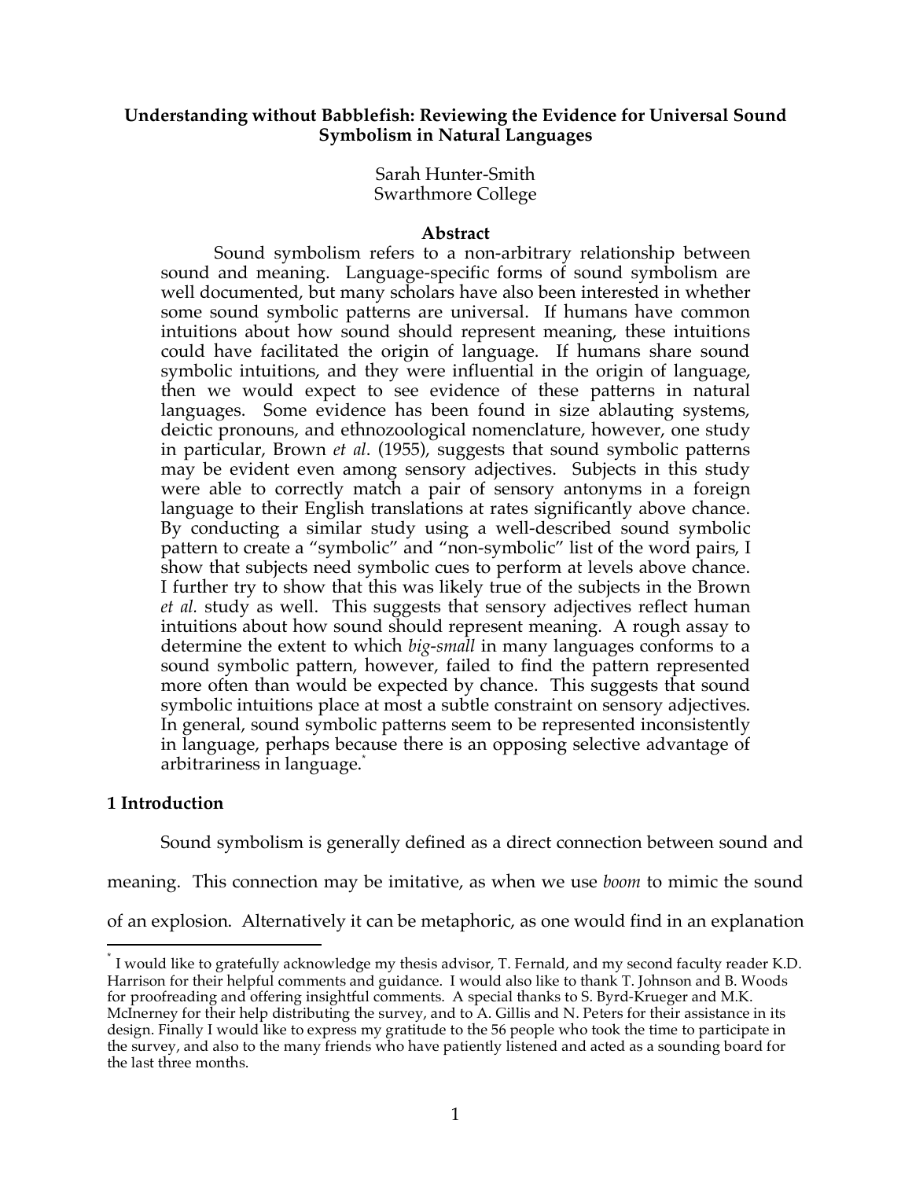**Understanding without Babblefish: Reviewing the Evidence for Universal Sound Symbolism in Natural Languages**

Sarah Hunter-Smith
Swarthmore College

**Abstract**

Sound symbolism refers to a non-arbitrary relationship between sound and meaning. Language-specific forms of sound symbolism are well documented, but many scholars have also been interested in whether some sound symbolic patterns are universal. If humans have common intuitions about how sound should represent meaning, these intuitions could have facilitated the origin of language. If humans share sound symbolic intuitions, and they were influential in the origin of language, then we would expect to see evidence of these patterns in natural languages. Some evidence has been found in size ablauting systems, deictic pronouns, and ethnozoological nomenclature, however, one study in particular, Brown *et al*. (1955), suggests that sound symbolic patterns may be evident even among sensory adjectives. Subjects in this study were able to correctly match a pair of sensory antonyms in a foreign language to their English translations at rates significantly above chance. By conducting a similar study using a well-described sound symbolic pattern to create a "symbolic" and "non-symbolic" list of the word pairs, I show that subjects need symbolic cues to perform at levels above chance. I further try to show that this was likely true of the subjects in the Brown *et al.* study as well. This suggests that sensory adjectives reflect human intuitions about how sound should represent meaning. A rough assay to determine the extent to which *big-small* in many languages conforms to a sound symbolic pattern, however, failed to find the pattern represented more often than would be expected by chance. This suggests that sound symbolic intuitions place at most a subtle constraint on sensory adjectives. In general, sound symbolic patterns seem to be represented inconsistently in language, perhaps because there is an opposing selective advantage of arbitrariness in language.*

## 1 Introduction

Sound symbolism is generally defined as a direct connection between sound and meaning. This connection may be imitative, as when we use *boom* to mimic the sound of an explosion. Alternatively it can be metaphoric, as one would find in an explanation

* I would like to gratefully acknowledge my thesis advisor, T. Fernald, and my second faculty reader K.D. Harrison for their helpful comments and guidance. I would also like to thank T. Johnson and B. Woods for proofreading and offering insightful comments. A special thanks to S. Byrd-Krueger and M.K. McInerney for their help distributing the survey, and to A. Gillis and N. Peters for their assistance in its design. Finally I would like to express my gratitude to the 56 people who took the time to participate in the survey, and also to the many friends who have patiently listened and acted as a sounding board for the last three months.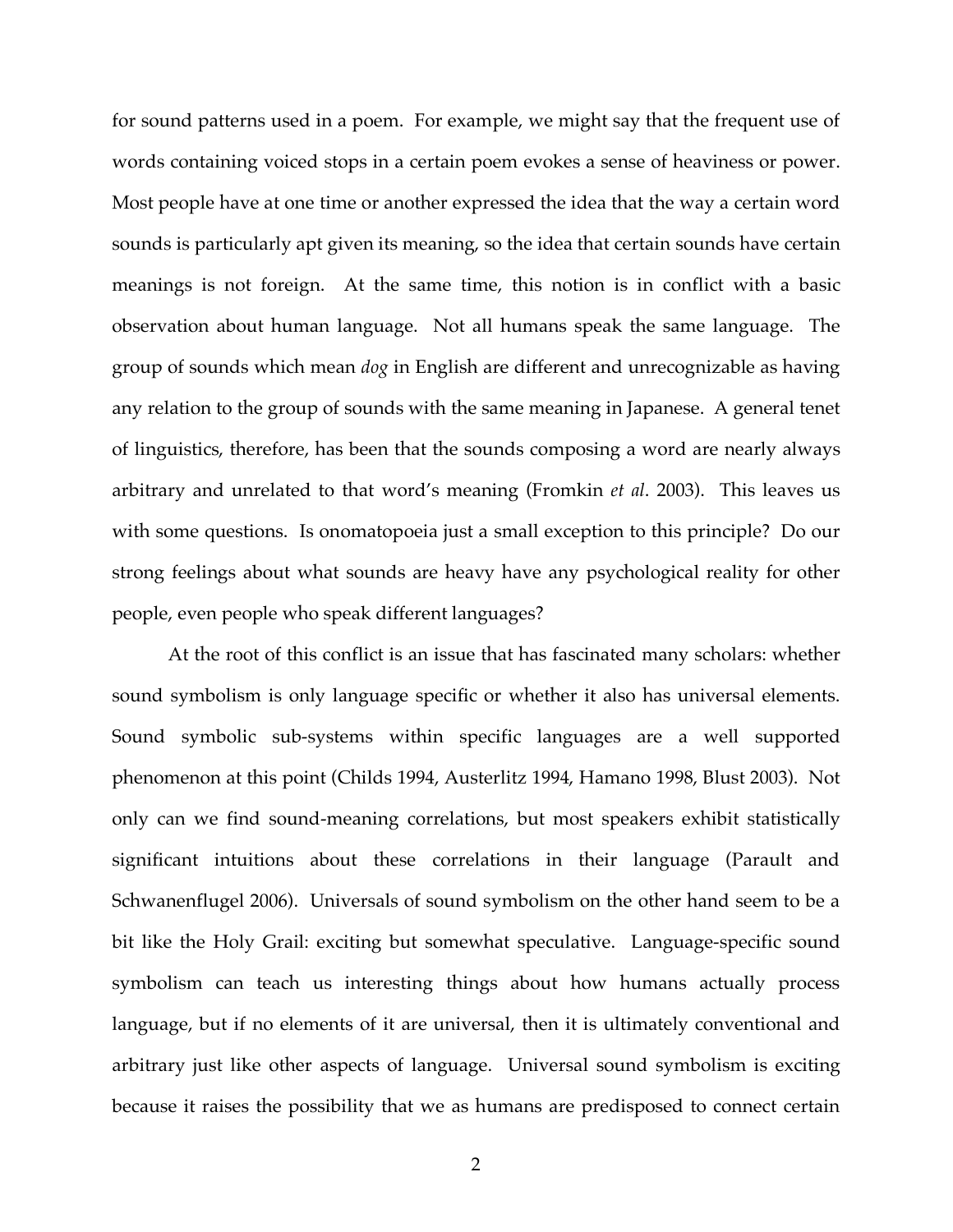for sound patterns used in a poem. For example, we might say that the frequent use of words containing voiced stops in a certain poem evokes a sense of heaviness or power. Most people have at one time or another expressed the idea that the way a certain word sounds is particularly apt given its meaning, so the idea that certain sounds have certain meanings is not foreign. At the same time, this notion is in conflict with a basic observation about human language. Not all humans speak the same language. The group of sounds which mean *dog* in English are different and unrecognizable as having any relation to the group of sounds with the same meaning in Japanese. A general tenet of linguistics, therefore, has been that the sounds composing a word are nearly always arbitrary and unrelated to that word's meaning (Fromkin *et al*. 2003). This leaves us with some questions. Is onomatopoeia just a small exception to this principle? Do our strong feelings about what sounds are heavy have any psychological reality for other people, even people who speak different languages?

At the root of this conflict is an issue that has fascinated many scholars: whether sound symbolism is only language specific or whether it also has universal elements. Sound symbolic sub-systems within specific languages are a well supported phenomenon at this point (Childs 1994, Austerlitz 1994, Hamano 1998, Blust 2003). Not only can we find sound-meaning correlations, but most speakers exhibit statistically significant intuitions about these correlations in their language (Parault and Schwanenflugel 2006). Universals of sound symbolism on the other hand seem to be a bit like the Holy Grail: exciting but somewhat speculative. Language-specific sound symbolism can teach us interesting things about how humans actually process language, but if no elements of it are universal, then it is ultimately conventional and arbitrary just like other aspects of language. Universal sound symbolism is exciting because it raises the possibility that we as humans are predisposed to connect certain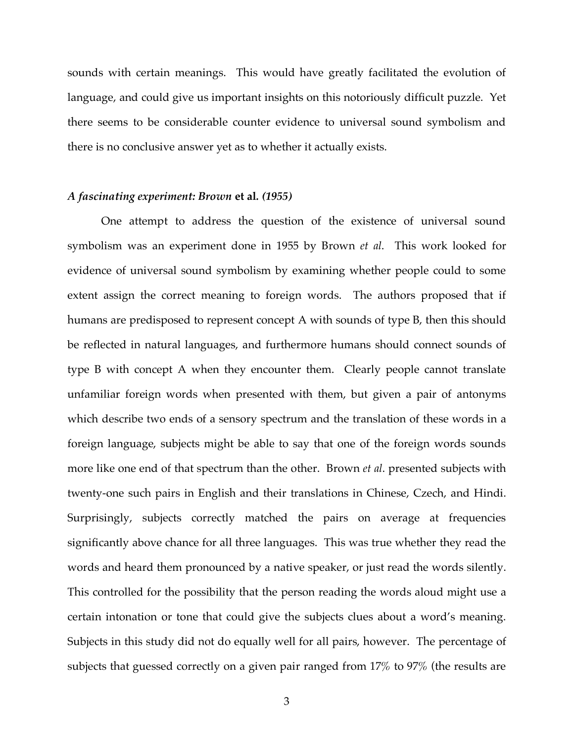sounds with certain meanings. This would have greatly facilitated the evolution of language, and could give us important insights on this notoriously difficult puzzle. Yet there seems to be considerable counter evidence to universal sound symbolism and there is no conclusive answer yet as to whether it actually exists.

### *A fascinating experiment: Brown* **et al.** *(1955)*

One attempt to address the question of the existence of universal sound symbolism was an experiment done in 1955 by Brown *et al*. This work looked for evidence of universal sound symbolism by examining whether people could to some extent assign the correct meaning to foreign words. The authors proposed that if humans are predisposed to represent concept A with sounds of type B, then this should be reflected in natural languages, and furthermore humans should connect sounds of type B with concept A when they encounter them. Clearly people cannot translate unfamiliar foreign words when presented with them, but given a pair of antonyms which describe two ends of a sensory spectrum and the translation of these words in a foreign language, subjects might be able to say that one of the foreign words sounds more like one end of that spectrum than the other. Brown *et al*. presented subjects with twenty-one such pairs in English and their translations in Chinese, Czech, and Hindi. Surprisingly, subjects correctly matched the pairs on average at frequencies significantly above chance for all three languages. This was true whether they read the words and heard them pronounced by a native speaker, or just read the words silently. This controlled for the possibility that the person reading the words aloud might use a certain intonation or tone that could give the subjects clues about a word's meaning. Subjects in this study did not do equally well for all pairs, however. The percentage of subjects that guessed correctly on a given pair ranged from 17% to 97% (the results are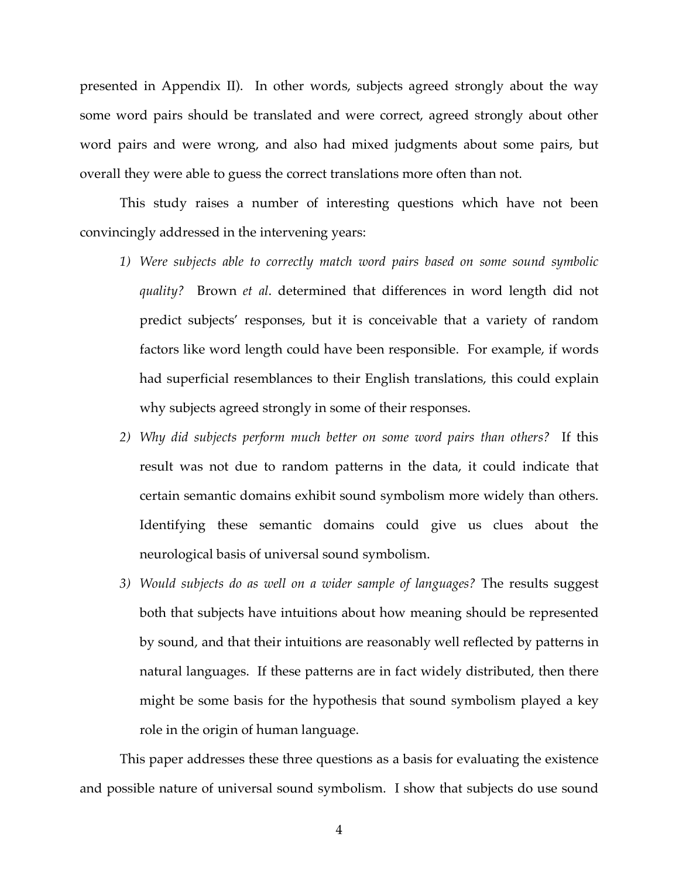presented in Appendix II). In other words, subjects agreed strongly about the way some word pairs should be translated and were correct, agreed strongly about other word pairs and were wrong, and also had mixed judgments about some pairs, but overall they were able to guess the correct translations more often than not.

This study raises a number of interesting questions which have not been convincingly addressed in the intervening years:

1) *Were subjects able to correctly match word pairs based on some sound symbolic quality?* Brown *et al*. determined that differences in word length did not predict subjects' responses, but it is conceivable that a variety of random factors like word length could have been responsible. For example, if words had superficial resemblances to their English translations, this could explain why subjects agreed strongly in some of their responses.
2) *Why did subjects perform much better on some word pairs than others?* If this result was not due to random patterns in the data, it could indicate that certain semantic domains exhibit sound symbolism more widely than others. Identifying these semantic domains could give us clues about the neurological basis of universal sound symbolism.
3) *Would subjects do as well on a wider sample of languages?* The results suggest both that subjects have intuitions about how meaning should be represented by sound, and that their intuitions are reasonably well reflected by patterns in natural languages. If these patterns are in fact widely distributed, then there might be some basis for the hypothesis that sound symbolism played a key role in the origin of human language.

This paper addresses these three questions as a basis for evaluating the existence and possible nature of universal sound symbolism. I show that subjects do use sound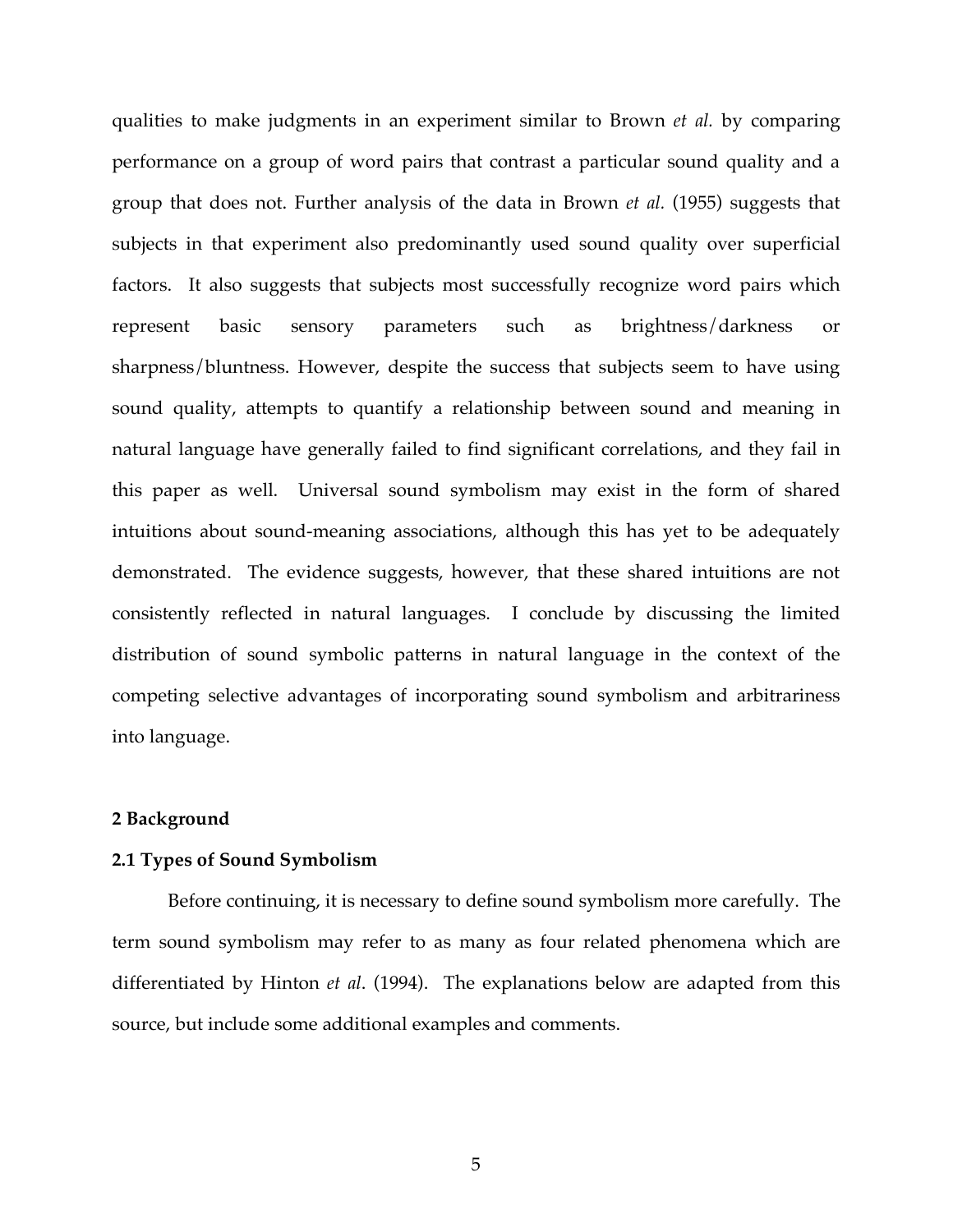qualities to make judgments in an experiment similar to Brown *et al.* by comparing performance on a group of word pairs that contrast a particular sound quality and a group that does not. Further analysis of the data in Brown *et al.* (1955) suggests that subjects in that experiment also predominantly used sound quality over superficial factors. It also suggests that subjects most successfully recognize word pairs which represent basic sensory parameters such as brightness/darkness or sharpness/bluntness. However, despite the success that subjects seem to have using sound quality, attempts to quantify a relationship between sound and meaning in natural language have generally failed to find significant correlations, and they fail in this paper as well. Universal sound symbolism may exist in the form of shared intuitions about sound-meaning associations, although this has yet to be adequately demonstrated. The evidence suggests, however, that these shared intuitions are not consistently reflected in natural languages. I conclude by discussing the limited distribution of sound symbolic patterns in natural language in the context of the competing selective advantages of incorporating sound symbolism and arbitrariness into language.

## 2 Background

### 2.1 Types of Sound Symbolism

Before continuing, it is necessary to define sound symbolism more carefully. The term sound symbolism may refer to as many as four related phenomena which are differentiated by Hinton *et al*. (1994). The explanations below are adapted from this source, but include some additional examples and comments.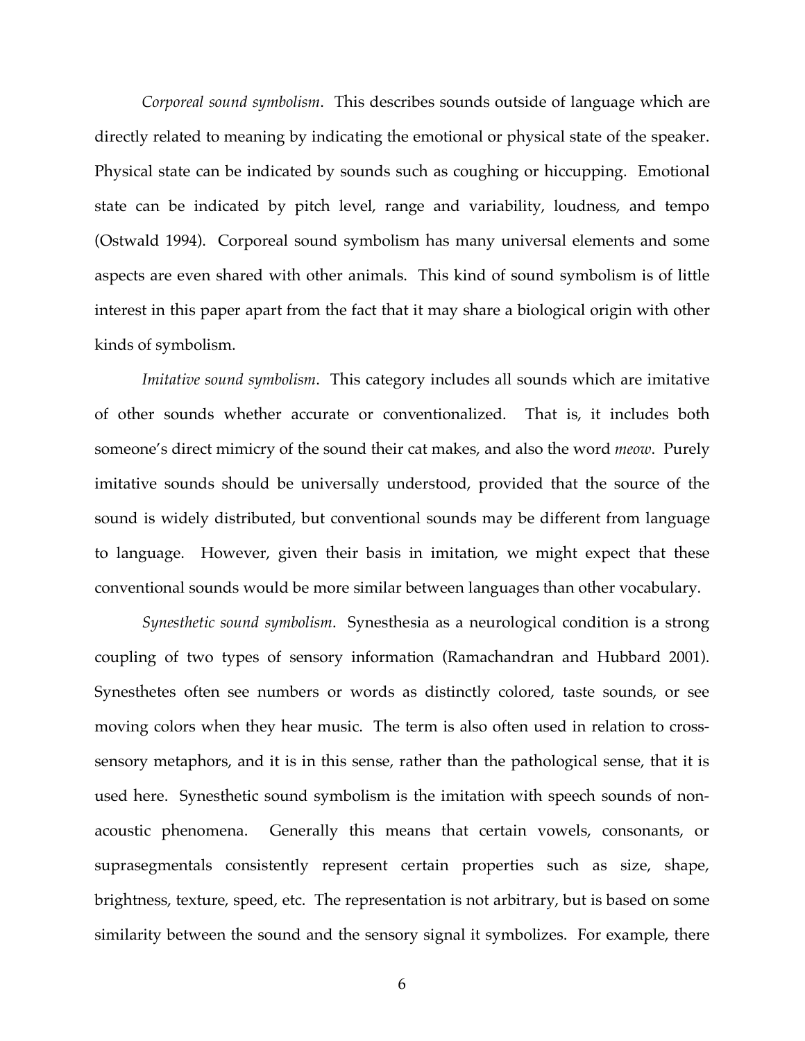*Corporeal sound symbolism*. This describes sounds outside of language which are directly related to meaning by indicating the emotional or physical state of the speaker. Physical state can be indicated by sounds such as coughing or hiccupping. Emotional state can be indicated by pitch level, range and variability, loudness, and tempo (Ostwald 1994). Corporeal sound symbolism has many universal elements and some aspects are even shared with other animals. This kind of sound symbolism is of little interest in this paper apart from the fact that it may share a biological origin with other kinds of symbolism.

*Imitative sound symbolism*. This category includes all sounds which are imitative of other sounds whether accurate or conventionalized. That is, it includes both someone's direct mimicry of the sound their cat makes, and also the word *meow*. Purely imitative sounds should be universally understood, provided that the source of the sound is widely distributed, but conventional sounds may be different from language to language. However, given their basis in imitation, we might expect that these conventional sounds would be more similar between languages than other vocabulary.

*Synesthetic sound symbolism*. Synesthesia as a neurological condition is a strong coupling of two types of sensory information (Ramachandran and Hubbard 2001). Synesthetes often see numbers or words as distinctly colored, taste sounds, or see moving colors when they hear music. The term is also often used in relation to cross-sensory metaphors, and it is in this sense, rather than the pathological sense, that it is used here. Synesthetic sound symbolism is the imitation with speech sounds of non-acoustic phenomena. Generally this means that certain vowels, consonants, or suprasegmentals consistently represent certain properties such as size, shape, brightness, texture, speed, etc. The representation is not arbitrary, but is based on some similarity between the sound and the sensory signal it symbolizes. For example, there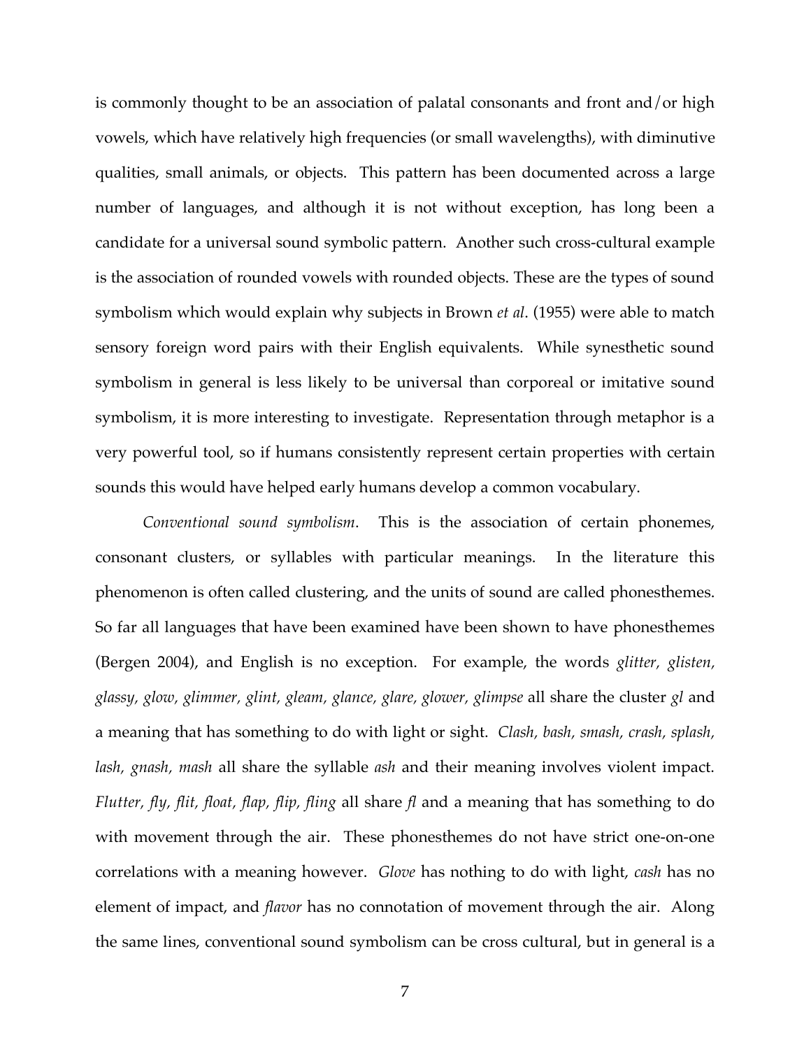is commonly thought to be an association of palatal consonants and front and/or high vowels, which have relatively high frequencies (or small wavelengths), with diminutive qualities, small animals, or objects. This pattern has been documented across a large number of languages, and although it is not without exception, has long been a candidate for a universal sound symbolic pattern. Another such cross-cultural example is the association of rounded vowels with rounded objects. These are the types of sound symbolism which would explain why subjects in Brown *et al*. (1955) were able to match sensory foreign word pairs with their English equivalents. While synesthetic sound symbolism in general is less likely to be universal than corporeal or imitative sound symbolism, it is more interesting to investigate. Representation through metaphor is a very powerful tool, so if humans consistently represent certain properties with certain sounds this would have helped early humans develop a common vocabulary.

*Conventional sound symbolism*. This is the association of certain phonemes, consonant clusters, or syllables with particular meanings. In the literature this phenomenon is often called clustering, and the units of sound are called phonesthemes. So far all languages that have been examined have been shown to have phonesthemes (Bergen 2004), and English is no exception. For example, the words *glitter, glisten, glassy, glow, glimmer, glint, gleam, glance, glare, glower, glimpse* all share the cluster *gl* and a meaning that has something to do with light or sight. *Clash, bash, smash, crash, splash, lash, gnash, mash* all share the syllable *ash* and their meaning involves violent impact. *Flutter, fly, flit, float, flap, flip, fling* all share *fl* and a meaning that has something to do with movement through the air. These phonesthemes do not have strict one-on-one correlations with a meaning however. *Glove* has nothing to do with light, *cash* has no element of impact, and *flavor* has no connotation of movement through the air. Along the same lines, conventional sound symbolism can be cross cultural, but in general is a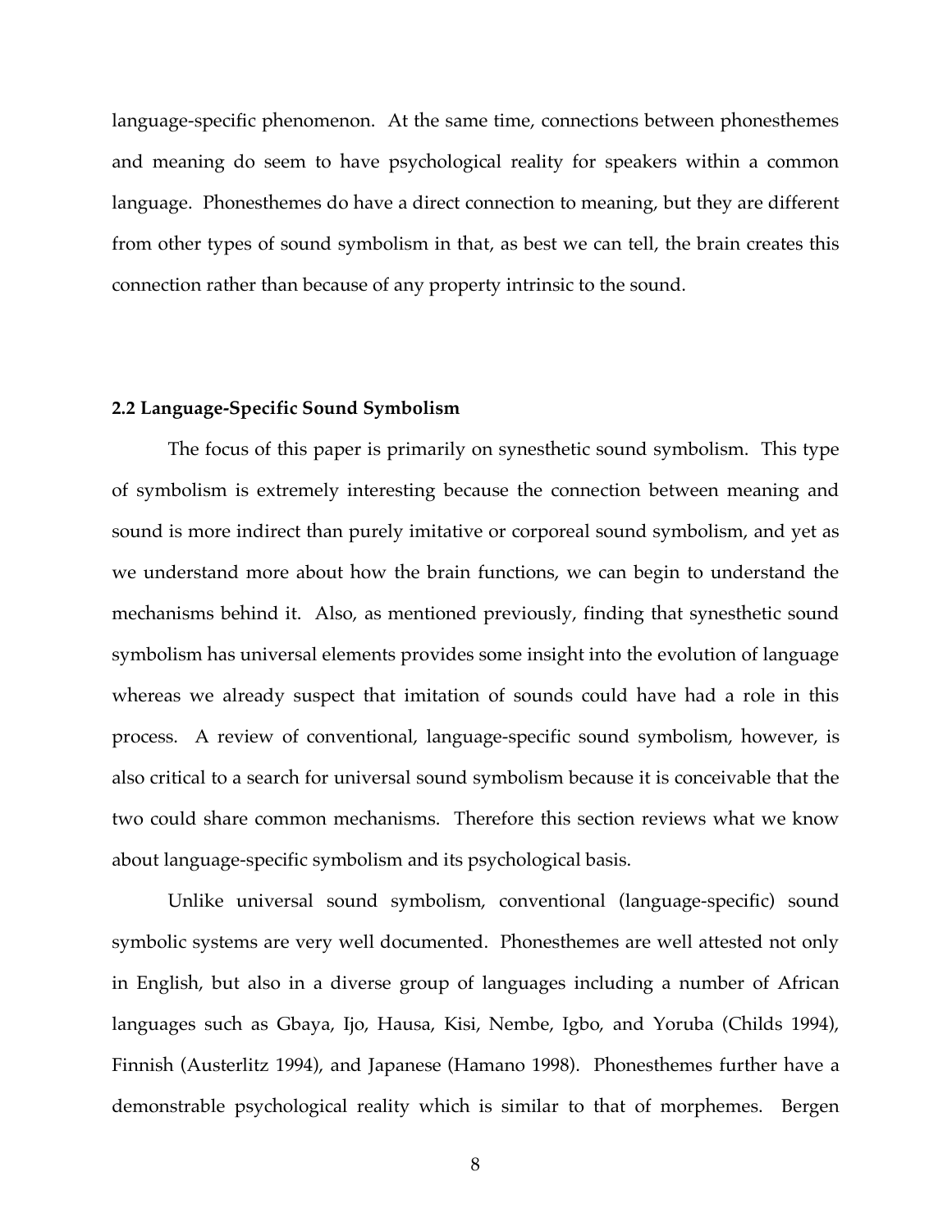language-specific phenomenon. At the same time, connections between phonesthemes and meaning do seem to have psychological reality for speakers within a common language. Phonesthemes do have a direct connection to meaning, but they are different from other types of sound symbolism in that, as best we can tell, the brain creates this connection rather than because of any property intrinsic to the sound.

### 2.2 Language-Specific Sound Symbolism

The focus of this paper is primarily on synesthetic sound symbolism. This type of symbolism is extremely interesting because the connection between meaning and sound is more indirect than purely imitative or corporeal sound symbolism, and yet as we understand more about how the brain functions, we can begin to understand the mechanisms behind it. Also, as mentioned previously, finding that synesthetic sound symbolism has universal elements provides some insight into the evolution of language whereas we already suspect that imitation of sounds could have had a role in this process. A review of conventional, language-specific sound symbolism, however, is also critical to a search for universal sound symbolism because it is conceivable that the two could share common mechanisms. Therefore this section reviews what we know about language-specific symbolism and its psychological basis.

Unlike universal sound symbolism, conventional (language-specific) sound symbolic systems are very well documented. Phonesthemes are well attested not only in English, but also in a diverse group of languages including a number of African languages such as Gbaya, Ijo, Hausa, Kisi, Nembe, Igbo, and Yoruba (Childs 1994), Finnish (Austerlitz 1994), and Japanese (Hamano 1998). Phonesthemes further have a demonstrable psychological reality which is similar to that of morphemes. Bergen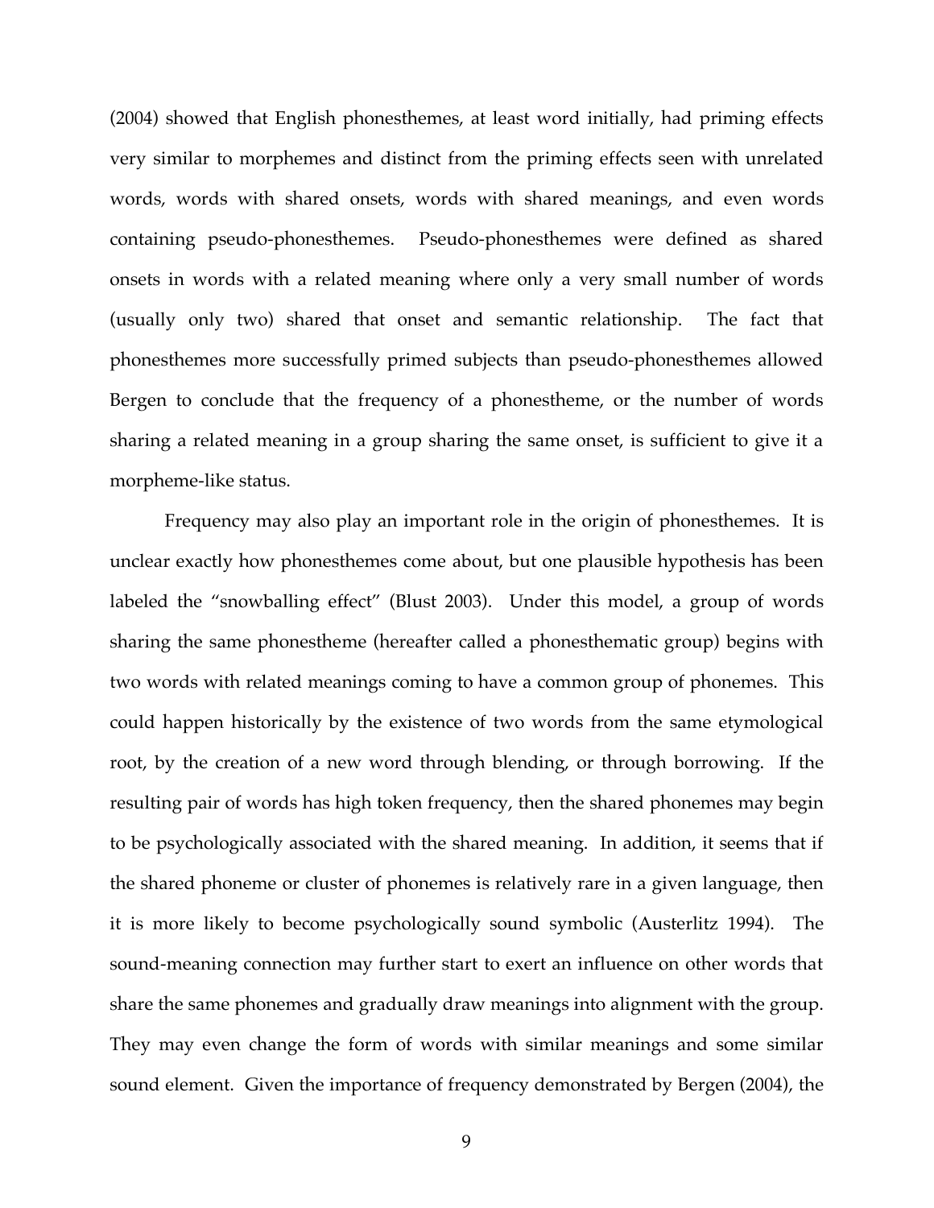(2004) showed that English phonesthemes, at least word initially, had priming effects very similar to morphemes and distinct from the priming effects seen with unrelated words, words with shared onsets, words with shared meanings, and even words containing pseudo-phonesthemes. Pseudo-phonesthemes were defined as shared onsets in words with a related meaning where only a very small number of words (usually only two) shared that onset and semantic relationship. The fact that phonesthemes more successfully primed subjects than pseudo-phonesthemes allowed Bergen to conclude that the frequency of a phonestheme, or the number of words sharing a related meaning in a group sharing the same onset, is sufficient to give it a morpheme-like status.

Frequency may also play an important role in the origin of phonesthemes. It is unclear exactly how phonesthemes come about, but one plausible hypothesis has been labeled the "snowballing effect" (Blust 2003). Under this model, a group of words sharing the same phonestheme (hereafter called a phonesthematic group) begins with two words with related meanings coming to have a common group of phonemes. This could happen historically by the existence of two words from the same etymological root, by the creation of a new word through blending, or through borrowing. If the resulting pair of words has high token frequency, then the shared phonemes may begin to be psychologically associated with the shared meaning. In addition, it seems that if the shared phoneme or cluster of phonemes is relatively rare in a given language, then it is more likely to become psychologically sound symbolic (Austerlitz 1994). The sound-meaning connection may further start to exert an influence on other words that share the same phonemes and gradually draw meanings into alignment with the group. They may even change the form of words with similar meanings and some similar sound element. Given the importance of frequency demonstrated by Bergen (2004), the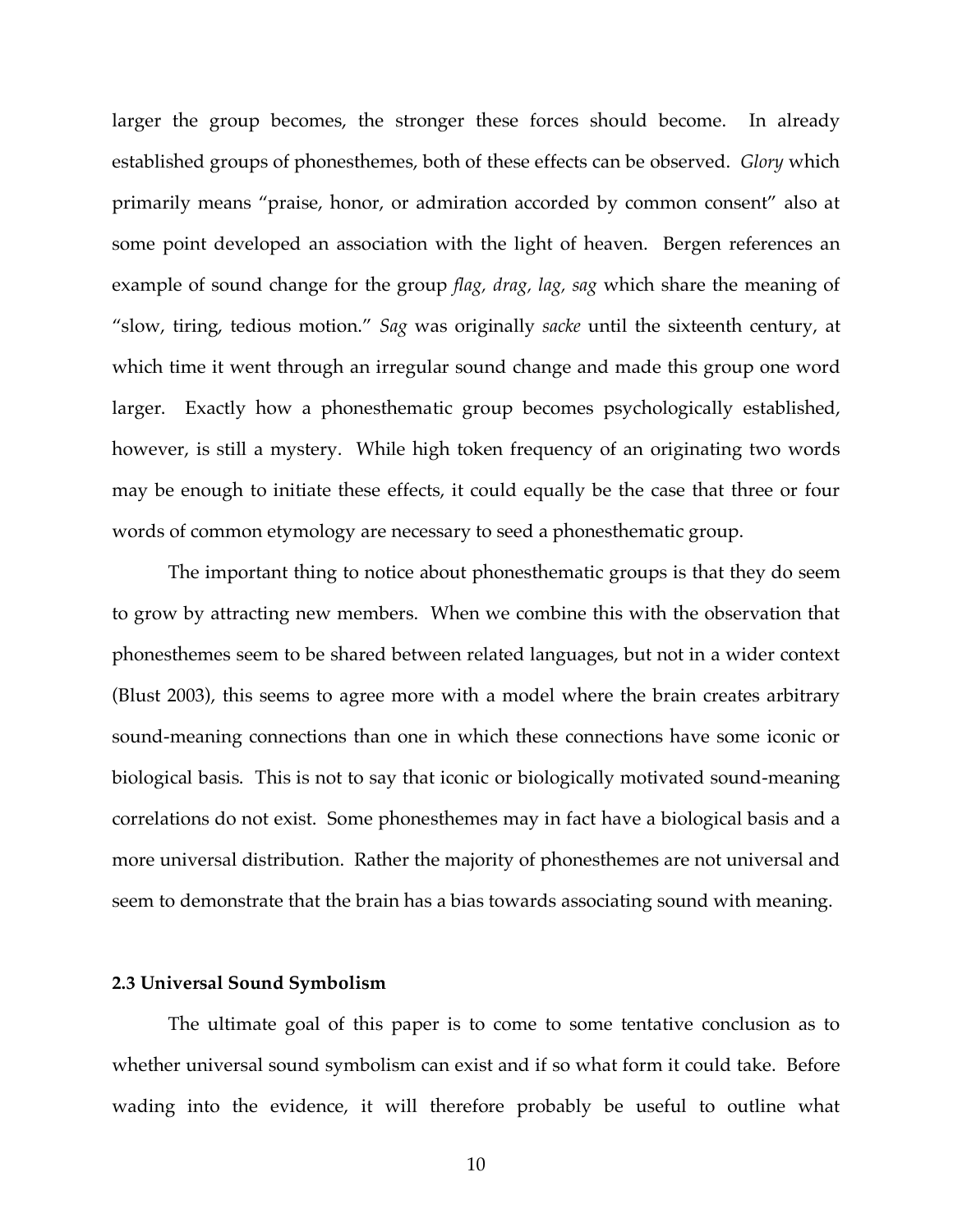larger the group becomes, the stronger these forces should become. In already established groups of phonesthemes, both of these effects can be observed. *Glory* which primarily means "praise, honor, or admiration accorded by common consent" also at some point developed an association with the light of heaven. Bergen references an example of sound change for the group *flag, drag, lag, sag* which share the meaning of "slow, tiring, tedious motion." *Sag* was originally *sacke* until the sixteenth century, at which time it went through an irregular sound change and made this group one word larger. Exactly how a phonesthematic group becomes psychologically established, however, is still a mystery. While high token frequency of an originating two words may be enough to initiate these effects, it could equally be the case that three or four words of common etymology are necessary to seed a phonesthematic group.

The important thing to notice about phonesthematic groups is that they do seem to grow by attracting new members. When we combine this with the observation that phonesthemes seem to be shared between related languages, but not in a wider context (Blust 2003), this seems to agree more with a model where the brain creates arbitrary sound-meaning connections than one in which these connections have some iconic or biological basis. This is not to say that iconic or biologically motivated sound-meaning correlations do not exist. Some phonesthemes may in fact have a biological basis and a more universal distribution. Rather the majority of phonesthemes are not universal and seem to demonstrate that the brain has a bias towards associating sound with meaning.

### 2.3 Universal Sound Symbolism

The ultimate goal of this paper is to come to some tentative conclusion as to whether universal sound symbolism can exist and if so what form it could take. Before wading into the evidence, it will therefore probably be useful to outline what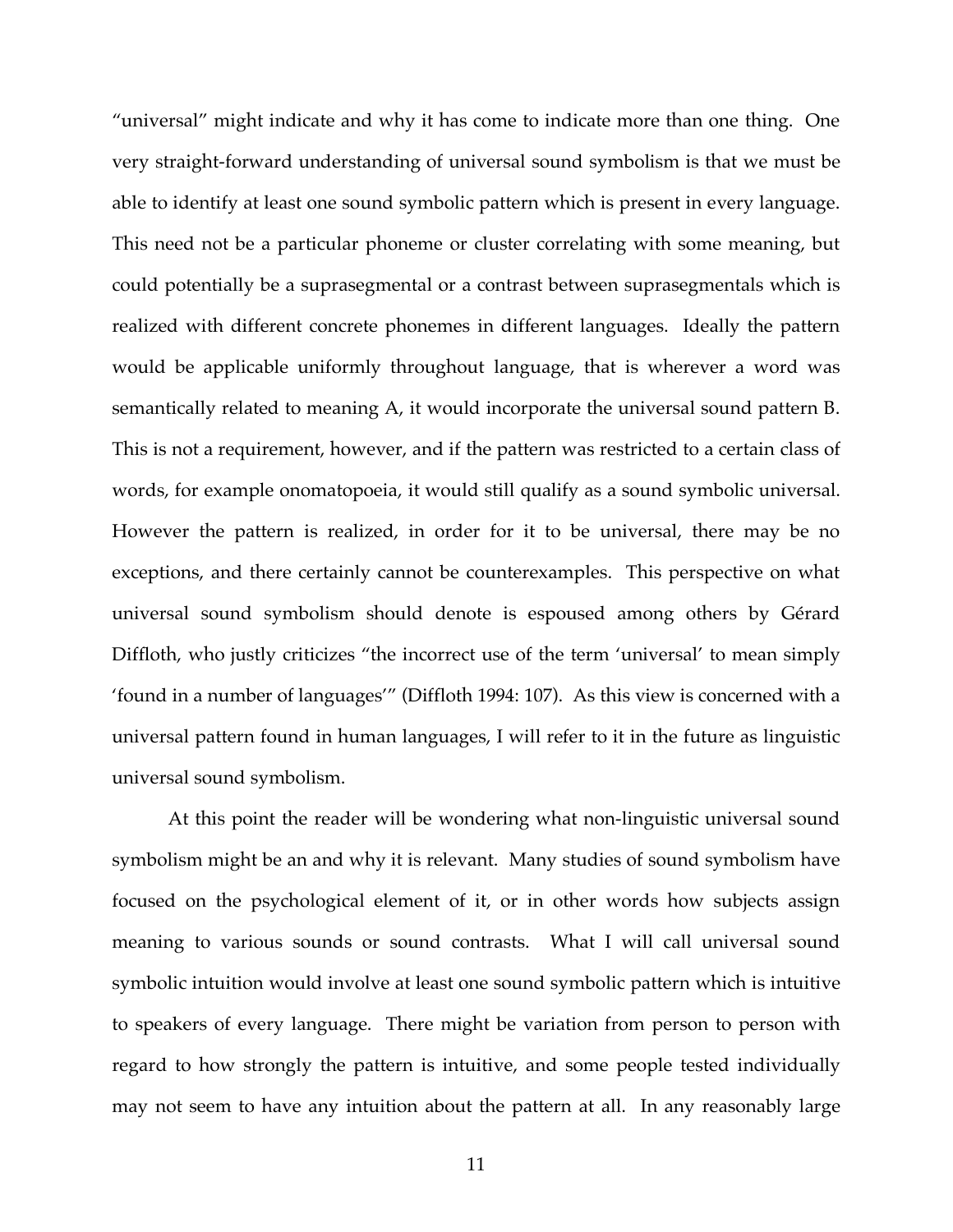"universal" might indicate and why it has come to indicate more than one thing. One very straight-forward understanding of universal sound symbolism is that we must be able to identify at least one sound symbolic pattern which is present in every language. This need not be a particular phoneme or cluster correlating with some meaning, but could potentially be a suprasegmental or a contrast between suprasegmentals which is realized with different concrete phonemes in different languages. Ideally the pattern would be applicable uniformly throughout language, that is wherever a word was semantically related to meaning A, it would incorporate the universal sound pattern B. This is not a requirement, however, and if the pattern was restricted to a certain class of words, for example onomatopoeia, it would still qualify as a sound symbolic universal. However the pattern is realized, in order for it to be universal, there may be no exceptions, and there certainly cannot be counterexamples. This perspective on what universal sound symbolism should denote is espoused among others by Gérard Diffloth, who justly criticizes "the incorrect use of the term 'universal' to mean simply 'found in a number of languages'" (Diffloth 1994: 107). As this view is concerned with a universal pattern found in human languages, I will refer to it in the future as linguistic universal sound symbolism.

At this point the reader will be wondering what non-linguistic universal sound symbolism might be an and why it is relevant. Many studies of sound symbolism have focused on the psychological element of it, or in other words how subjects assign meaning to various sounds or sound contrasts. What I will call universal sound symbolic intuition would involve at least one sound symbolic pattern which is intuitive to speakers of every language. There might be variation from person to person with regard to how strongly the pattern is intuitive, and some people tested individually may not seem to have any intuition about the pattern at all. In any reasonably large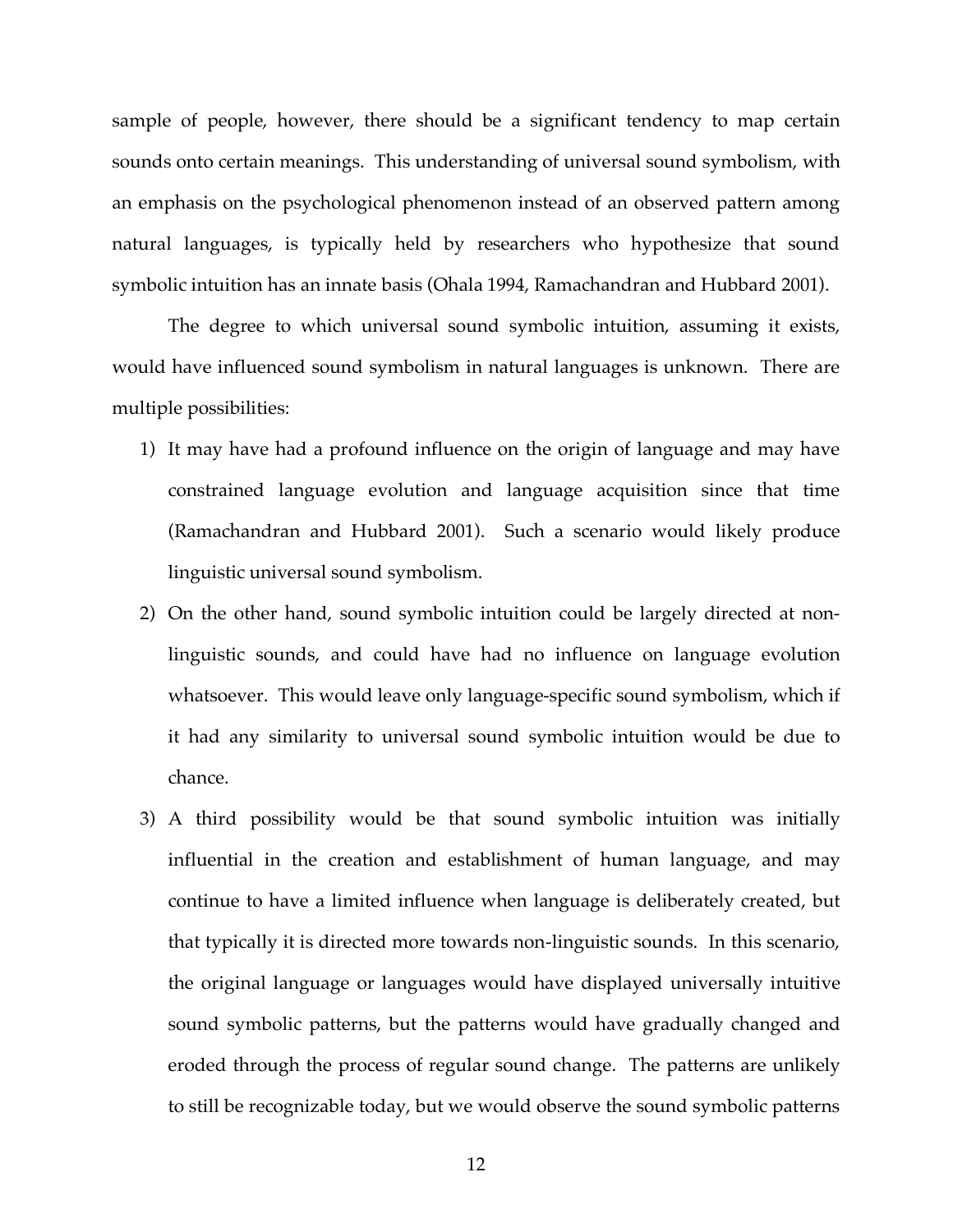sample of people, however, there should be a significant tendency to map certain sounds onto certain meanings. This understanding of universal sound symbolism, with an emphasis on the psychological phenomenon instead of an observed pattern among natural languages, is typically held by researchers who hypothesize that sound symbolic intuition has an innate basis (Ohala 1994, Ramachandran and Hubbard 2001).

The degree to which universal sound symbolic intuition, assuming it exists, would have influenced sound symbolism in natural languages is unknown. There are multiple possibilities:

1) It may have had a profound influence on the origin of language and may have constrained language evolution and language acquisition since that time (Ramachandran and Hubbard 2001). Such a scenario would likely produce linguistic universal sound symbolism.
2) On the other hand, sound symbolic intuition could be largely directed at non-linguistic sounds, and could have had no influence on language evolution whatsoever. This would leave only language-specific sound symbolism, which if it had any similarity to universal sound symbolic intuition would be due to chance.
3) A third possibility would be that sound symbolic intuition was initially influential in the creation and establishment of human language, and may continue to have a limited influence when language is deliberately created, but that typically it is directed more towards non-linguistic sounds. In this scenario, the original language or languages would have displayed universally intuitive sound symbolic patterns, but the patterns would have gradually changed and eroded through the process of regular sound change. The patterns are unlikely to still be recognizable today, but we would observe the sound symbolic patterns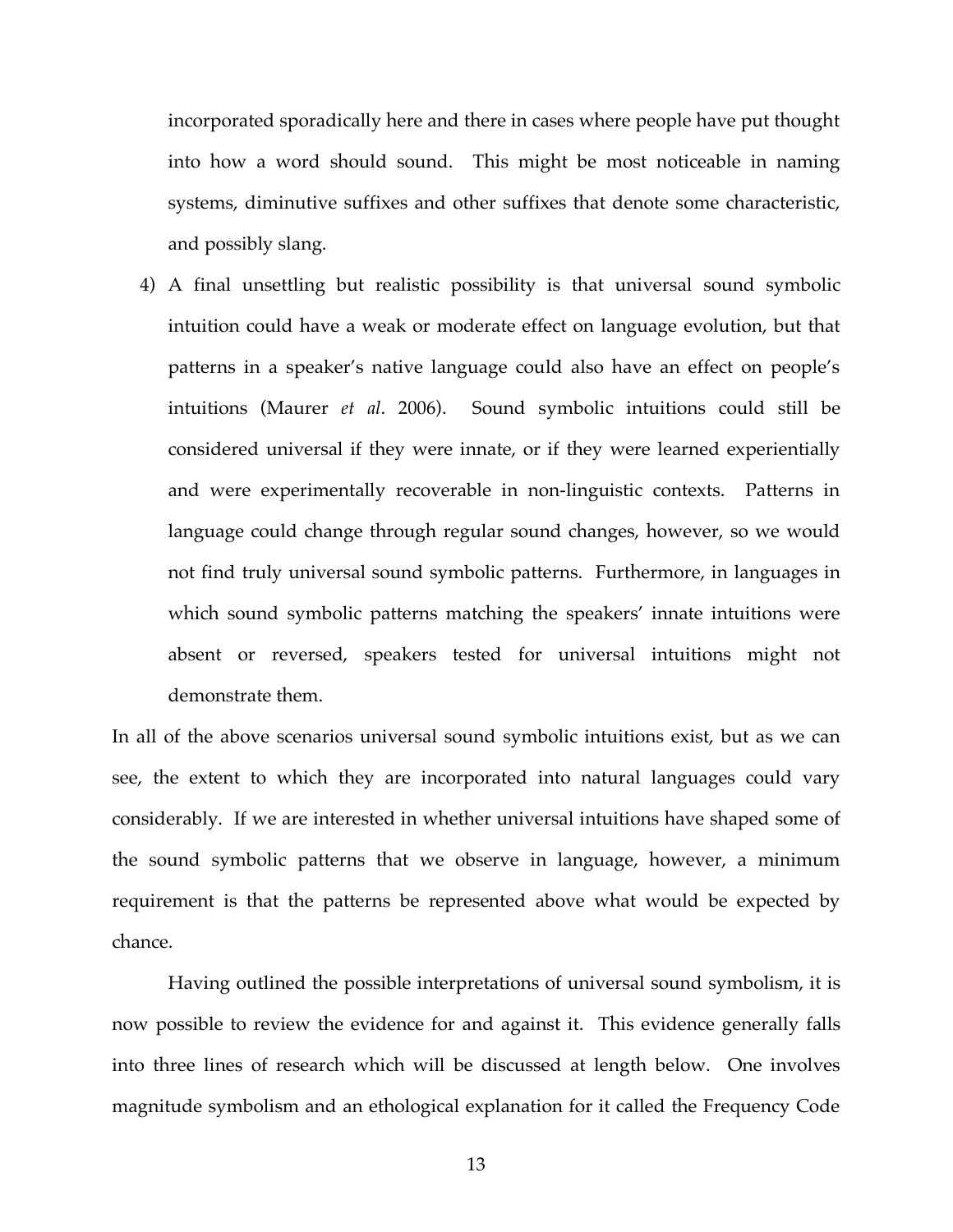incorporated sporadically here and there in cases where people have put thought into how a word should sound. This might be most noticeable in naming systems, diminutive suffixes and other suffixes that denote some characteristic, and possibly slang.

4) A final unsettling but realistic possibility is that universal sound symbolic intuition could have a weak or moderate effect on language evolution, but that patterns in a speaker's native language could also have an effect on people's intuitions (Maurer *et al*. 2006). Sound symbolic intuitions could still be considered universal if they were innate, or if they were learned experientially and were experimentally recoverable in non-linguistic contexts. Patterns in language could change through regular sound changes, however, so we would not find truly universal sound symbolic patterns. Furthermore, in languages in which sound symbolic patterns matching the speakers' innate intuitions were absent or reversed, speakers tested for universal intuitions might not demonstrate them.

In all of the above scenarios universal sound symbolic intuitions exist, but as we can see, the extent to which they are incorporated into natural languages could vary considerably. If we are interested in whether universal intuitions have shaped some of the sound symbolic patterns that we observe in language, however, a minimum requirement is that the patterns be represented above what would be expected by chance.

Having outlined the possible interpretations of universal sound symbolism, it is now possible to review the evidence for and against it. This evidence generally falls into three lines of research which will be discussed at length below. One involves magnitude symbolism and an ethological explanation for it called the Frequency Code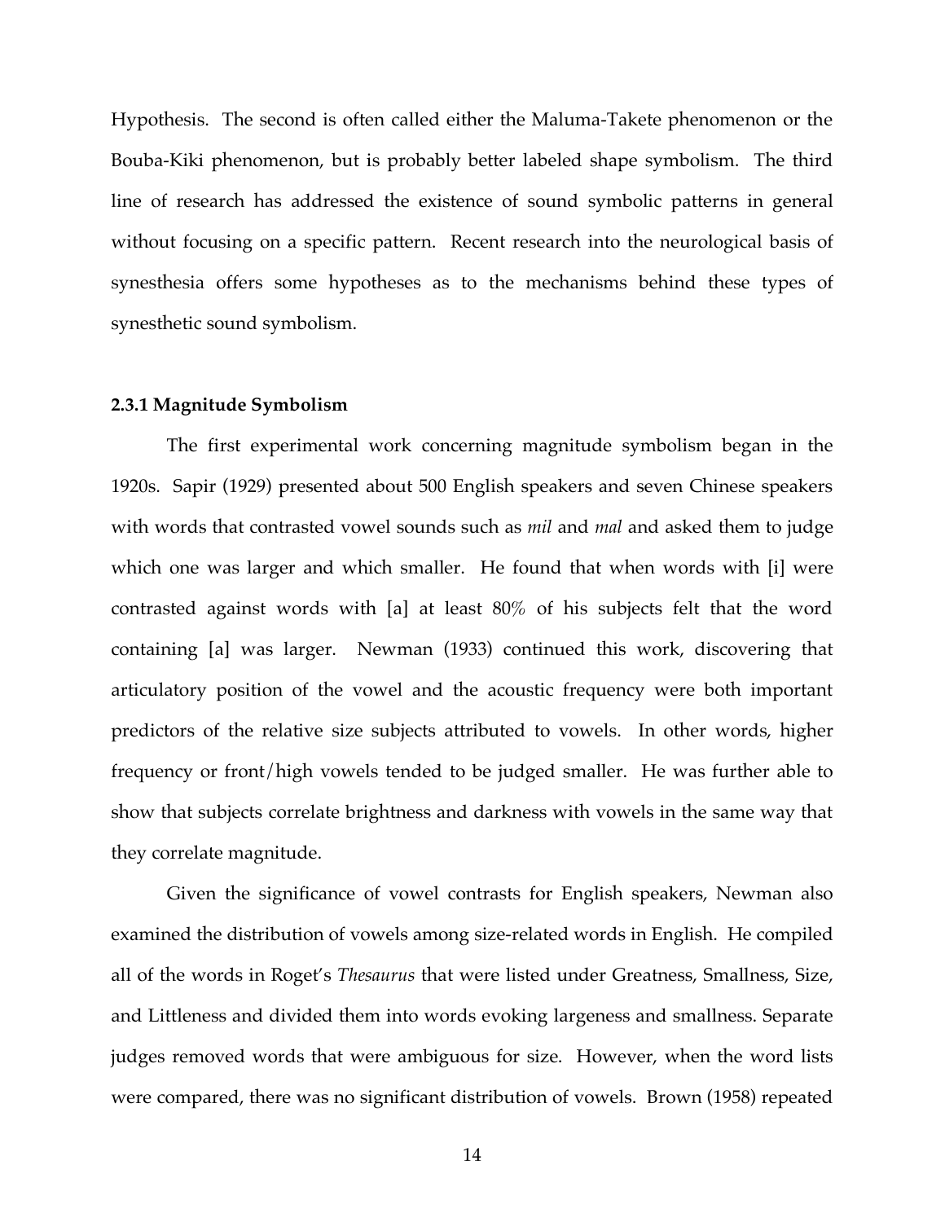Hypothesis. The second is often called either the Maluma-Takete phenomenon or the Bouba-Kiki phenomenon, but is probably better labeled shape symbolism. The third line of research has addressed the existence of sound symbolic patterns in general without focusing on a specific pattern. Recent research into the neurological basis of synesthesia offers some hypotheses as to the mechanisms behind these types of synesthetic sound symbolism.

### 2.3.1 Magnitude Symbolism

The first experimental work concerning magnitude symbolism began in the 1920s. Sapir (1929) presented about 500 English speakers and seven Chinese speakers with words that contrasted vowel sounds such as *mil* and *mal* and asked them to judge which one was larger and which smaller. He found that when words with [i] were contrasted against words with [a] at least 80% of his subjects felt that the word containing [a] was larger. Newman (1933) continued this work, discovering that articulatory position of the vowel and the acoustic frequency were both important predictors of the relative size subjects attributed to vowels. In other words, higher frequency or front/high vowels tended to be judged smaller. He was further able to show that subjects correlate brightness and darkness with vowels in the same way that they correlate magnitude.

Given the significance of vowel contrasts for English speakers, Newman also examined the distribution of vowels among size-related words in English. He compiled all of the words in Roget's *Thesaurus* that were listed under Greatness, Smallness, Size, and Littleness and divided them into words evoking largeness and smallness. Separate judges removed words that were ambiguous for size. However, when the word lists were compared, there was no significant distribution of vowels. Brown (1958) repeated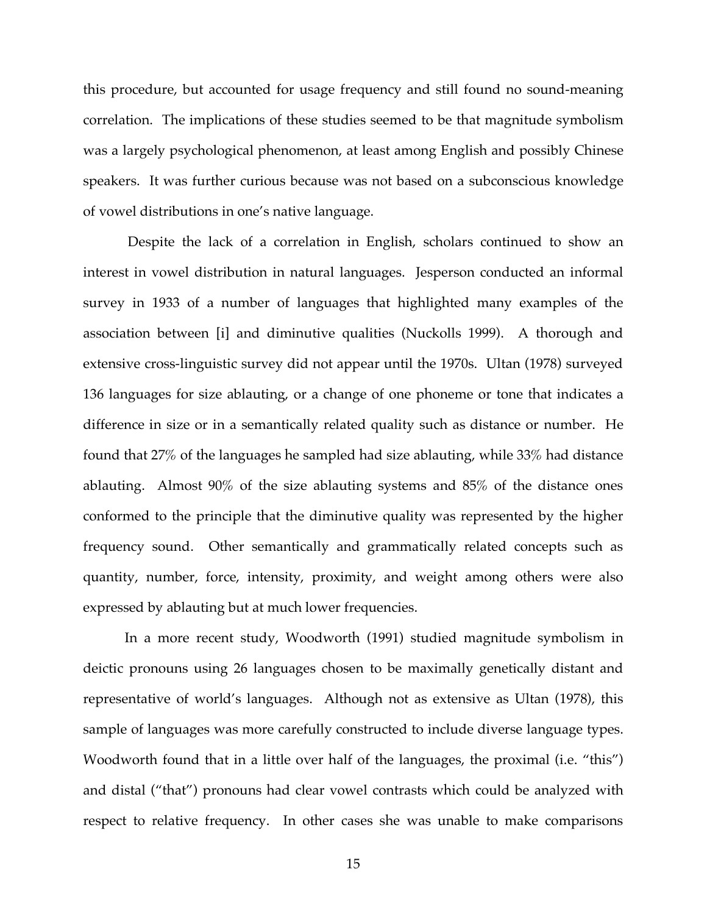this procedure, but accounted for usage frequency and still found no sound-meaning correlation. The implications of these studies seemed to be that magnitude symbolism was a largely psychological phenomenon, at least among English and possibly Chinese speakers. It was further curious because was not based on a subconscious knowledge of vowel distributions in one's native language.

Despite the lack of a correlation in English, scholars continued to show an interest in vowel distribution in natural languages. Jesperson conducted an informal survey in 1933 of a number of languages that highlighted many examples of the association between [i] and diminutive qualities (Nuckolls 1999). A thorough and extensive cross-linguistic survey did not appear until the 1970s. Ultan (1978) surveyed 136 languages for size ablauting, or a change of one phoneme or tone that indicates a difference in size or in a semantically related quality such as distance or number. He found that 27% of the languages he sampled had size ablauting, while 33% had distance ablauting. Almost 90% of the size ablauting systems and 85% of the distance ones conformed to the principle that the diminutive quality was represented by the higher frequency sound. Other semantically and grammatically related concepts such as quantity, number, force, intensity, proximity, and weight among others were also expressed by ablauting but at much lower frequencies.

In a more recent study, Woodworth (1991) studied magnitude symbolism in deictic pronouns using 26 languages chosen to be maximally genetically distant and representative of world's languages. Although not as extensive as Ultan (1978), this sample of languages was more carefully constructed to include diverse language types. Woodworth found that in a little over half of the languages, the proximal (i.e. "this") and distal ("that") pronouns had clear vowel contrasts which could be analyzed with respect to relative frequency. In other cases she was unable to make comparisons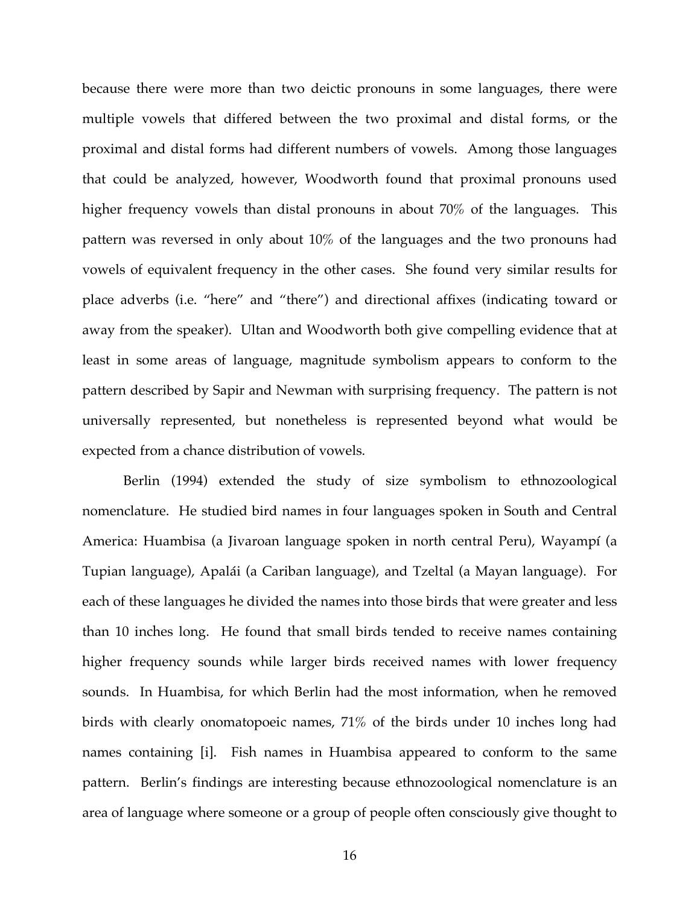because there were more than two deictic pronouns in some languages, there were multiple vowels that differed between the two proximal and distal forms, or the proximal and distal forms had different numbers of vowels. Among those languages that could be analyzed, however, Woodworth found that proximal pronouns used higher frequency vowels than distal pronouns in about 70% of the languages. This pattern was reversed in only about 10% of the languages and the two pronouns had vowels of equivalent frequency in the other cases. She found very similar results for place adverbs (i.e. "here" and "there") and directional affixes (indicating toward or away from the speaker). Ultan and Woodworth both give compelling evidence that at least in some areas of language, magnitude symbolism appears to conform to the pattern described by Sapir and Newman with surprising frequency. The pattern is not universally represented, but nonetheless is represented beyond what would be expected from a chance distribution of vowels.

Berlin (1994) extended the study of size symbolism to ethnozoological nomenclature. He studied bird names in four languages spoken in South and Central America: Huambisa (a Jivaroan language spoken in north central Peru), Wayampí (a Tupian language), Apalái (a Cariban language), and Tzeltal (a Mayan language). For each of these languages he divided the names into those birds that were greater and less than 10 inches long. He found that small birds tended to receive names containing higher frequency sounds while larger birds received names with lower frequency sounds. In Huambisa, for which Berlin had the most information, when he removed birds with clearly onomatopoeic names, 71% of the birds under 10 inches long had names containing [i]. Fish names in Huambisa appeared to conform to the same pattern. Berlin's findings are interesting because ethnozoological nomenclature is an area of language where someone or a group of people often consciously give thought to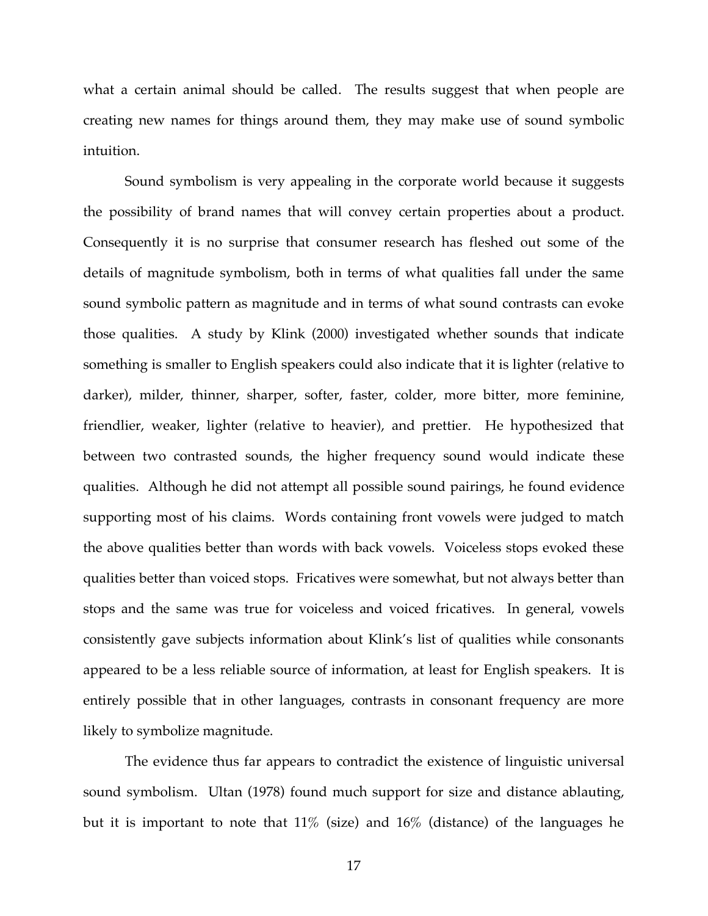what a certain animal should be called. The results suggest that when people are creating new names for things around them, they may make use of sound symbolic intuition.

Sound symbolism is very appealing in the corporate world because it suggests the possibility of brand names that will convey certain properties about a product. Consequently it is no surprise that consumer research has fleshed out some of the details of magnitude symbolism, both in terms of what qualities fall under the same sound symbolic pattern as magnitude and in terms of what sound contrasts can evoke those qualities. A study by Klink (2000) investigated whether sounds that indicate something is smaller to English speakers could also indicate that it is lighter (relative to darker), milder, thinner, sharper, softer, faster, colder, more bitter, more feminine, friendlier, weaker, lighter (relative to heavier), and prettier. He hypothesized that between two contrasted sounds, the higher frequency sound would indicate these qualities. Although he did not attempt all possible sound pairings, he found evidence supporting most of his claims. Words containing front vowels were judged to match the above qualities better than words with back vowels. Voiceless stops evoked these qualities better than voiced stops. Fricatives were somewhat, but not always better than stops and the same was true for voiceless and voiced fricatives. In general, vowels consistently gave subjects information about Klink's list of qualities while consonants appeared to be a less reliable source of information, at least for English speakers. It is entirely possible that in other languages, contrasts in consonant frequency are more likely to symbolize magnitude.

The evidence thus far appears to contradict the existence of linguistic universal sound symbolism. Ultan (1978) found much support for size and distance ablauting, but it is important to note that 11% (size) and 16% (distance) of the languages he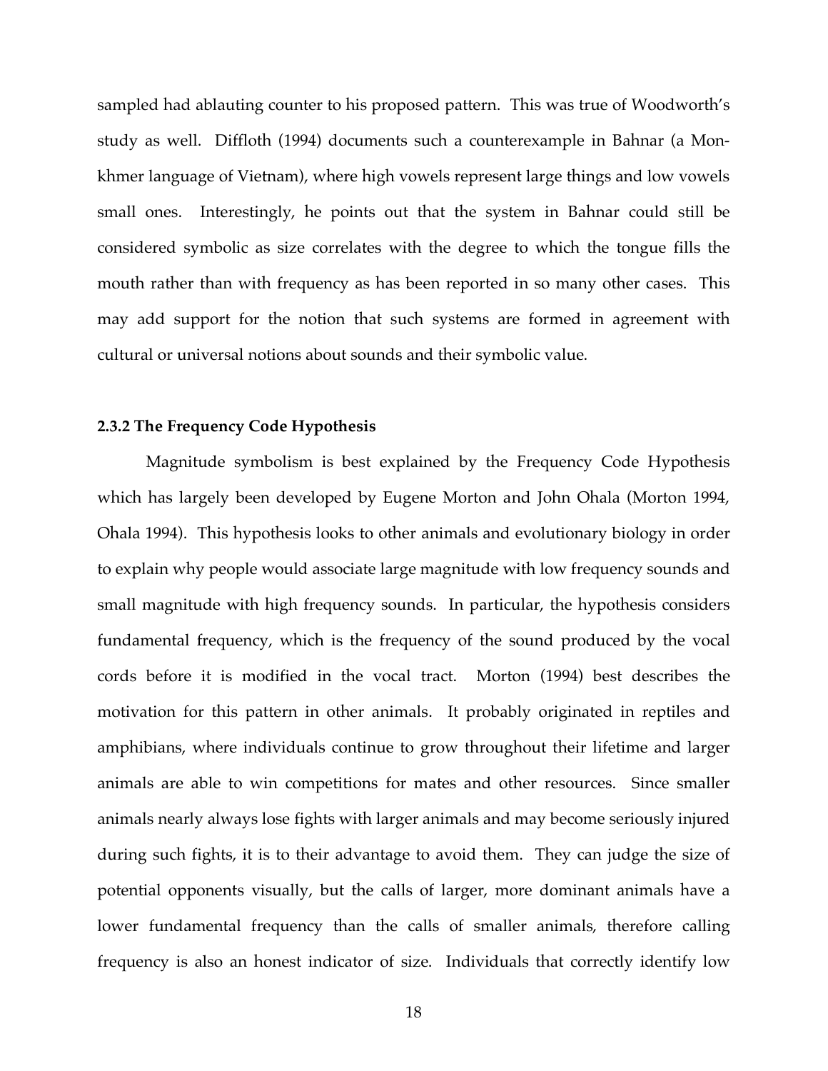sampled had ablauting counter to his proposed pattern. This was true of Woodworth's study as well. Diffloth (1994) documents such a counterexample in Bahnar (a Mon-khmer language of Vietnam), where high vowels represent large things and low vowels small ones. Interestingly, he points out that the system in Bahnar could still be considered symbolic as size correlates with the degree to which the tongue fills the mouth rather than with frequency as has been reported in so many other cases. This may add support for the notion that such systems are formed in agreement with cultural or universal notions about sounds and their symbolic value.

### 2.3.2 The Frequency Code Hypothesis

Magnitude symbolism is best explained by the Frequency Code Hypothesis which has largely been developed by Eugene Morton and John Ohala (Morton 1994, Ohala 1994). This hypothesis looks to other animals and evolutionary biology in order to explain why people would associate large magnitude with low frequency sounds and small magnitude with high frequency sounds. In particular, the hypothesis considers fundamental frequency, which is the frequency of the sound produced by the vocal cords before it is modified in the vocal tract. Morton (1994) best describes the motivation for this pattern in other animals. It probably originated in reptiles and amphibians, where individuals continue to grow throughout their lifetime and larger animals are able to win competitions for mates and other resources. Since smaller animals nearly always lose fights with larger animals and may become seriously injured during such fights, it is to their advantage to avoid them. They can judge the size of potential opponents visually, but the calls of larger, more dominant animals have a lower fundamental frequency than the calls of smaller animals, therefore calling frequency is also an honest indicator of size. Individuals that correctly identify low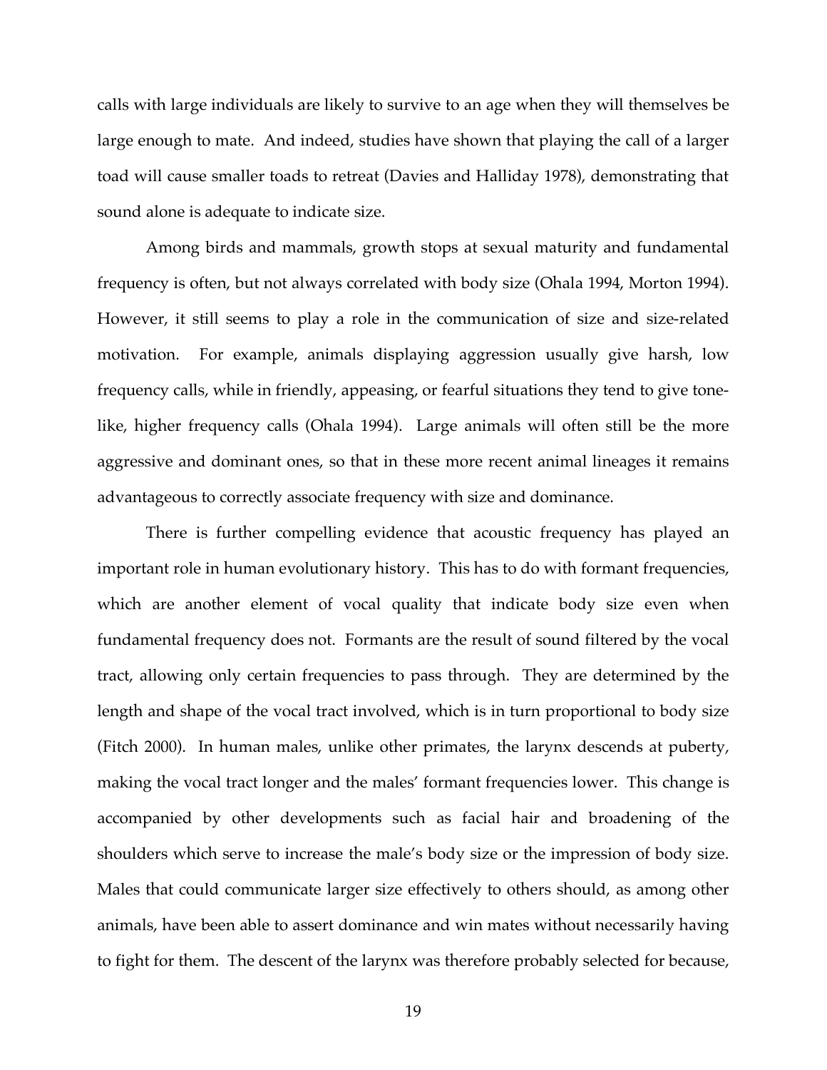calls with large individuals are likely to survive to an age when they will themselves be large enough to mate. And indeed, studies have shown that playing the call of a larger toad will cause smaller toads to retreat (Davies and Halliday 1978), demonstrating that sound alone is adequate to indicate size.

Among birds and mammals, growth stops at sexual maturity and fundamental frequency is often, but not always correlated with body size (Ohala 1994, Morton 1994). However, it still seems to play a role in the communication of size and size-related motivation. For example, animals displaying aggression usually give harsh, low frequency calls, while in friendly, appeasing, or fearful situations they tend to give tone-like, higher frequency calls (Ohala 1994). Large animals will often still be the more aggressive and dominant ones, so that in these more recent animal lineages it remains advantageous to correctly associate frequency with size and dominance.

There is further compelling evidence that acoustic frequency has played an important role in human evolutionary history. This has to do with formant frequencies, which are another element of vocal quality that indicate body size even when fundamental frequency does not. Formants are the result of sound filtered by the vocal tract, allowing only certain frequencies to pass through. They are determined by the length and shape of the vocal tract involved, which is in turn proportional to body size (Fitch 2000). In human males, unlike other primates, the larynx descends at puberty, making the vocal tract longer and the males' formant frequencies lower. This change is accompanied by other developments such as facial hair and broadening of the shoulders which serve to increase the male's body size or the impression of body size. Males that could communicate larger size effectively to others should, as among other animals, have been able to assert dominance and win mates without necessarily having to fight for them. The descent of the larynx was therefore probably selected for because,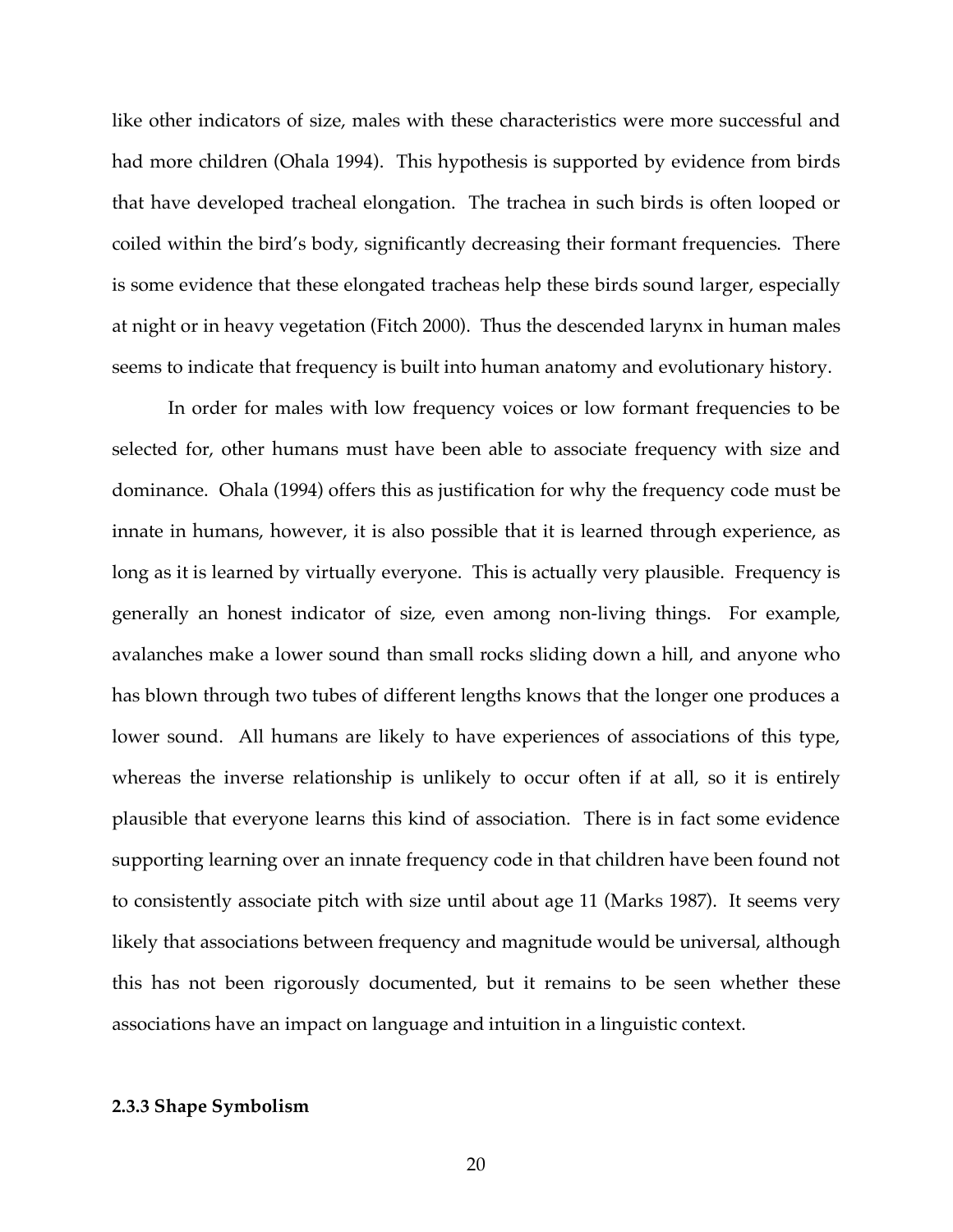like other indicators of size, males with these characteristics were more successful and had more children (Ohala 1994). This hypothesis is supported by evidence from birds that have developed tracheal elongation. The trachea in such birds is often looped or coiled within the bird's body, significantly decreasing their formant frequencies. There is some evidence that these elongated tracheas help these birds sound larger, especially at night or in heavy vegetation (Fitch 2000). Thus the descended larynx in human males seems to indicate that frequency is built into human anatomy and evolutionary history.

In order for males with low frequency voices or low formant frequencies to be selected for, other humans must have been able to associate frequency with size and dominance. Ohala (1994) offers this as justification for why the frequency code must be innate in humans, however, it is also possible that it is learned through experience, as long as it is learned by virtually everyone. This is actually very plausible. Frequency is generally an honest indicator of size, even among non-living things. For example, avalanches make a lower sound than small rocks sliding down a hill, and anyone who has blown through two tubes of different lengths knows that the longer one produces a lower sound. All humans are likely to have experiences of associations of this type, whereas the inverse relationship is unlikely to occur often if at all, so it is entirely plausible that everyone learns this kind of association. There is in fact some evidence supporting learning over an innate frequency code in that children have been found not to consistently associate pitch with size until about age 11 (Marks 1987). It seems very likely that associations between frequency and magnitude would be universal, although this has not been rigorously documented, but it remains to be seen whether these associations have an impact on language and intuition in a linguistic context.

### 2.3.3 Shape Symbolism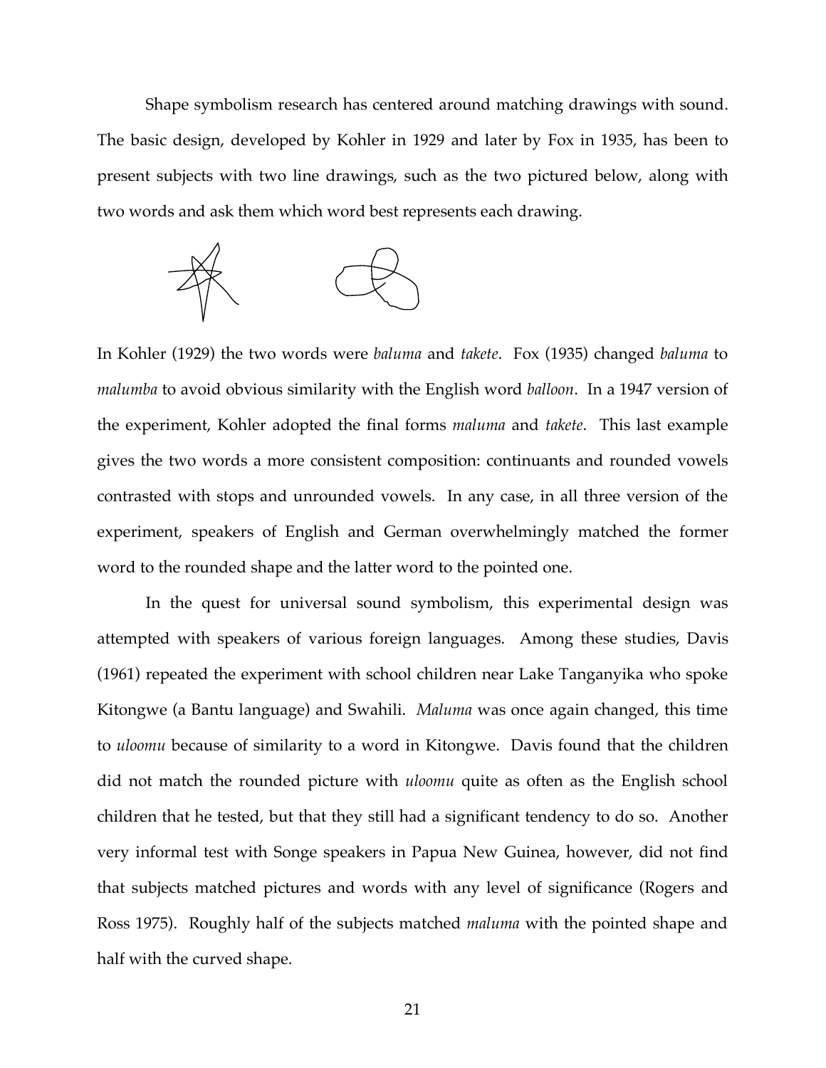Shape symbolism research has centered around matching drawings with sound. The basic design, developed by Kohler in 1929 and later by Fox in 1935, has been to present subjects with two line drawings, such as the two pictured below, along with two words and ask them which word best represents each drawing.

In Kohler (1929) the two words were *baluma* and *takete*. Fox (1935) changed *baluma* to *malumba* to avoid obvious similarity with the English word *balloon*. In a 1947 version of the experiment, Kohler adopted the final forms *maluma* and *takete*. This last example gives the two words a more consistent composition: continuants and rounded vowels contrasted with stops and unrounded vowels. In any case, in all three version of the experiment, speakers of English and German overwhelmingly matched the former word to the rounded shape and the latter word to the pointed one.

In the quest for universal sound symbolism, this experimental design was attempted with speakers of various foreign languages. Among these studies, Davis (1961) repeated the experiment with school children near Lake Tanganyika who spoke Kitongwe (a Bantu language) and Swahili. *Maluma* was once again changed, this time to *uloomu* because of similarity to a word in Kitongwe. Davis found that the children did not match the rounded picture with *uloomu* quite as often as the English school children that he tested, but that they still had a significant tendency to do so. Another very informal test with Songe speakers in Papua New Guinea, however, did not find that subjects matched pictures and words with any level of significance (Rogers and Ross 1975). Roughly half of the subjects matched *maluma* with the pointed shape and half with the curved shape.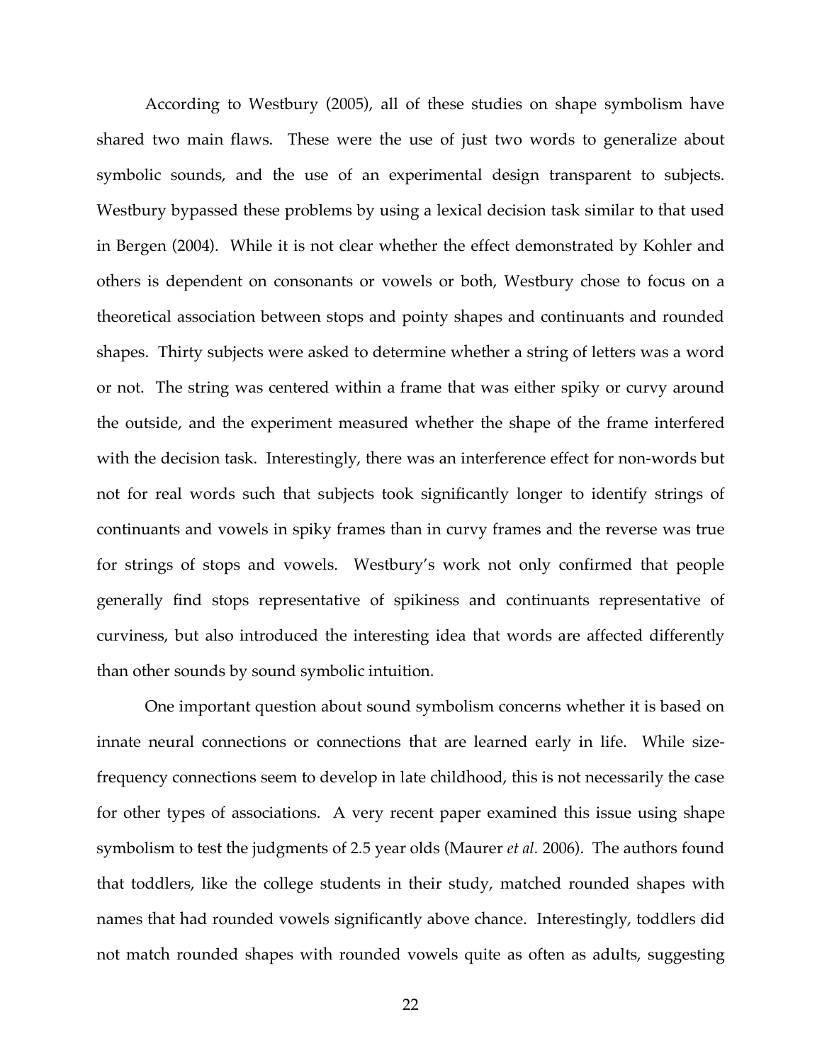According to Westbury (2005), all of these studies on shape symbolism have shared two main flaws. These were the use of just two words to generalize about symbolic sounds, and the use of an experimental design transparent to subjects. Westbury bypassed these problems by using a lexical decision task similar to that used in Bergen (2004). While it is not clear whether the effect demonstrated by Kohler and others is dependent on consonants or vowels or both, Westbury chose to focus on a theoretical association between stops and pointy shapes and continuants and rounded shapes. Thirty subjects were asked to determine whether a string of letters was a word or not. The string was centered within a frame that was either spiky or curvy around the outside, and the experiment measured whether the shape of the frame interfered with the decision task. Interestingly, there was an interference effect for non-words but not for real words such that subjects took significantly longer to identify strings of continuants and vowels in spiky frames than in curvy frames and the reverse was true for strings of stops and vowels. Westbury's work not only confirmed that people generally find stops representative of spikiness and continuants representative of curviness, but also introduced the interesting idea that words are affected differently than other sounds by sound symbolic intuition.

One important question about sound symbolism concerns whether it is based on innate neural connections or connections that are learned early in life. While size-frequency connections seem to develop in late childhood, this is not necessarily the case for other types of associations. A very recent paper examined this issue using shape symbolism to test the judgments of 2.5 year olds (Maurer *et al.* 2006). The authors found that toddlers, like the college students in their study, matched rounded shapes with names that had rounded vowels significantly above chance. Interestingly, toddlers did not match rounded shapes with rounded vowels quite as often as adults, suggesting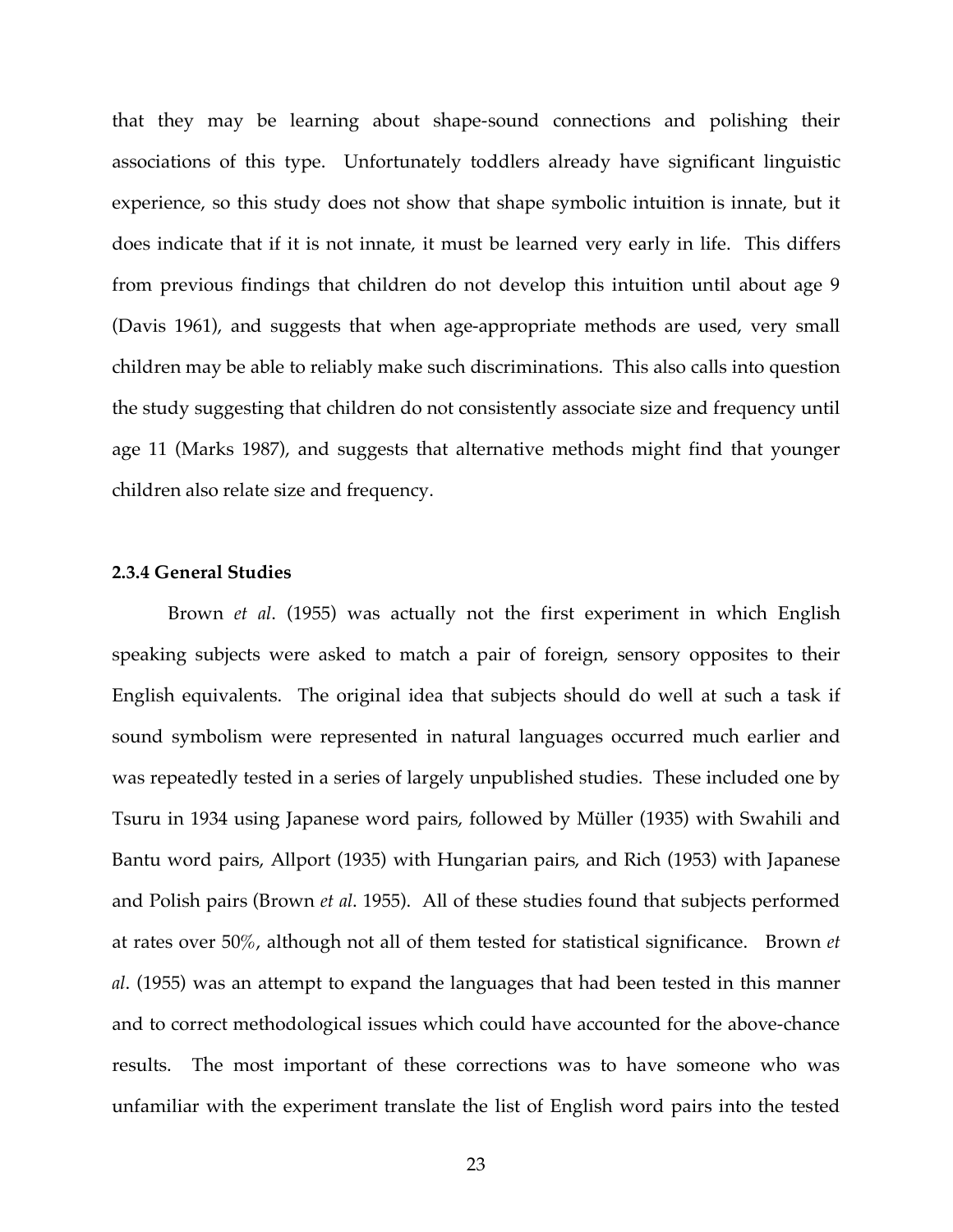that they may be learning about shape-sound connections and polishing their associations of this type. Unfortunately toddlers already have significant linguistic experience, so this study does not show that shape symbolic intuition is innate, but it does indicate that if it is not innate, it must be learned very early in life. This differs from previous findings that children do not develop this intuition until about age 9 (Davis 1961), and suggests that when age-appropriate methods are used, very small children may be able to reliably make such discriminations. This also calls into question the study suggesting that children do not consistently associate size and frequency until age 11 (Marks 1987), and suggests that alternative methods might find that younger children also relate size and frequency.

### 2.3.4 General Studies

Brown *et al*. (1955) was actually not the first experiment in which English speaking subjects were asked to match a pair of foreign, sensory opposites to their English equivalents. The original idea that subjects should do well at such a task if sound symbolism were represented in natural languages occurred much earlier and was repeatedly tested in a series of largely unpublished studies. These included one by Tsuru in 1934 using Japanese word pairs, followed by Müller (1935) with Swahili and Bantu word pairs, Allport (1935) with Hungarian pairs, and Rich (1953) with Japanese and Polish pairs (Brown *et al*. 1955). All of these studies found that subjects performed at rates over 50%, although not all of them tested for statistical significance. Brown *et al*. (1955) was an attempt to expand the languages that had been tested in this manner and to correct methodological issues which could have accounted for the above-chance results. The most important of these corrections was to have someone who was unfamiliar with the experiment translate the list of English word pairs into the tested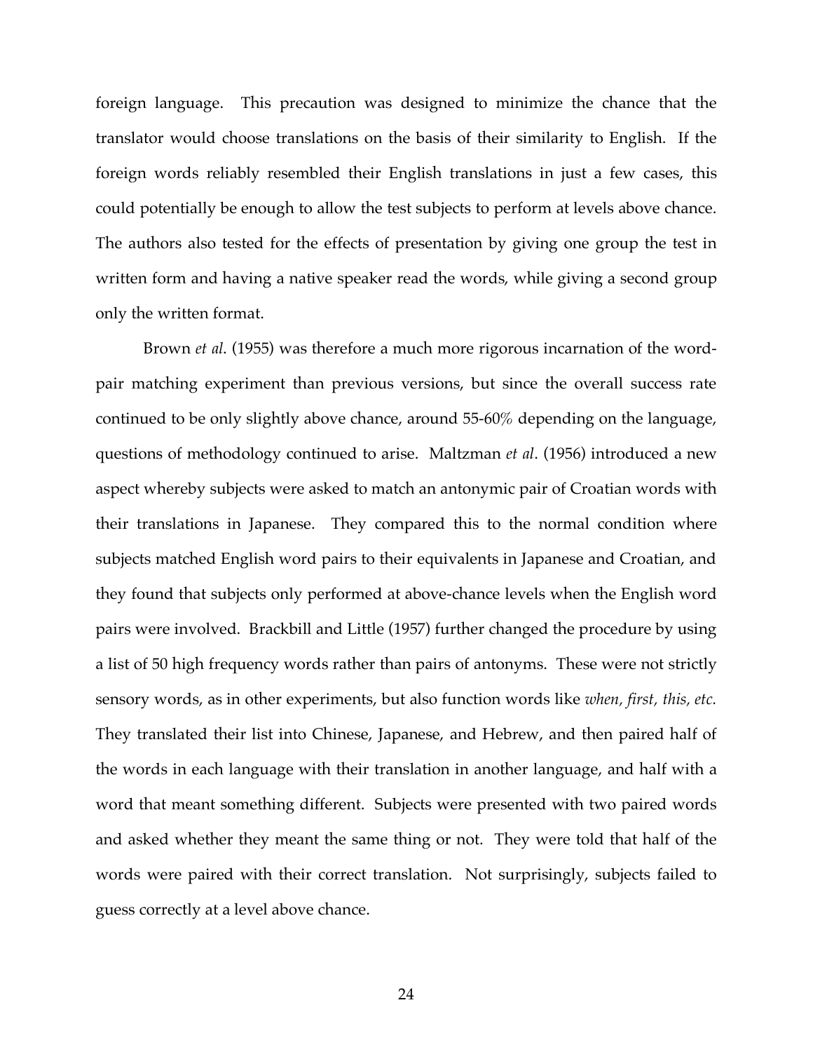foreign language. This precaution was designed to minimize the chance that the translator would choose translations on the basis of their similarity to English. If the foreign words reliably resembled their English translations in just a few cases, this could potentially be enough to allow the test subjects to perform at levels above chance. The authors also tested for the effects of presentation by giving one group the test in written form and having a native speaker read the words, while giving a second group only the written format.

Brown *et al*. (1955) was therefore a much more rigorous incarnation of the word-pair matching experiment than previous versions, but since the overall success rate continued to be only slightly above chance, around 55-60% depending on the language, questions of methodology continued to arise. Maltzman *et al*. (1956) introduced a new aspect whereby subjects were asked to match an antonymic pair of Croatian words with their translations in Japanese. They compared this to the normal condition where subjects matched English word pairs to their equivalents in Japanese and Croatian, and they found that subjects only performed at above-chance levels when the English word pairs were involved. Brackbill and Little (1957) further changed the procedure by using a list of 50 high frequency words rather than pairs of antonyms. These were not strictly sensory words, as in other experiments, but also function words like *when, first, this, etc.* They translated their list into Chinese, Japanese, and Hebrew, and then paired half of the words in each language with their translation in another language, and half with a word that meant something different. Subjects were presented with two paired words and asked whether they meant the same thing or not. They were told that half of the words were paired with their correct translation. Not surprisingly, subjects failed to guess correctly at a level above chance.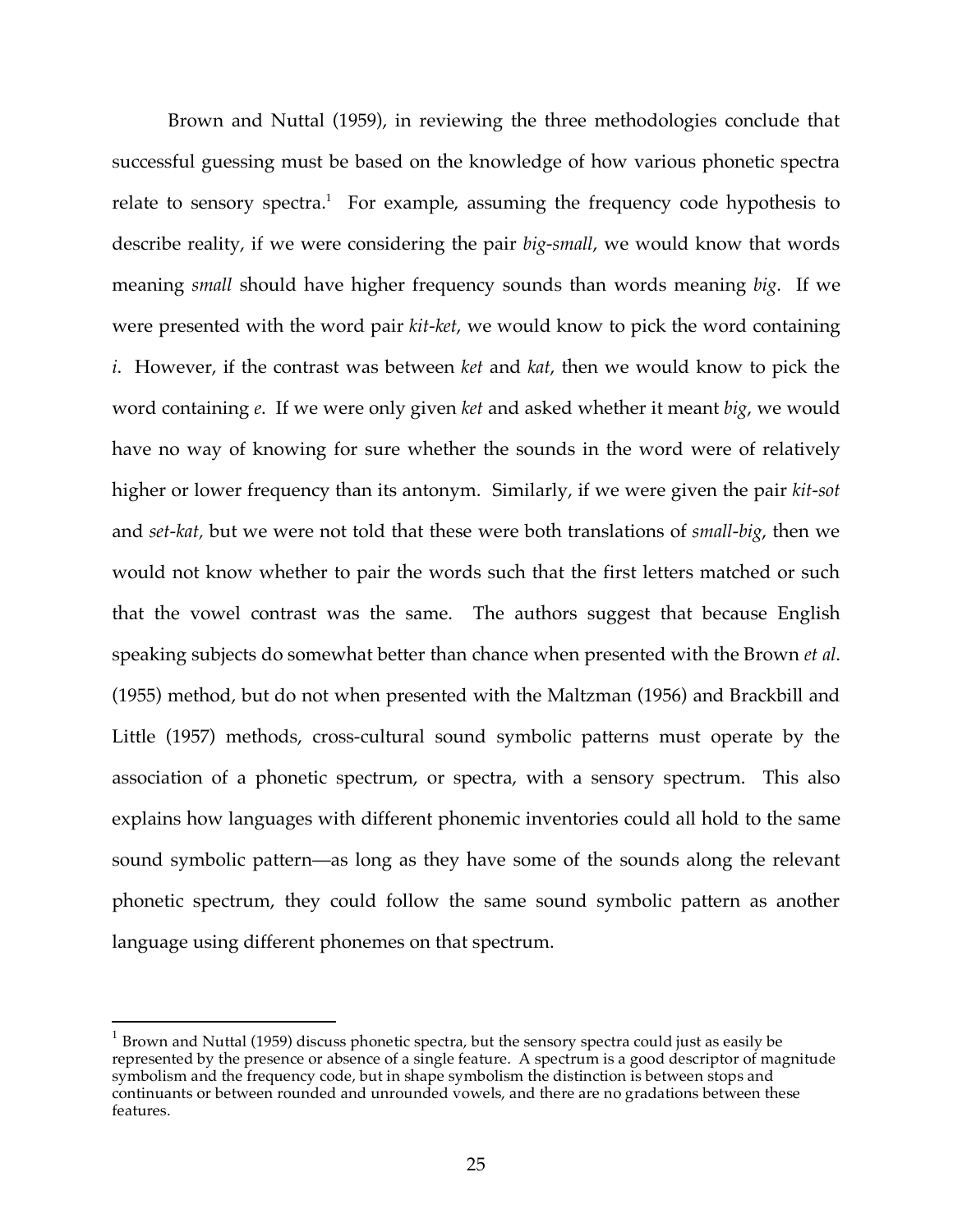Brown and Nuttal (1959), in reviewing the three methodologies conclude that successful guessing must be based on the knowledge of how various phonetic spectra relate to sensory spectra.[1] For example, assuming the frequency code hypothesis to describe reality, if we were considering the pair *big-small*, we would know that words meaning *small* should have higher frequency sounds than words meaning *big*. If we were presented with the word pair *kit-ket*, we would know to pick the word containing *i*. However, if the contrast was between *ket* and *kat*, then we would know to pick the word containing *e*. If we were only given *ket* and asked whether it meant *big*, we would have no way of knowing for sure whether the sounds in the word were of relatively higher or lower frequency than its antonym. Similarly, if we were given the pair *kit-sot* and *set-kat,* but we were not told that these were both translations of *small-big*, then we would not know whether to pair the words such that the first letters matched or such that the vowel contrast was the same. The authors suggest that because English speaking subjects do somewhat better than chance when presented with the Brown *et al*. (1955) method, but do not when presented with the Maltzman (1956) and Brackbill and Little (1957) methods, cross-cultural sound symbolic patterns must operate by the association of a phonetic spectrum, or spectra, with a sensory spectrum. This also explains how languages with different phonemic inventories could all hold to the same sound symbolic pattern—as long as they have some of the sounds along the relevant phonetic spectrum, they could follow the same sound symbolic pattern as another language using different phonemes on that spectrum.

[1] Brown and Nuttal (1959) discuss phonetic spectra, but the sensory spectra could just as easily be represented by the presence or absence of a single feature. A spectrum is a good descriptor of magnitude symbolism and the frequency code, but in shape symbolism the distinction is between stops and continuants or between rounded and unrounded vowels, and there are no gradations between these features.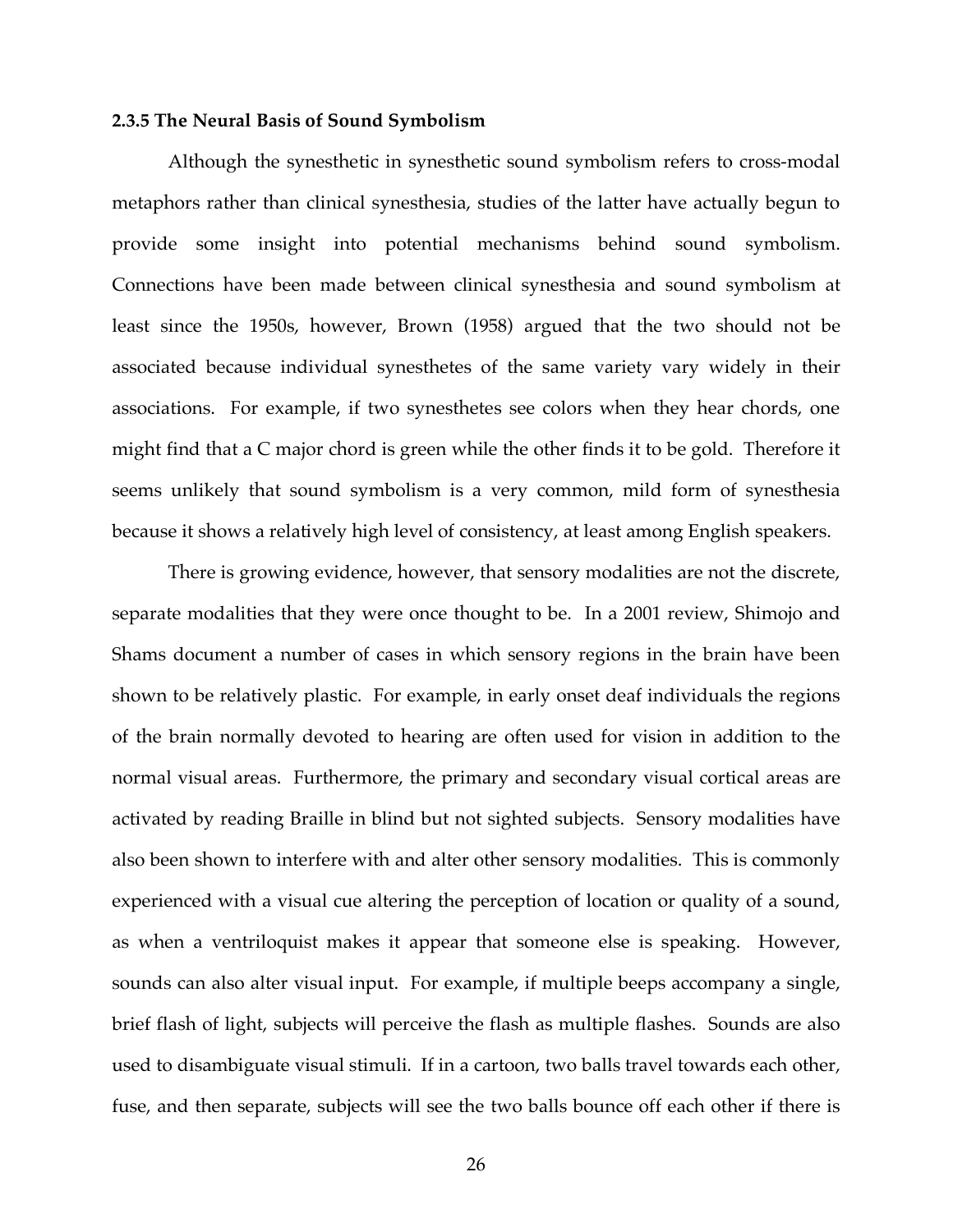### 2.3.5 The Neural Basis of Sound Symbolism

Although the synesthetic in synesthetic sound symbolism refers to cross-modal metaphors rather than clinical synesthesia, studies of the latter have actually begun to provide some insight into potential mechanisms behind sound symbolism. Connections have been made between clinical synesthesia and sound symbolism at least since the 1950s, however, Brown (1958) argued that the two should not be associated because individual synesthetes of the same variety vary widely in their associations. For example, if two synesthetes see colors when they hear chords, one might find that a C major chord is green while the other finds it to be gold. Therefore it seems unlikely that sound symbolism is a very common, mild form of synesthesia because it shows a relatively high level of consistency, at least among English speakers.

There is growing evidence, however, that sensory modalities are not the discrete, separate modalities that they were once thought to be. In a 2001 review, Shimojo and Shams document a number of cases in which sensory regions in the brain have been shown to be relatively plastic. For example, in early onset deaf individuals the regions of the brain normally devoted to hearing are often used for vision in addition to the normal visual areas. Furthermore, the primary and secondary visual cortical areas are activated by reading Braille in blind but not sighted subjects. Sensory modalities have also been shown to interfere with and alter other sensory modalities. This is commonly experienced with a visual cue altering the perception of location or quality of a sound, as when a ventriloquist makes it appear that someone else is speaking. However, sounds can also alter visual input. For example, if multiple beeps accompany a single, brief flash of light, subjects will perceive the flash as multiple flashes. Sounds are also used to disambiguate visual stimuli. If in a cartoon, two balls travel towards each other, fuse, and then separate, subjects will see the two balls bounce off each other if there is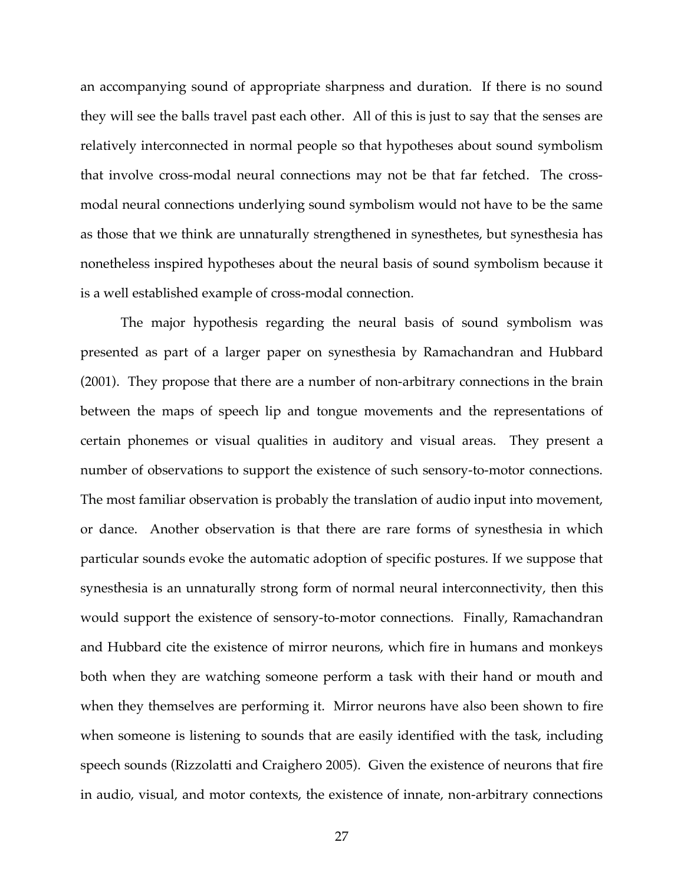an accompanying sound of appropriate sharpness and duration. If there is no sound they will see the balls travel past each other. All of this is just to say that the senses are relatively interconnected in normal people so that hypotheses about sound symbolism that involve cross-modal neural connections may not be that far fetched. The cross-modal neural connections underlying sound symbolism would not have to be the same as those that we think are unnaturally strengthened in synesthetes, but synesthesia has nonetheless inspired hypotheses about the neural basis of sound symbolism because it is a well established example of cross-modal connection.

The major hypothesis regarding the neural basis of sound symbolism was presented as part of a larger paper on synesthesia by Ramachandran and Hubbard (2001). They propose that there are a number of non-arbitrary connections in the brain between the maps of speech lip and tongue movements and the representations of certain phonemes or visual qualities in auditory and visual areas. They present a number of observations to support the existence of such sensory-to-motor connections. The most familiar observation is probably the translation of audio input into movement, or dance. Another observation is that there are rare forms of synesthesia in which particular sounds evoke the automatic adoption of specific postures. If we suppose that synesthesia is an unnaturally strong form of normal neural interconnectivity, then this would support the existence of sensory-to-motor connections. Finally, Ramachandran and Hubbard cite the existence of mirror neurons, which fire in humans and monkeys both when they are watching someone perform a task with their hand or mouth and when they themselves are performing it. Mirror neurons have also been shown to fire when someone is listening to sounds that are easily identified with the task, including speech sounds (Rizzolatti and Craighero 2005). Given the existence of neurons that fire in audio, visual, and motor contexts, the existence of innate, non-arbitrary connections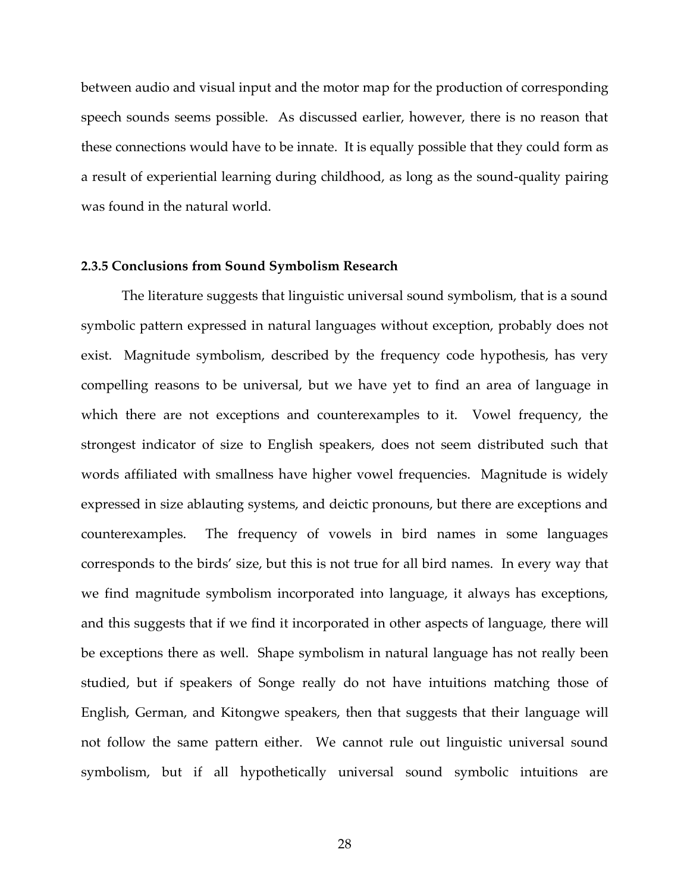between audio and visual input and the motor map for the production of corresponding speech sounds seems possible. As discussed earlier, however, there is no reason that these connections would have to be innate. It is equally possible that they could form as a result of experiential learning during childhood, as long as the sound-quality pairing was found in the natural world.

### 2.3.5 Conclusions from Sound Symbolism Research

The literature suggests that linguistic universal sound symbolism, that is a sound symbolic pattern expressed in natural languages without exception, probably does not exist. Magnitude symbolism, described by the frequency code hypothesis, has very compelling reasons to be universal, but we have yet to find an area of language in which there are not exceptions and counterexamples to it. Vowel frequency, the strongest indicator of size to English speakers, does not seem distributed such that words affiliated with smallness have higher vowel frequencies. Magnitude is widely expressed in size ablauting systems, and deictic pronouns, but there are exceptions and counterexamples. The frequency of vowels in bird names in some languages corresponds to the birds' size, but this is not true for all bird names. In every way that we find magnitude symbolism incorporated into language, it always has exceptions, and this suggests that if we find it incorporated in other aspects of language, there will be exceptions there as well. Shape symbolism in natural language has not really been studied, but if speakers of Songe really do not have intuitions matching those of English, German, and Kitongwe speakers, then that suggests that their language will not follow the same pattern either. We cannot rule out linguistic universal sound symbolism, but if all hypothetically universal sound symbolic intuitions are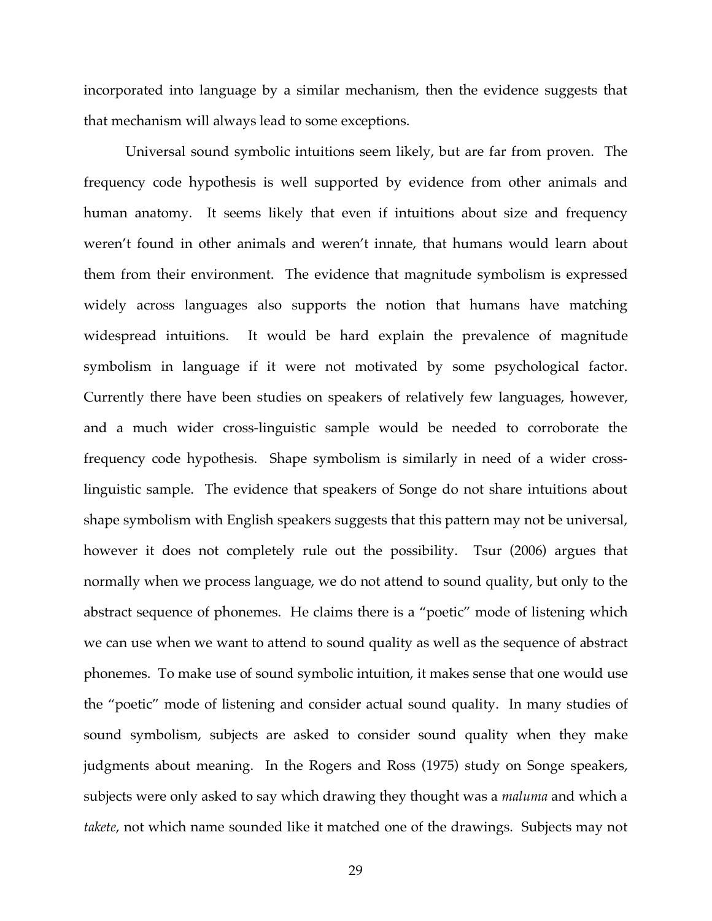incorporated into language by a similar mechanism, then the evidence suggests that that mechanism will always lead to some exceptions.

Universal sound symbolic intuitions seem likely, but are far from proven. The frequency code hypothesis is well supported by evidence from other animals and human anatomy. It seems likely that even if intuitions about size and frequency weren't found in other animals and weren't innate, that humans would learn about them from their environment. The evidence that magnitude symbolism is expressed widely across languages also supports the notion that humans have matching widespread intuitions. It would be hard explain the prevalence of magnitude symbolism in language if it were not motivated by some psychological factor. Currently there have been studies on speakers of relatively few languages, however, and a much wider cross-linguistic sample would be needed to corroborate the frequency code hypothesis. Shape symbolism is similarly in need of a wider cross-linguistic sample. The evidence that speakers of Songe do not share intuitions about shape symbolism with English speakers suggests that this pattern may not be universal, however it does not completely rule out the possibility. Tsur (2006) argues that normally when we process language, we do not attend to sound quality, but only to the abstract sequence of phonemes. He claims there is a "poetic" mode of listening which we can use when we want to attend to sound quality as well as the sequence of abstract phonemes. To make use of sound symbolic intuition, it makes sense that one would use the "poetic" mode of listening and consider actual sound quality. In many studies of sound symbolism, subjects are asked to consider sound quality when they make judgments about meaning. In the Rogers and Ross (1975) study on Songe speakers, subjects were only asked to say which drawing they thought was a *maluma* and which a *takete*, not which name sounded like it matched one of the drawings. Subjects may not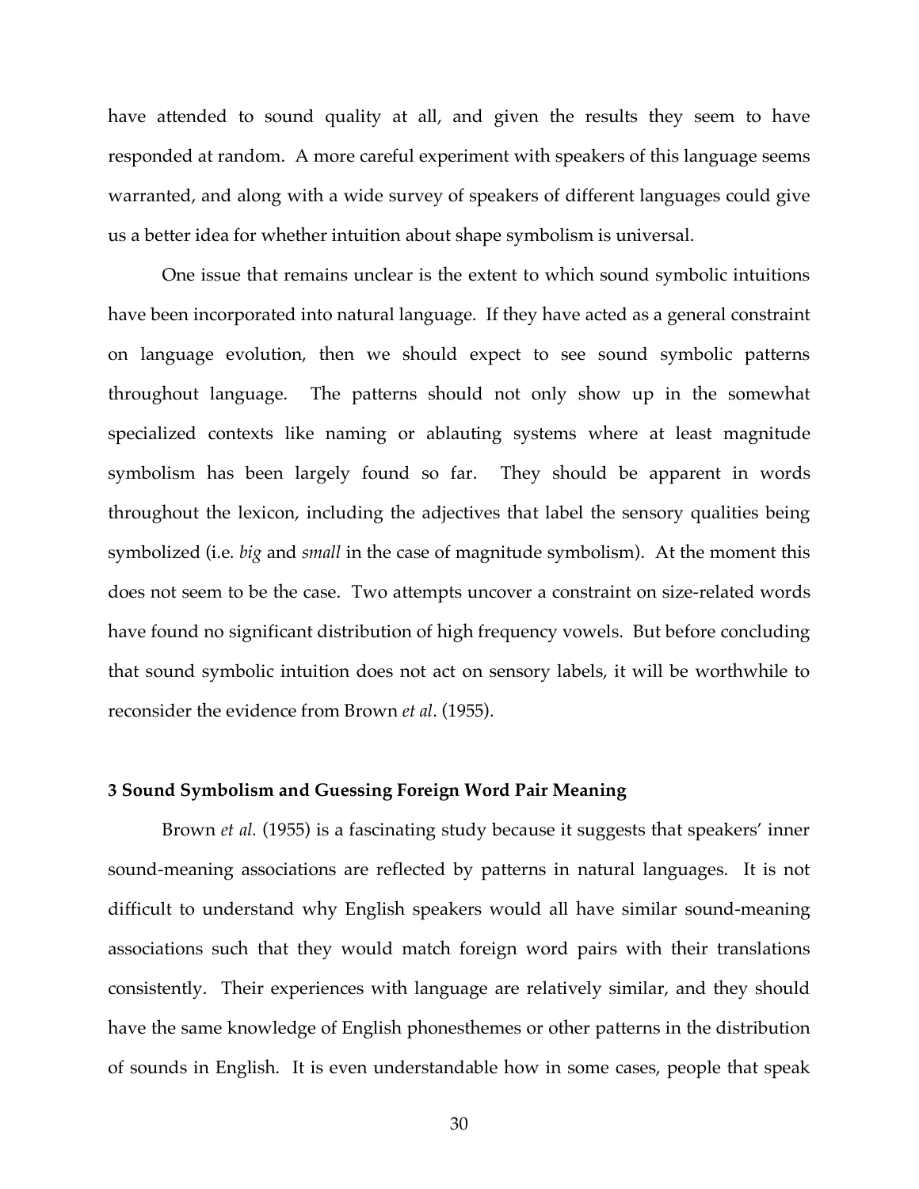have attended to sound quality at all, and given the results they seem to have responded at random. A more careful experiment with speakers of this language seems warranted, and along with a wide survey of speakers of different languages could give us a better idea for whether intuition about shape symbolism is universal.

One issue that remains unclear is the extent to which sound symbolic intuitions have been incorporated into natural language. If they have acted as a general constraint on language evolution, then we should expect to see sound symbolic patterns throughout language. The patterns should not only show up in the somewhat specialized contexts like naming or ablauting systems where at least magnitude symbolism has been largely found so far. They should be apparent in words throughout the lexicon, including the adjectives that label the sensory qualities being symbolized (i.e. *big* and *small* in the case of magnitude symbolism). At the moment this does not seem to be the case. Two attempts uncover a constraint on size-related words have found no significant distribution of high frequency vowels. But before concluding that sound symbolic intuition does not act on sensory labels, it will be worthwhile to reconsider the evidence from Brown *et al*. (1955).

### 3 Sound Symbolism and Guessing Foreign Word Pair Meaning

Brown *et al.* (1955) is a fascinating study because it suggests that speakers' inner sound-meaning associations are reflected by patterns in natural languages. It is not difficult to understand why English speakers would all have similar sound-meaning associations such that they would match foreign word pairs with their translations consistently. Their experiences with language are relatively similar, and they should have the same knowledge of English phonesthemes or other patterns in the distribution of sounds in English. It is even understandable how in some cases, people that speak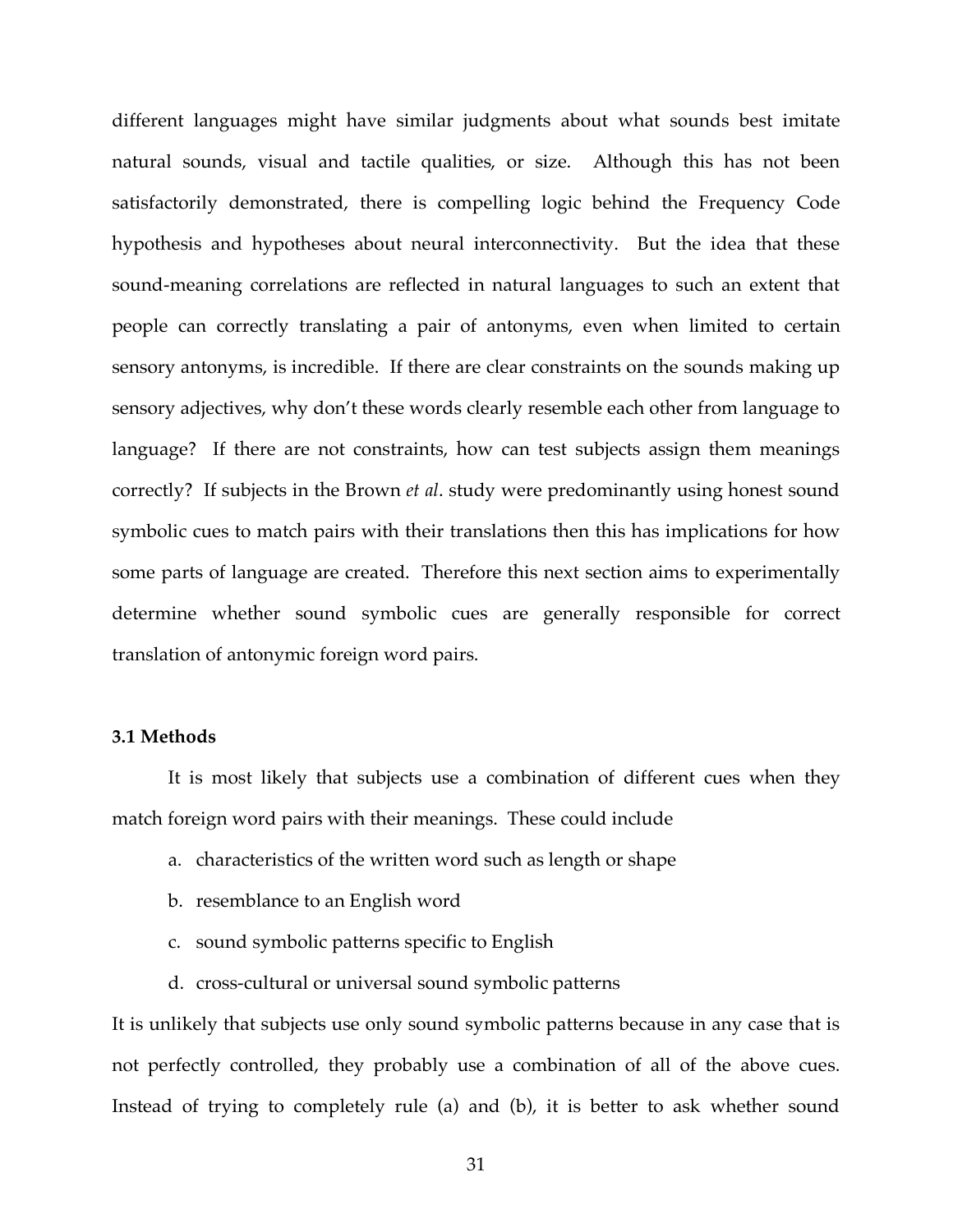different languages might have similar judgments about what sounds best imitate natural sounds, visual and tactile qualities, or size. Although this has not been satisfactorily demonstrated, there is compelling logic behind the Frequency Code hypothesis and hypotheses about neural interconnectivity. But the idea that these sound-meaning correlations are reflected in natural languages to such an extent that people can correctly translating a pair of antonyms, even when limited to certain sensory antonyms, is incredible. If there are clear constraints on the sounds making up sensory adjectives, why don't these words clearly resemble each other from language to language? If there are not constraints, how can test subjects assign them meanings correctly? If subjects in the Brown *et al*. study were predominantly using honest sound symbolic cues to match pairs with their translations then this has implications for how some parts of language are created. Therefore this next section aims to experimentally determine whether sound symbolic cues are generally responsible for correct translation of antonymic foreign word pairs.

### 3.1 Methods

It is most likely that subjects use a combination of different cues when they match foreign word pairs with their meanings. These could include

a. characteristics of the written word such as length or shape
b. resemblance to an English word
c. sound symbolic patterns specific to English
d. cross-cultural or universal sound symbolic patterns

It is unlikely that subjects use only sound symbolic patterns because in any case that is not perfectly controlled, they probably use a combination of all of the above cues. Instead of trying to completely rule (a) and (b), it is better to ask whether sound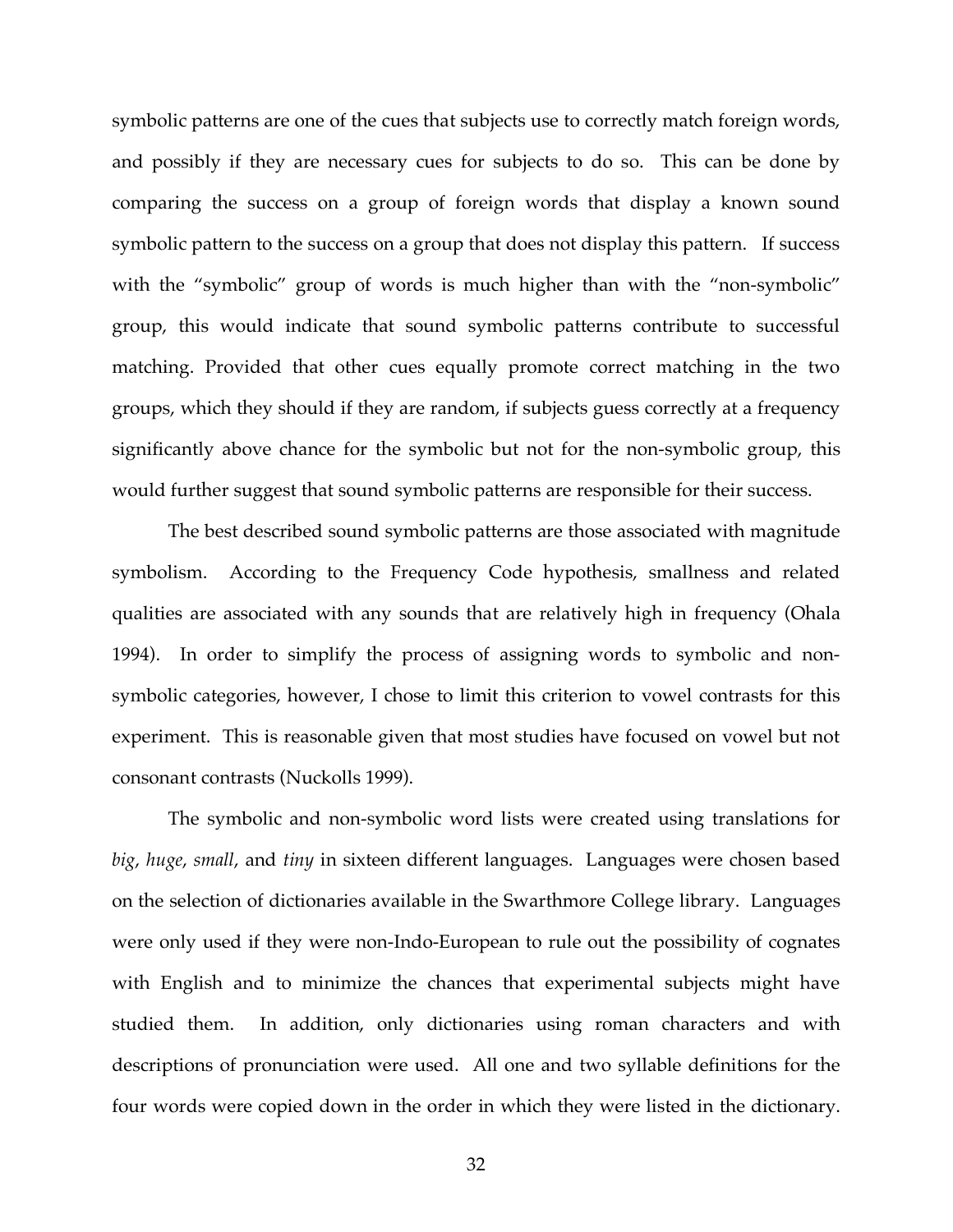symbolic patterns are one of the cues that subjects use to correctly match foreign words, and possibly if they are necessary cues for subjects to do so. This can be done by comparing the success on a group of foreign words that display a known sound symbolic pattern to the success on a group that does not display this pattern. If success with the "symbolic" group of words is much higher than with the "non-symbolic" group, this would indicate that sound symbolic patterns contribute to successful matching. Provided that other cues equally promote correct matching in the two groups, which they should if they are random, if subjects guess correctly at a frequency significantly above chance for the symbolic but not for the non-symbolic group, this would further suggest that sound symbolic patterns are responsible for their success.

The best described sound symbolic patterns are those associated with magnitude symbolism. According to the Frequency Code hypothesis, smallness and related qualities are associated with any sounds that are relatively high in frequency (Ohala 1994). In order to simplify the process of assigning words to symbolic and non-symbolic categories, however, I chose to limit this criterion to vowel contrasts for this experiment. This is reasonable given that most studies have focused on vowel but not consonant contrasts (Nuckolls 1999).

The symbolic and non-symbolic word lists were created using translations for *big*, *huge*, *small*, and *tiny* in sixteen different languages. Languages were chosen based on the selection of dictionaries available in the Swarthmore College library. Languages were only used if they were non-Indo-European to rule out the possibility of cognates with English and to minimize the chances that experimental subjects might have studied them. In addition, only dictionaries using roman characters and with descriptions of pronunciation were used. All one and two syllable definitions for the four words were copied down in the order in which they were listed in the dictionary.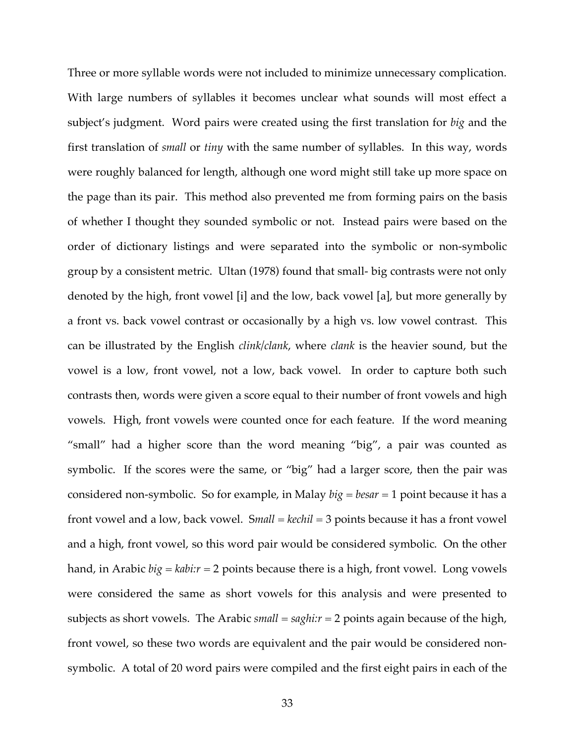Three or more syllable words were not included to minimize unnecessary complication. With large numbers of syllables it becomes unclear what sounds will most effect a subject's judgment. Word pairs were created using the first translation for *big* and the first translation of *small* or *tiny* with the same number of syllables. In this way, words were roughly balanced for length, although one word might still take up more space on the page than its pair. This method also prevented me from forming pairs on the basis of whether I thought they sounded symbolic or not. Instead pairs were based on the order of dictionary listings and were separated into the symbolic or non-symbolic group by a consistent metric. Ultan (1978) found that small- big contrasts were not only denoted by the high, front vowel [i] and the low, back vowel [a], but more generally by a front vs. back vowel contrast or occasionally by a high vs. low vowel contrast. This can be illustrated by the English *clink/clank*, where *clank* is the heavier sound, but the vowel is a low, front vowel, not a low, back vowel. In order to capture both such contrasts then, words were given a score equal to their number of front vowels and high vowels. High, front vowels were counted once for each feature. If the word meaning "small" had a higher score than the word meaning "big", a pair was counted as symbolic. If the scores were the same, or "big" had a larger score, then the pair was considered non-symbolic. So for example, in Malay *big = besar* = 1 point because it has a front vowel and a low, back vowel. S*mall = kechil* = 3 points because it has a front vowel and a high, front vowel, so this word pair would be considered symbolic. On the other hand, in Arabic *big = kabi:r* = 2 points because there is a high, front vowel. Long vowels were considered the same as short vowels for this analysis and were presented to subjects as short vowels. The Arabic *small = saghi:r* = 2 points again because of the high, front vowel, so these two words are equivalent and the pair would be considered non-symbolic. A total of 20 word pairs were compiled and the first eight pairs in each of the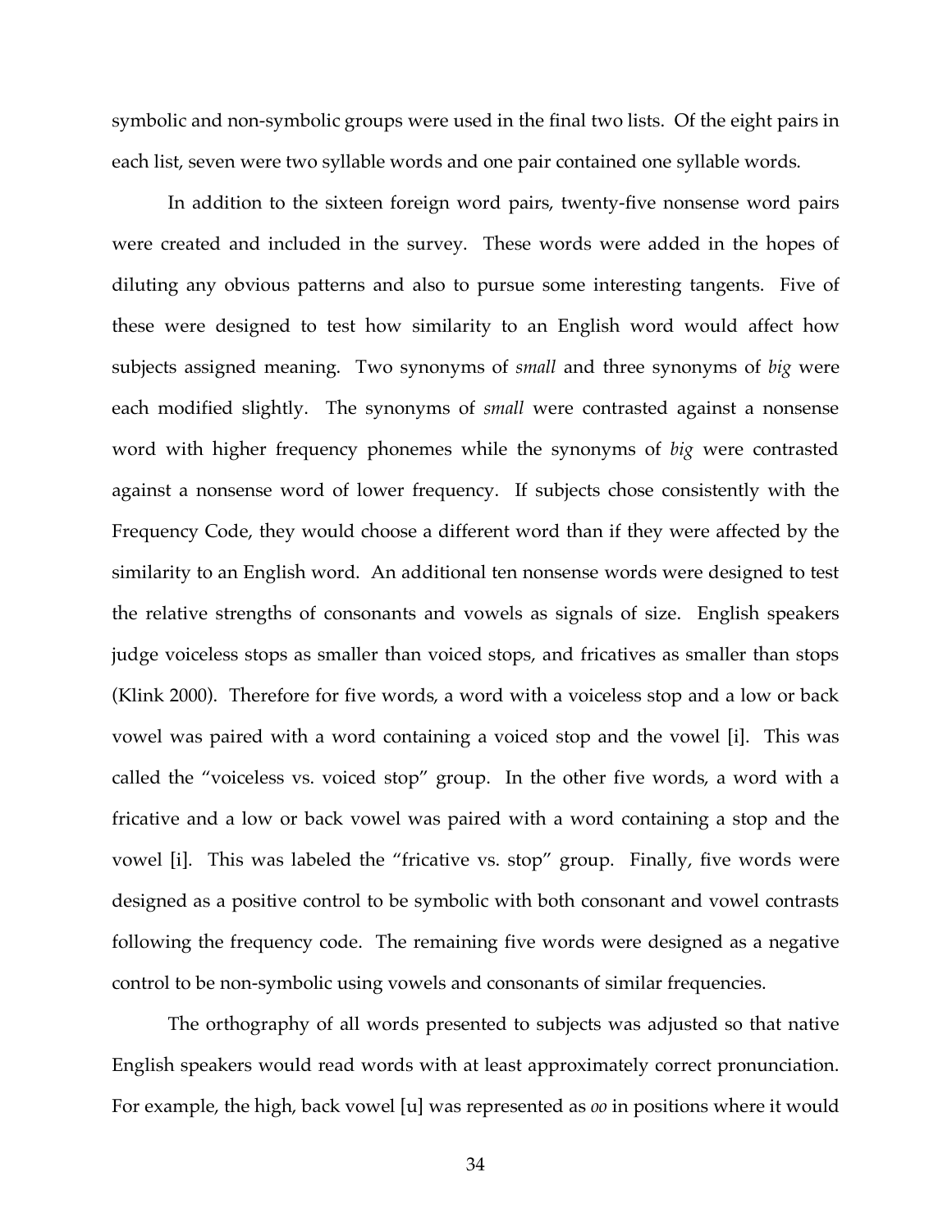symbolic and non-symbolic groups were used in the final two lists. Of the eight pairs in each list, seven were two syllable words and one pair contained one syllable words.

In addition to the sixteen foreign word pairs, twenty-five nonsense word pairs were created and included in the survey. These words were added in the hopes of diluting any obvious patterns and also to pursue some interesting tangents. Five of these were designed to test how similarity to an English word would affect how subjects assigned meaning. Two synonyms of *small* and three synonyms of *big* were each modified slightly. The synonyms of *small* were contrasted against a nonsense word with higher frequency phonemes while the synonyms of *big* were contrasted against a nonsense word of lower frequency. If subjects chose consistently with the Frequency Code, they would choose a different word than if they were affected by the similarity to an English word. An additional ten nonsense words were designed to test the relative strengths of consonants and vowels as signals of size. English speakers judge voiceless stops as smaller than voiced stops, and fricatives as smaller than stops (Klink 2000). Therefore for five words, a word with a voiceless stop and a low or back vowel was paired with a word containing a voiced stop and the vowel [i]. This was called the "voiceless vs. voiced stop" group. In the other five words, a word with a fricative and a low or back vowel was paired with a word containing a stop and the vowel [i]. This was labeled the "fricative vs. stop" group. Finally, five words were designed as a positive control to be symbolic with both consonant and vowel contrasts following the frequency code. The remaining five words were designed as a negative control to be non-symbolic using vowels and consonants of similar frequencies.

The orthography of all words presented to subjects was adjusted so that native English speakers would read words with at least approximately correct pronunciation. For example, the high, back vowel [u] was represented as *oo* in positions where it would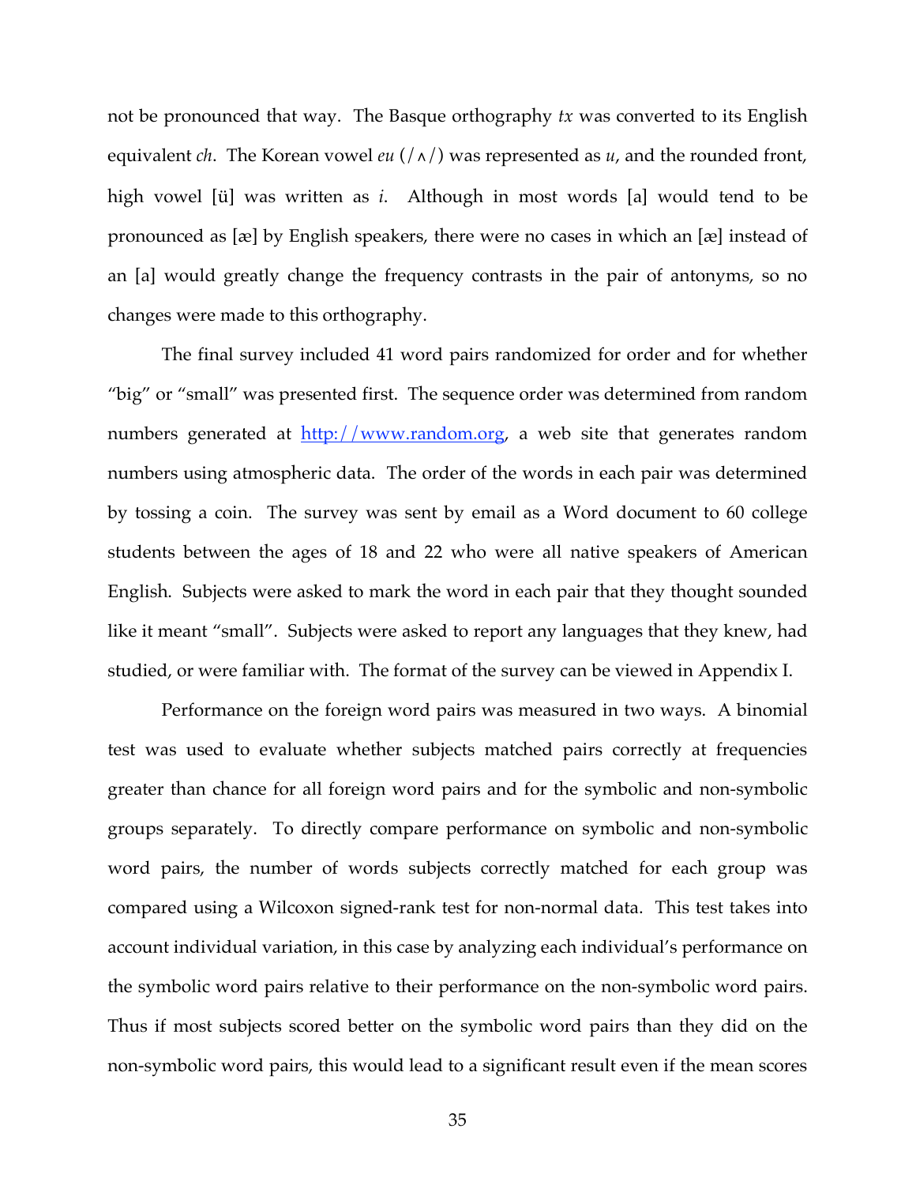not be pronounced that way. The Basque orthography *tx* was converted to its English equivalent *ch*. The Korean vowel *eu* (/ʌ/) was represented as *u*, and the rounded front, high vowel [ü] was written as *i*. Although in most words [a] would tend to be pronounced as [æ] by English speakers, there were no cases in which an [æ] instead of an [a] would greatly change the frequency contrasts in the pair of antonyms, so no changes were made to this orthography.

The final survey included 41 word pairs randomized for order and for whether "big" or "small" was presented first. The sequence order was determined from random numbers generated at http://www.random.org, a web site that generates random numbers using atmospheric data. The order of the words in each pair was determined by tossing a coin. The survey was sent by email as a Word document to 60 college students between the ages of 18 and 22 who were all native speakers of American English. Subjects were asked to mark the word in each pair that they thought sounded like it meant "small". Subjects were asked to report any languages that they knew, had studied, or were familiar with. The format of the survey can be viewed in Appendix I.

Performance on the foreign word pairs was measured in two ways. A binomial test was used to evaluate whether subjects matched pairs correctly at frequencies greater than chance for all foreign word pairs and for the symbolic and non-symbolic groups separately. To directly compare performance on symbolic and non-symbolic word pairs, the number of words subjects correctly matched for each group was compared using a Wilcoxon signed-rank test for non-normal data. This test takes into account individual variation, in this case by analyzing each individual's performance on the symbolic word pairs relative to their performance on the non-symbolic word pairs. Thus if most subjects scored better on the symbolic word pairs than they did on the non-symbolic word pairs, this would lead to a significant result even if the mean scores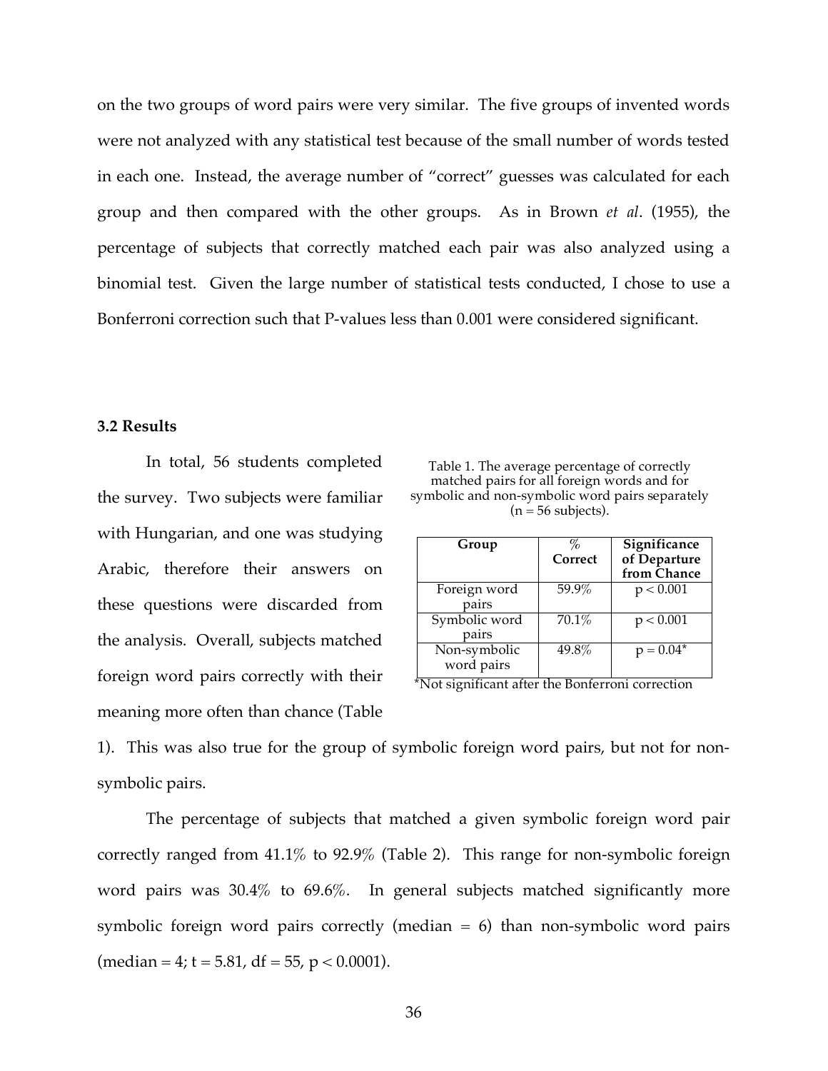on the two groups of word pairs were very similar. The five groups of invented words were not analyzed with any statistical test because of the small number of words tested in each one. Instead, the average number of "correct" guesses was calculated for each group and then compared with the other groups. As in Brown *et al*. (1955), the percentage of subjects that correctly matched each pair was also analyzed using a binomial test. Given the large number of statistical tests conducted, I chose to use a Bonferroni correction such that P-values less than 0.001 were considered significant.

### 3.2 Results

In total, 56 students completed the survey. Two subjects were familiar with Hungarian, and one was studying Arabic, therefore their answers on these questions were discarded from the analysis. Overall, subjects matched foreign word pairs correctly with their meaning more often than chance (Table 1). This was also true for the group of symbolic foreign word pairs, but not for non-symbolic pairs.

Table 1. The average percentage of correctly matched pairs for all foreign words and for symbolic and non-symbolic word pairs separately ($n = 56$ subjects).

| Group | % Correct | Significance of Departure from Chance |
|---|---|---|
| Foreign word pairs | 59.9% | $p < 0.001$ |
| Symbolic word pairs | 70.1% | $p < 0.001$ |
| Non-symbolic word pairs | 49.8% | $p = 0.04$* |

*Not significant after the Bonferroni correction

The percentage of subjects that matched a given symbolic foreign word pair correctly ranged from 41.1% to 92.9% (Table 2). This range for non-symbolic foreign word pairs was 30.4% to 69.6%. In general subjects matched significantly more symbolic foreign word pairs correctly (median = 6) than non-symbolic word pairs (median = 4; $t = 5.81$, $df = 55$, $p < 0.0001$).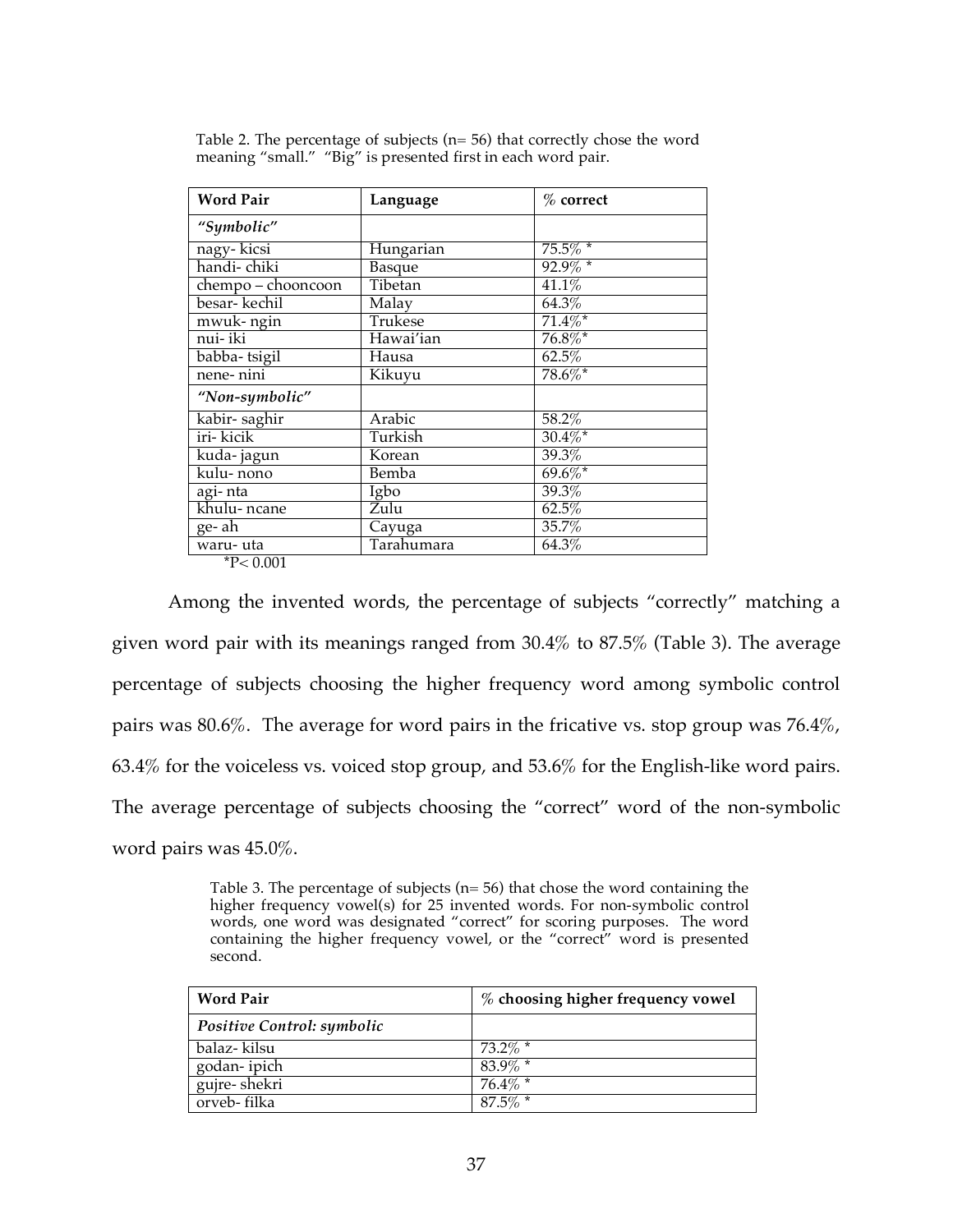Table 2. The percentage of subjects (n= 56) that correctly chose the word meaning "small." "Big" is presented first in each word pair.

| Word Pair | Language | % correct |
|---|---|---|
| *"Symbolic"* | | |
| nagy- kicsi | Hungarian | 75.5% * |
| handi- chiki | Basque | 92.9% * |
| chempo – chooncoon | Tibetan | 41.1% |
| besar- kechil | Malay | 64.3% |
| mwuk- ngin | Trukese | 71.4%* |
| nui- iki | Hawai'ian | 76.8%* |
| babba- tsigil | Hausa | 62.5% |
| nene- nini | Kikuyu | 78.6%* |
| *"Non-symbolic"* | | |
| kabir- saghir | Arabic | 58.2% |
| iri- kicik | Turkish | 30.4%* |
| kuda- jagun | Korean | 39.3% |
| kulu- nono | Bemba | 69.6%* |
| agi- nta | Igbo | 39.3% |
| khulu- ncane | Zulu | 62.5% |
| ge- ah | Cayuga | 35.7% |
| waru- uta | Tarahumara | 64.3% |

*P< 0.001

Among the invented words, the percentage of subjects "correctly" matching a given word pair with its meanings ranged from 30.4% to 87.5% (Table 3). The average percentage of subjects choosing the higher frequency word among symbolic control pairs was 80.6%. The average for word pairs in the fricative vs. stop group was 76.4%, 63.4% for the voiceless vs. voiced stop group, and 53.6% for the English-like word pairs. The average percentage of subjects choosing the "correct" word of the non-symbolic word pairs was 45.0%.

Table 3. The percentage of subjects (n= 56) that chose the word containing the higher frequency vowel(s) for 25 invented words. For non-symbolic control words, one word was designated "correct" for scoring purposes. The word containing the higher frequency vowel, or the "correct" word is presented second.

| Word Pair | % choosing higher frequency vowel |
|---|---|
| *Positive Control: symbolic* | |
| balaz- kilsu | 73.2% * |
| godan- ipich | 83.9% * |
| gujre- shekri | 76.4% * |
| orveb- filka | 87.5% * |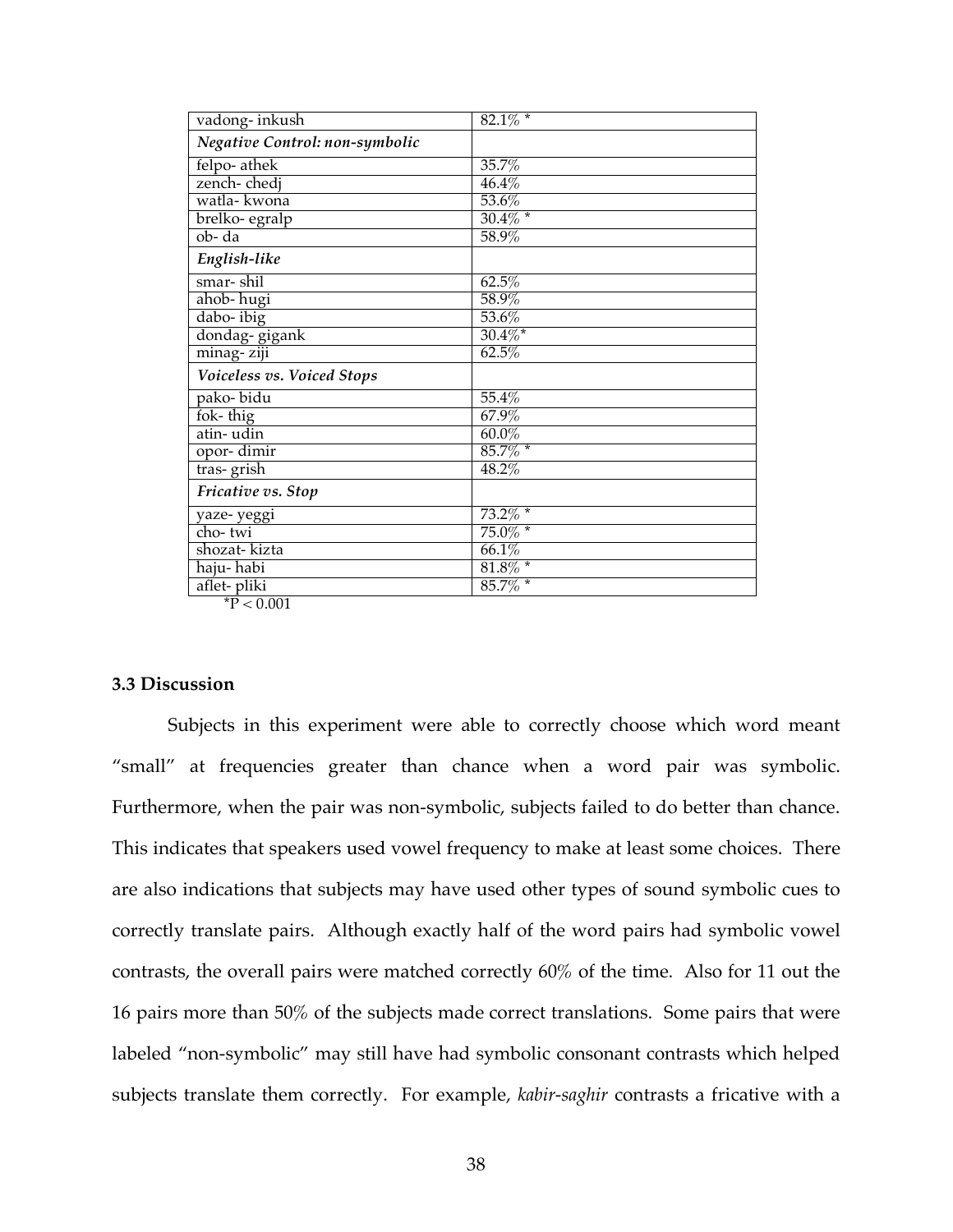| vadong- inkush | 82.1% * |
|---|---|
| ***Negative Control: non-symbolic*** | |
| felpo- athek | 35.7% |
| zench- chedj | 46.4% |
| watla- kwona | 53.6% |
| brelko- egralp | 30.4% * |
| ob- da | 58.9% |
| ***English-like*** | |
| smar- shil | 62.5% |
| ahob- hugi | 58.9% |
| dabo- ibig | 53.6% |
| dondag- gigank | 30.4%* |
| minag- ziji | 62.5% |
| ***Voiceless vs. Voiced Stops*** | |
| pako- bidu | 55.4% |
| fok- thig | 67.9% |
| atin- udin | 60.0% |
| opor- dimir | 85.7% * |
| tras- grish | 48.2% |
| ***Fricative vs. Stop*** | |
| yaze- yeggi | 73.2% * |
| cho- twi | 75.0% * |
| shozat- kizta | 66.1% |
| haju- habi | 81.8% * |
| aflet- pliki | 85.7% * |

$^*P < 0.001$

### 3.3 Discussion

Subjects in this experiment were able to correctly choose which word meant "small" at frequencies greater than chance when a word pair was symbolic. Furthermore, when the pair was non-symbolic, subjects failed to do better than chance. This indicates that speakers used vowel frequency to make at least some choices. There are also indications that subjects may have used other types of sound symbolic cues to correctly translate pairs. Although exactly half of the word pairs had symbolic vowel contrasts, the overall pairs were matched correctly 60% of the time. Also for 11 out the 16 pairs more than 50% of the subjects made correct translations. Some pairs that were labeled "non-symbolic" may still have had symbolic consonant contrasts which helped subjects translate them correctly. For example, *kabir-saghir* contrasts a fricative with a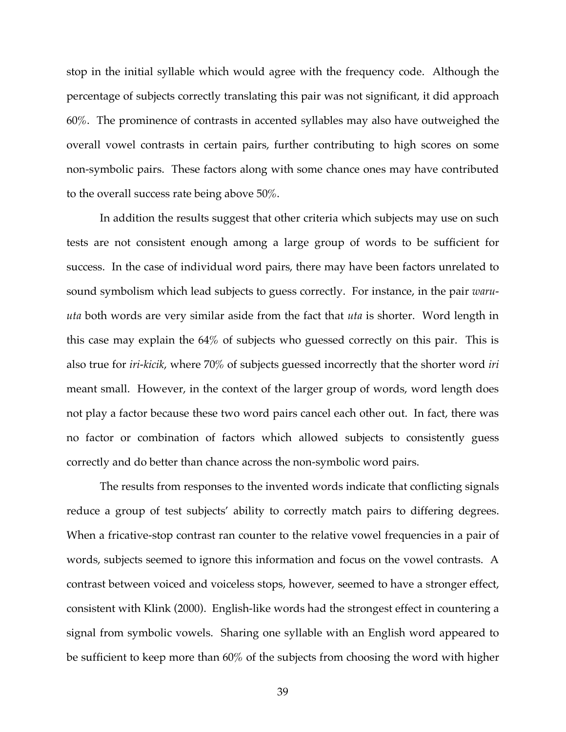stop in the initial syllable which would agree with the frequency code. Although the percentage of subjects correctly translating this pair was not significant, it did approach 60%. The prominence of contrasts in accented syllables may also have outweighed the overall vowel contrasts in certain pairs, further contributing to high scores on some non-symbolic pairs. These factors along with some chance ones may have contributed to the overall success rate being above 50%.

In addition the results suggest that other criteria which subjects may use on such tests are not consistent enough among a large group of words to be sufficient for success. In the case of individual word pairs, there may have been factors unrelated to sound symbolism which lead subjects to guess correctly. For instance, in the pair *waru-uta* both words are very similar aside from the fact that *uta* is shorter. Word length in this case may explain the 64% of subjects who guessed correctly on this pair. This is also true for *iri-kicik*, where 70% of subjects guessed incorrectly that the shorter word *iri* meant small. However, in the context of the larger group of words, word length does not play a factor because these two word pairs cancel each other out. In fact, there was no factor or combination of factors which allowed subjects to consistently guess correctly and do better than chance across the non-symbolic word pairs.

The results from responses to the invented words indicate that conflicting signals reduce a group of test subjects' ability to correctly match pairs to differing degrees. When a fricative-stop contrast ran counter to the relative vowel frequencies in a pair of words, subjects seemed to ignore this information and focus on the vowel contrasts. A contrast between voiced and voiceless stops, however, seemed to have a stronger effect, consistent with Klink (2000). English-like words had the strongest effect in countering a signal from symbolic vowels. Sharing one syllable with an English word appeared to be sufficient to keep more than 60% of the subjects from choosing the word with higher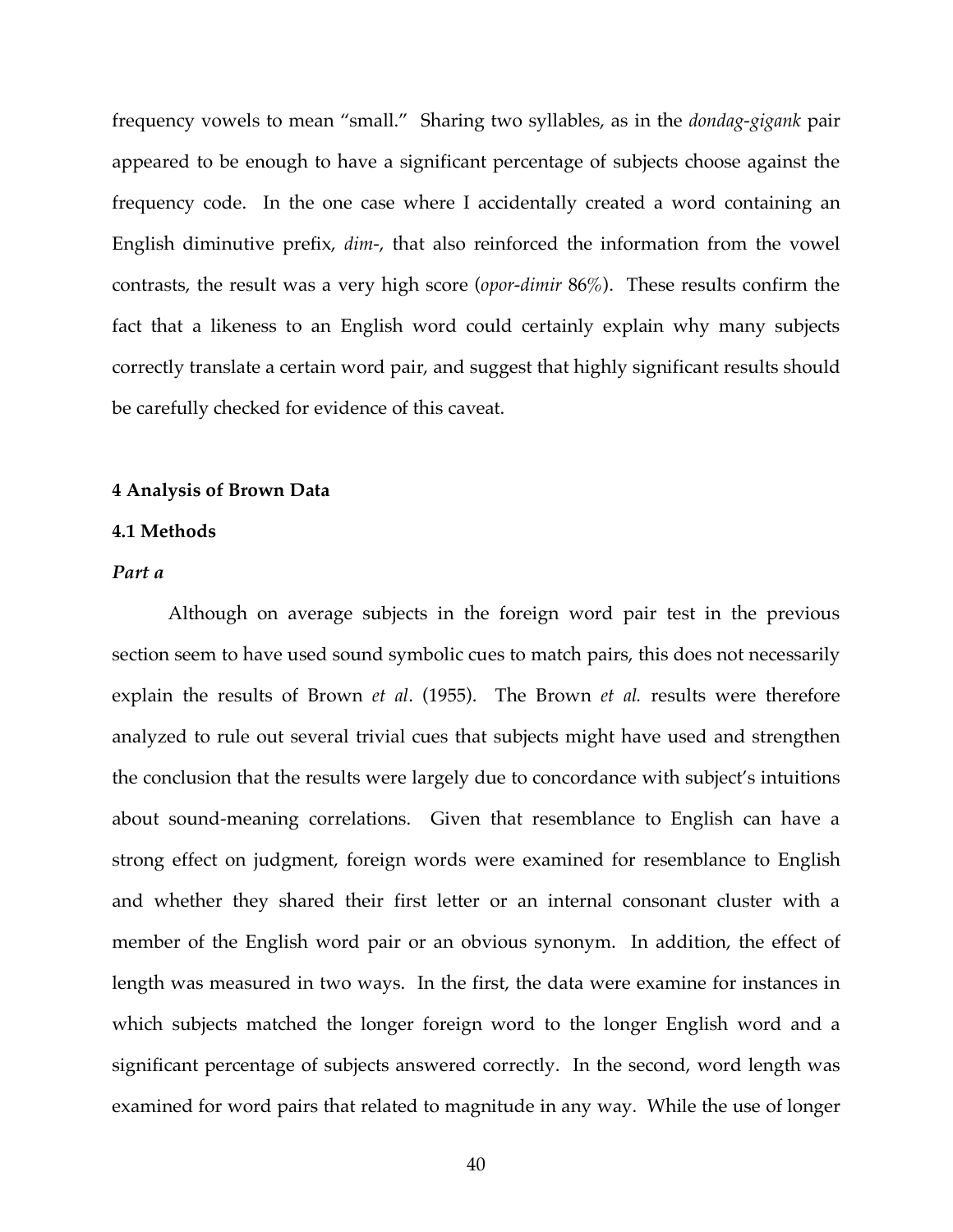frequency vowels to mean "small." Sharing two syllables, as in the *dondag-gigank* pair appeared to be enough to have a significant percentage of subjects choose against the frequency code. In the one case where I accidentally created a word containing an English diminutive prefix, *dim-*, that also reinforced the information from the vowel contrasts, the result was a very high score (*opor-dimir* 86%). These results confirm the fact that a likeness to an English word could certainly explain why many subjects correctly translate a certain word pair, and suggest that highly significant results should be carefully checked for evidence of this caveat.

## 4 Analysis of Brown Data

### 4.1 Methods

#### *Part a*

Although on average subjects in the foreign word pair test in the previous section seem to have used sound symbolic cues to match pairs, this does not necessarily explain the results of Brown *et al*. (1955). The Brown *et al.* results were therefore analyzed to rule out several trivial cues that subjects might have used and strengthen the conclusion that the results were largely due to concordance with subject's intuitions about sound-meaning correlations. Given that resemblance to English can have a strong effect on judgment, foreign words were examined for resemblance to English and whether they shared their first letter or an internal consonant cluster with a member of the English word pair or an obvious synonym. In addition, the effect of length was measured in two ways. In the first, the data were examine for instances in which subjects matched the longer foreign word to the longer English word and a significant percentage of subjects answered correctly. In the second, word length was examined for word pairs that related to magnitude in any way. While the use of longer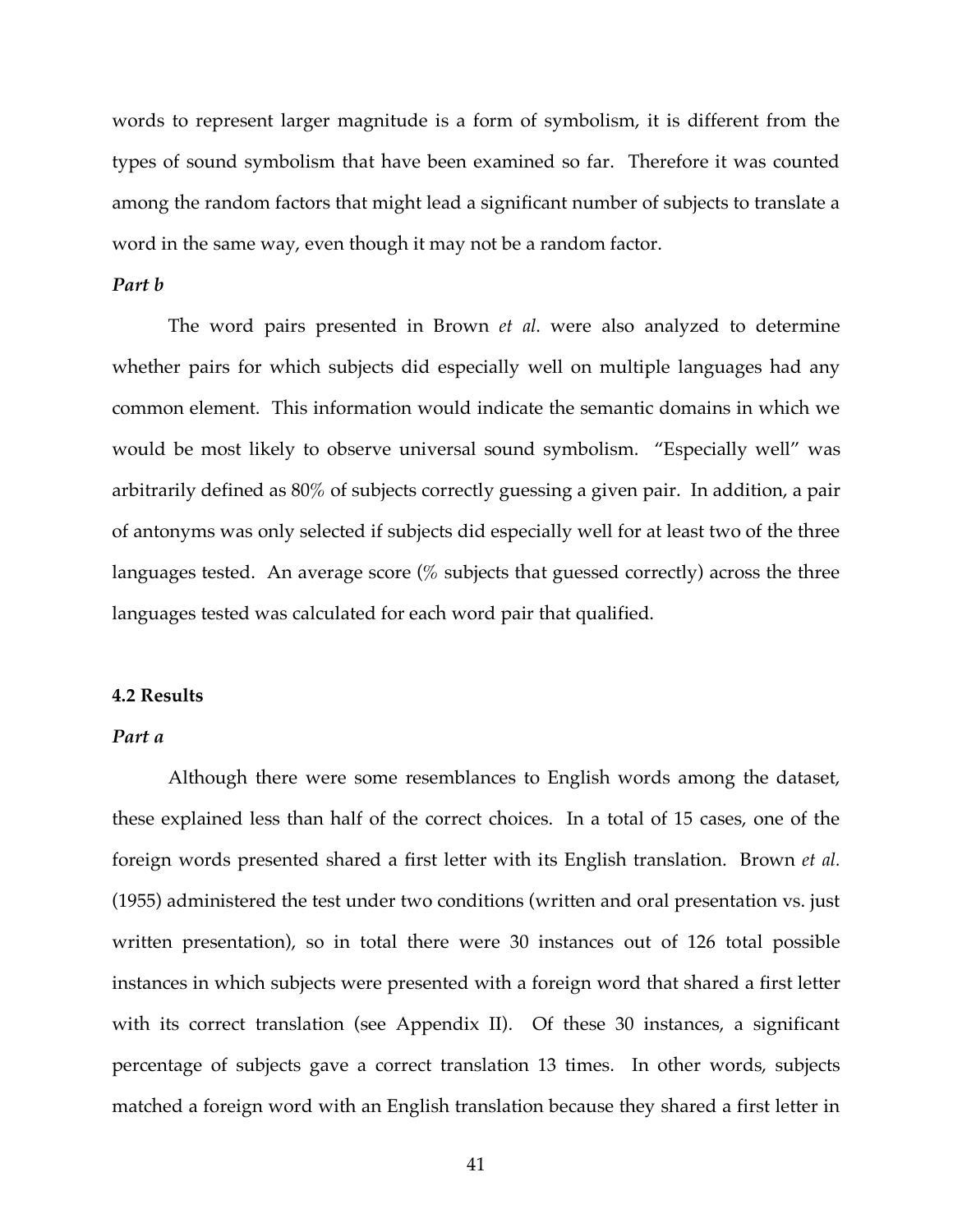words to represent larger magnitude is a form of symbolism, it is different from the types of sound symbolism that have been examined so far. Therefore it was counted among the random factors that might lead a significant number of subjects to translate a word in the same way, even though it may not be a random factor.

***Part b***

The word pairs presented in Brown *et al*. were also analyzed to determine whether pairs for which subjects did especially well on multiple languages had any common element. This information would indicate the semantic domains in which we would be most likely to observe universal sound symbolism. "Especially well" was arbitrarily defined as 80% of subjects correctly guessing a given pair. In addition, a pair of antonyms was only selected if subjects did especially well for at least two of the three languages tested. An average score (% subjects that guessed correctly) across the three languages tested was calculated for each word pair that qualified.

**4.2 Results**

***Part a***

Although there were some resemblances to English words among the dataset, these explained less than half of the correct choices. In a total of 15 cases, one of the foreign words presented shared a first letter with its English translation. Brown *et al.* (1955) administered the test under two conditions (written and oral presentation vs. just written presentation), so in total there were 30 instances out of 126 total possible instances in which subjects were presented with a foreign word that shared a first letter with its correct translation (see Appendix II). Of these 30 instances, a significant percentage of subjects gave a correct translation 13 times. In other words, subjects matched a foreign word with an English translation because they shared a first letter in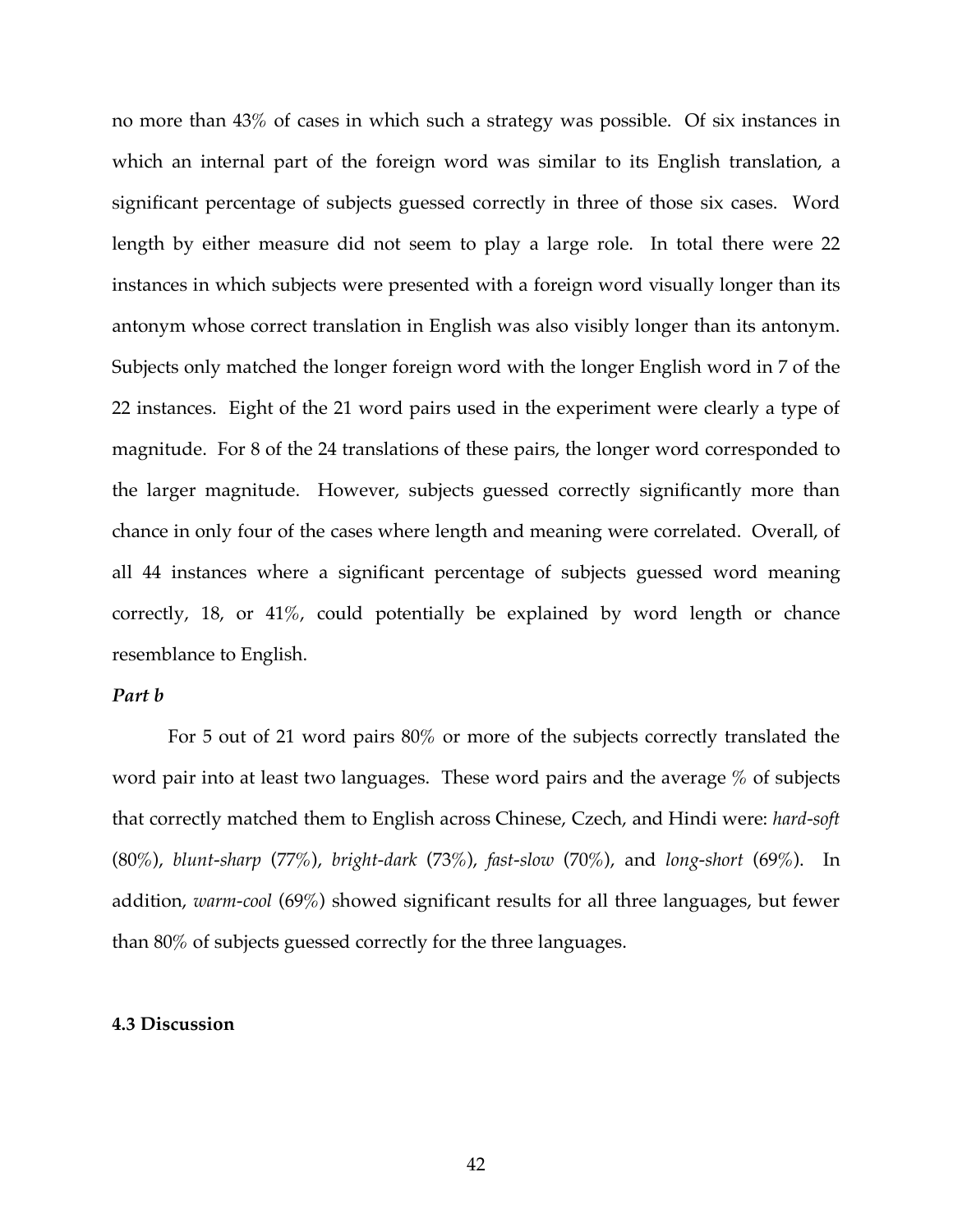no more than 43% of cases in which such a strategy was possible. Of six instances in which an internal part of the foreign word was similar to its English translation, a significant percentage of subjects guessed correctly in three of those six cases. Word length by either measure did not seem to play a large role. In total there were 22 instances in which subjects were presented with a foreign word visually longer than its antonym whose correct translation in English was also visibly longer than its antonym. Subjects only matched the longer foreign word with the longer English word in 7 of the 22 instances. Eight of the 21 word pairs used in the experiment were clearly a type of magnitude. For 8 of the 24 translations of these pairs, the longer word corresponded to the larger magnitude. However, subjects guessed correctly significantly more than chance in only four of the cases where length and meaning were correlated. Overall, of all 44 instances where a significant percentage of subjects guessed word meaning correctly, 18, or 41%, could potentially be explained by word length or chance resemblance to English.

***Part b***

For 5 out of 21 word pairs 80% or more of the subjects correctly translated the word pair into at least two languages. These word pairs and the average % of subjects that correctly matched them to English across Chinese, Czech, and Hindi were: *hard-soft* (80%), *blunt-sharp* (77%), *bright-dark* (73%), *fast-slow* (70%), and *long-short* (69%). In addition, *warm-cool* (69%) showed significant results for all three languages, but fewer than 80% of subjects guessed correctly for the three languages.

**4.3 Discussion**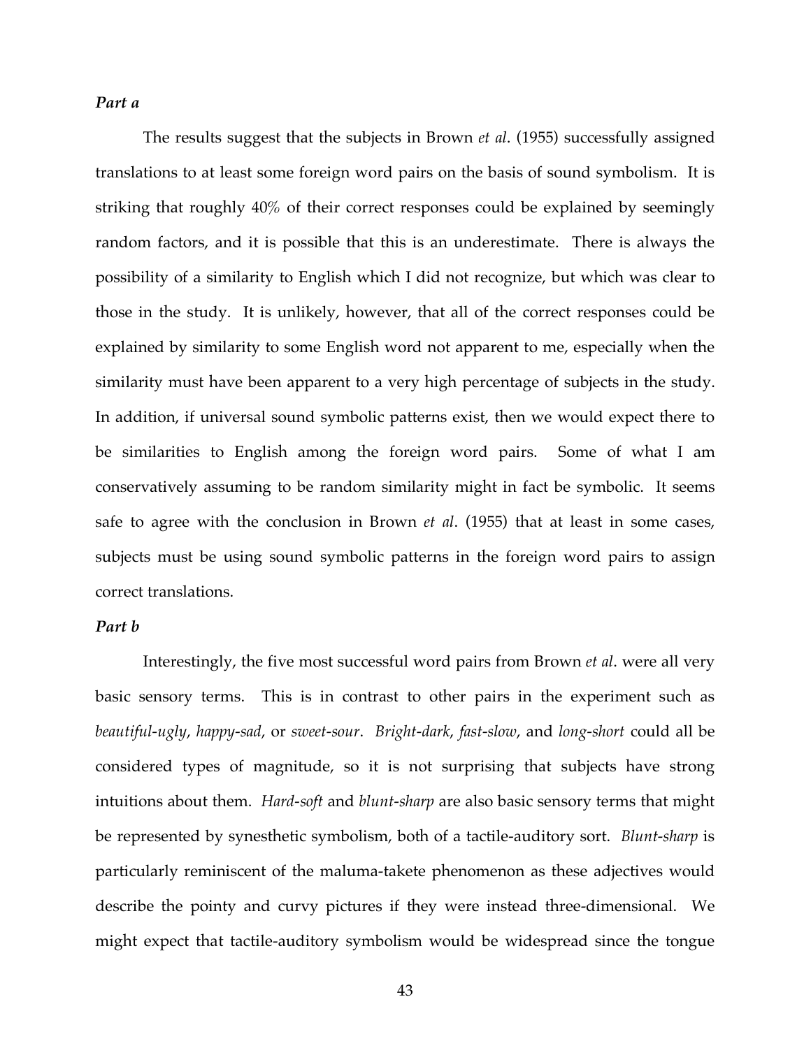***Part a***

The results suggest that the subjects in Brown *et al*. (1955) successfully assigned translations to at least some foreign word pairs on the basis of sound symbolism. It is striking that roughly 40% of their correct responses could be explained by seemingly random factors, and it is possible that this is an underestimate. There is always the possibility of a similarity to English which I did not recognize, but which was clear to those in the study. It is unlikely, however, that all of the correct responses could be explained by similarity to some English word not apparent to me, especially when the similarity must have been apparent to a very high percentage of subjects in the study. In addition, if universal sound symbolic patterns exist, then we would expect there to be similarities to English among the foreign word pairs. Some of what I am conservatively assuming to be random similarity might in fact be symbolic. It seems safe to agree with the conclusion in Brown *et al*. (1955) that at least in some cases, subjects must be using sound symbolic patterns in the foreign word pairs to assign correct translations.

***Part b***

Interestingly, the five most successful word pairs from Brown *et al*. were all very basic sensory terms. This is in contrast to other pairs in the experiment such as *beautiful-ugly*, *happy-sad*, or *sweet-sour*. *Bright-dark*, *fast-slow*, and *long-short* could all be considered types of magnitude, so it is not surprising that subjects have strong intuitions about them. *Hard-soft* and *blunt-sharp* are also basic sensory terms that might be represented by synesthetic symbolism, both of a tactile-auditory sort. *Blunt-sharp* is particularly reminiscent of the maluma-takete phenomenon as these adjectives would describe the pointy and curvy pictures if they were instead three-dimensional. We might expect that tactile-auditory symbolism would be widespread since the tongue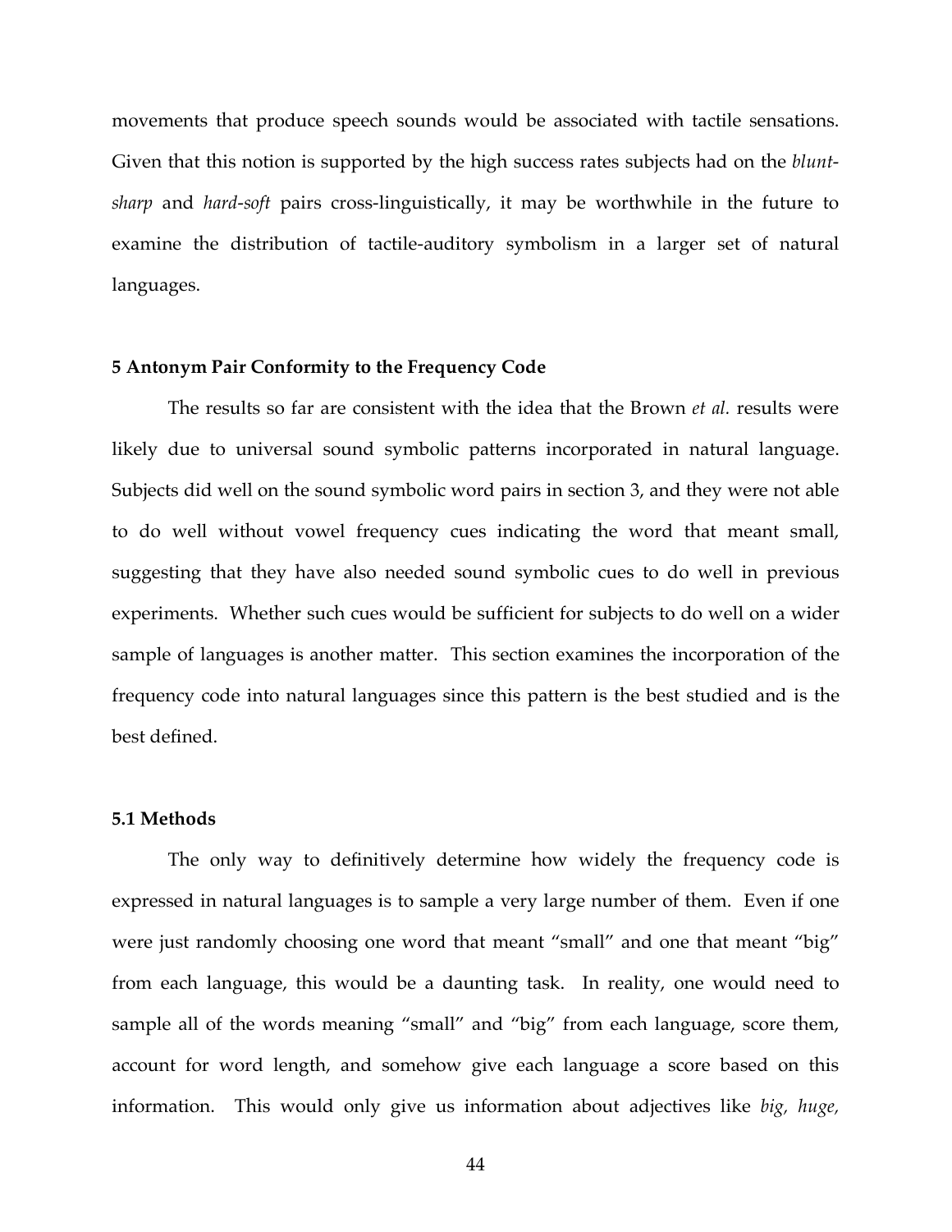movements that produce speech sounds would be associated with tactile sensations. Given that this notion is supported by the high success rates subjects had on the *blunt-sharp* and *hard-soft* pairs cross-linguistically, it may be worthwhile in the future to examine the distribution of tactile-auditory symbolism in a larger set of natural languages.

## 5 Antonym Pair Conformity to the Frequency Code

The results so far are consistent with the idea that the Brown *et al.* results were likely due to universal sound symbolic patterns incorporated in natural language. Subjects did well on the sound symbolic word pairs in section 3, and they were not able to do well without vowel frequency cues indicating the word that meant small, suggesting that they have also needed sound symbolic cues to do well in previous experiments. Whether such cues would be sufficient for subjects to do well on a wider sample of languages is another matter. This section examines the incorporation of the frequency code into natural languages since this pattern is the best studied and is the best defined.

### 5.1 Methods

The only way to definitively determine how widely the frequency code is expressed in natural languages is to sample a very large number of them. Even if one were just randomly choosing one word that meant "small" and one that meant "big" from each language, this would be a daunting task. In reality, one would need to sample all of the words meaning "small" and "big" from each language, score them, account for word length, and somehow give each language a score based on this information. This would only give us information about adjectives like *big, huge,*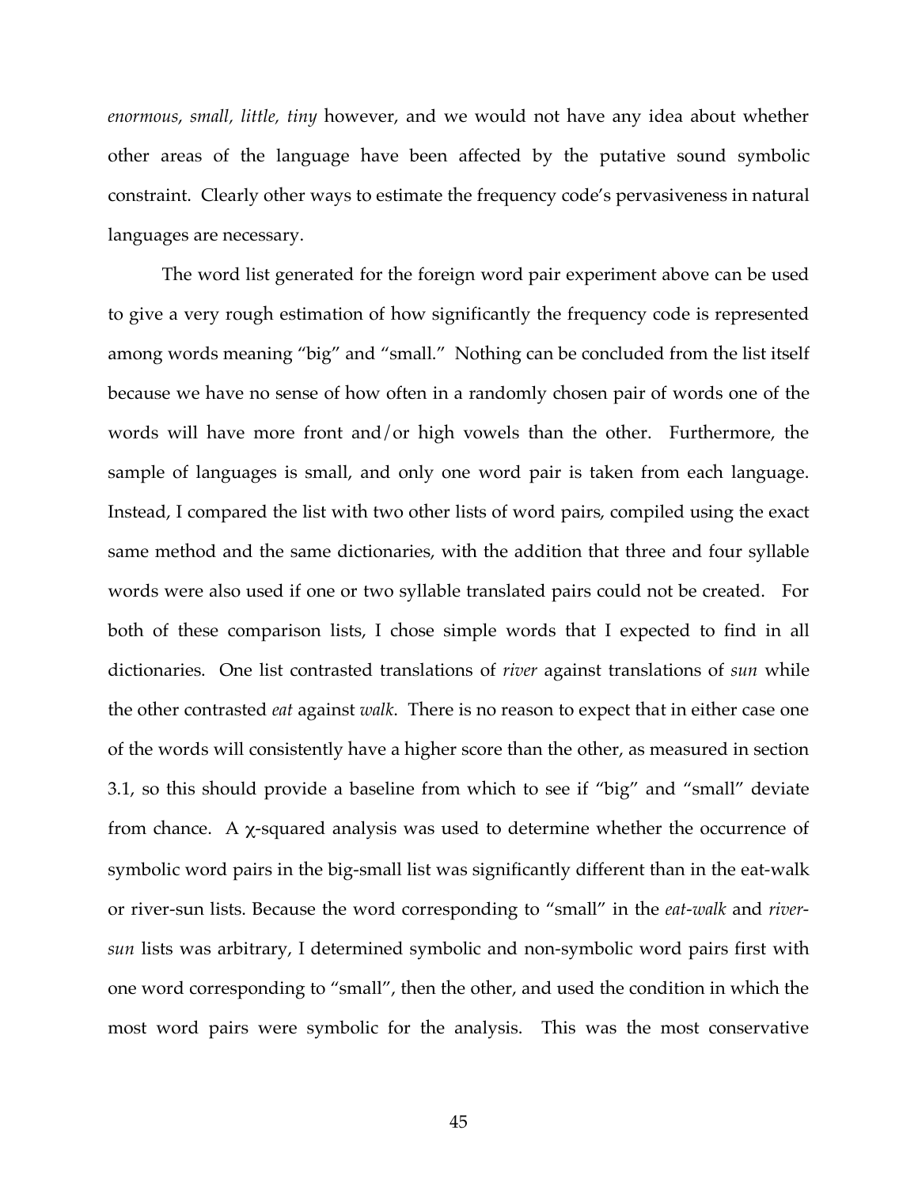*enormous*, *small, little, tiny* however, and we would not have any idea about whether other areas of the language have been affected by the putative sound symbolic constraint. Clearly other ways to estimate the frequency code's pervasiveness in natural languages are necessary.

The word list generated for the foreign word pair experiment above can be used to give a very rough estimation of how significantly the frequency code is represented among words meaning "big" and "small." Nothing can be concluded from the list itself because we have no sense of how often in a randomly chosen pair of words one of the words will have more front and/or high vowels than the other. Furthermore, the sample of languages is small, and only one word pair is taken from each language. Instead, I compared the list with two other lists of word pairs, compiled using the exact same method and the same dictionaries, with the addition that three and four syllable words were also used if one or two syllable translated pairs could not be created. For both of these comparison lists, I chose simple words that I expected to find in all dictionaries. One list contrasted translations of *river* against translations of *sun* while the other contrasted *eat* against *walk*. There is no reason to expect that in either case one of the words will consistently have a higher score than the other, as measured in section 3.1, so this should provide a baseline from which to see if "big" and "small" deviate from chance. A $\chi$-squared analysis was used to determine whether the occurrence of symbolic word pairs in the big-small list was significantly different than in the eat-walk or river-sun lists. Because the word corresponding to "small" in the *eat-walk* and *river-sun* lists was arbitrary, I determined symbolic and non-symbolic word pairs first with one word corresponding to "small", then the other, and used the condition in which the most word pairs were symbolic for the analysis. This was the most conservative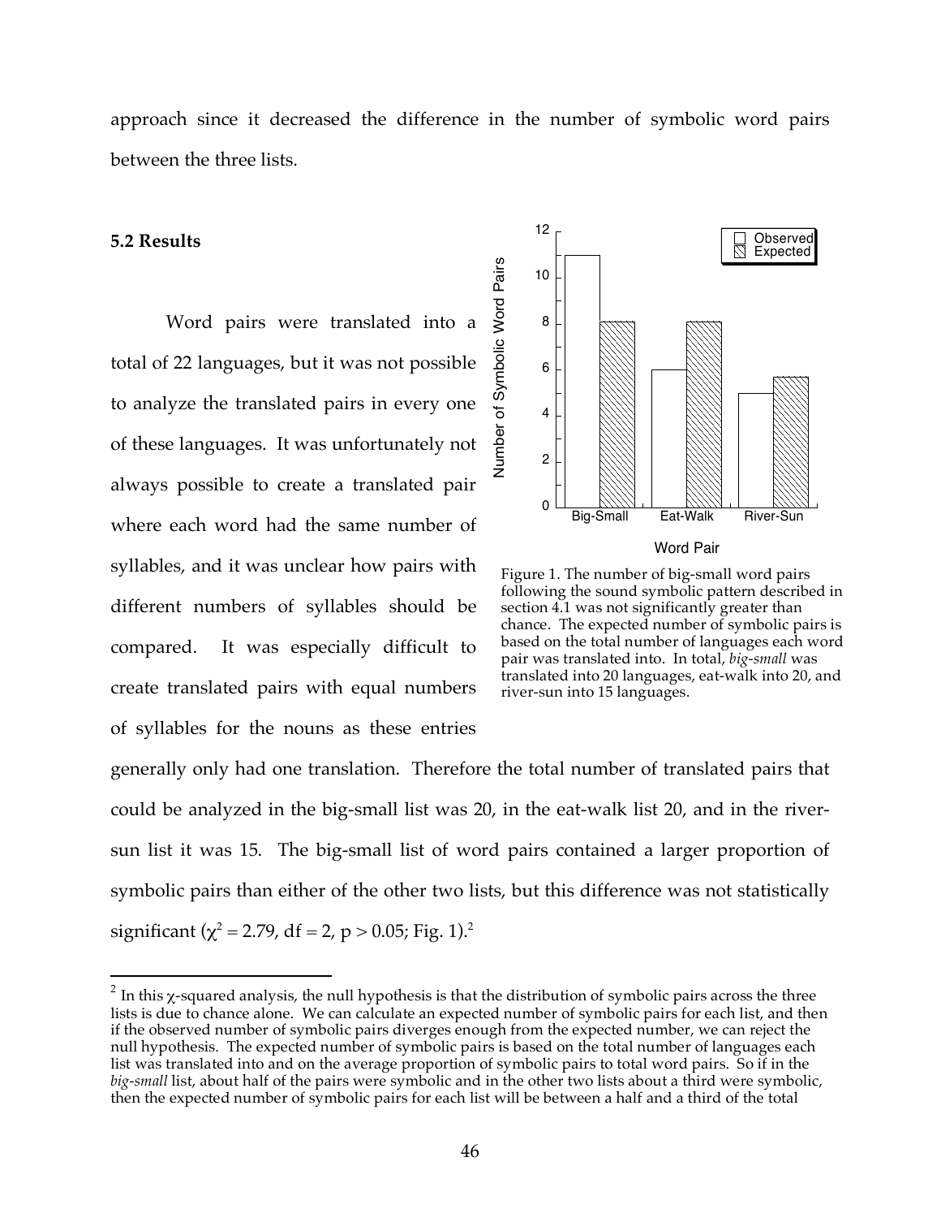approach since it decreased the difference in the number of symbolic word pairs between the three lists.

### 5.2 Results

Word pairs were translated into a total of 22 languages, but it was not possible to analyze the translated pairs in every one of these languages. It was unfortunately not always possible to create a translated pair where each word had the same number of syllables, and it was unclear how pairs with different numbers of syllables should be compared. It was especially difficult to create translated pairs with equal numbers of syllables for the nouns as these entries generally only had one translation. Therefore the total number of translated pairs that could be analyzed in the big-small list was 20, in the eat-walk list 20, and in the river-sun list it was 15. The big-small list of word pairs contained a larger proportion of symbolic pairs than either of the other two lists, but this difference was not statistically significant ($\chi^2 = 2.79$, df = 2, $p > 0.05$; Fig. 1).[2]

Figure 1. The number of big-small word pairs following the sound symbolic pattern described in section 4.1 was not significantly greater than chance. The expected number of symbolic pairs is based on the total number of languages each word pair was translated into. In total, *big-small* was translated into 20 languages, eat-walk into 20, and river-sun into 15 languages.

[2] In this $\chi$-squared analysis, the null hypothesis is that the distribution of symbolic pairs across the three lists is due to chance alone. We can calculate an expected number of symbolic pairs for each list, and then if the observed number of symbolic pairs diverges enough from the expected number, we can reject the null hypothesis. The expected number of symbolic pairs is based on the total number of languages each list was translated into and on the average proportion of symbolic pairs to total word pairs. So if in the *big-small* list, about half of the pairs were symbolic and in the other two lists about a third were symbolic, then the expected number of symbolic pairs for each list will be between a half and a third of the total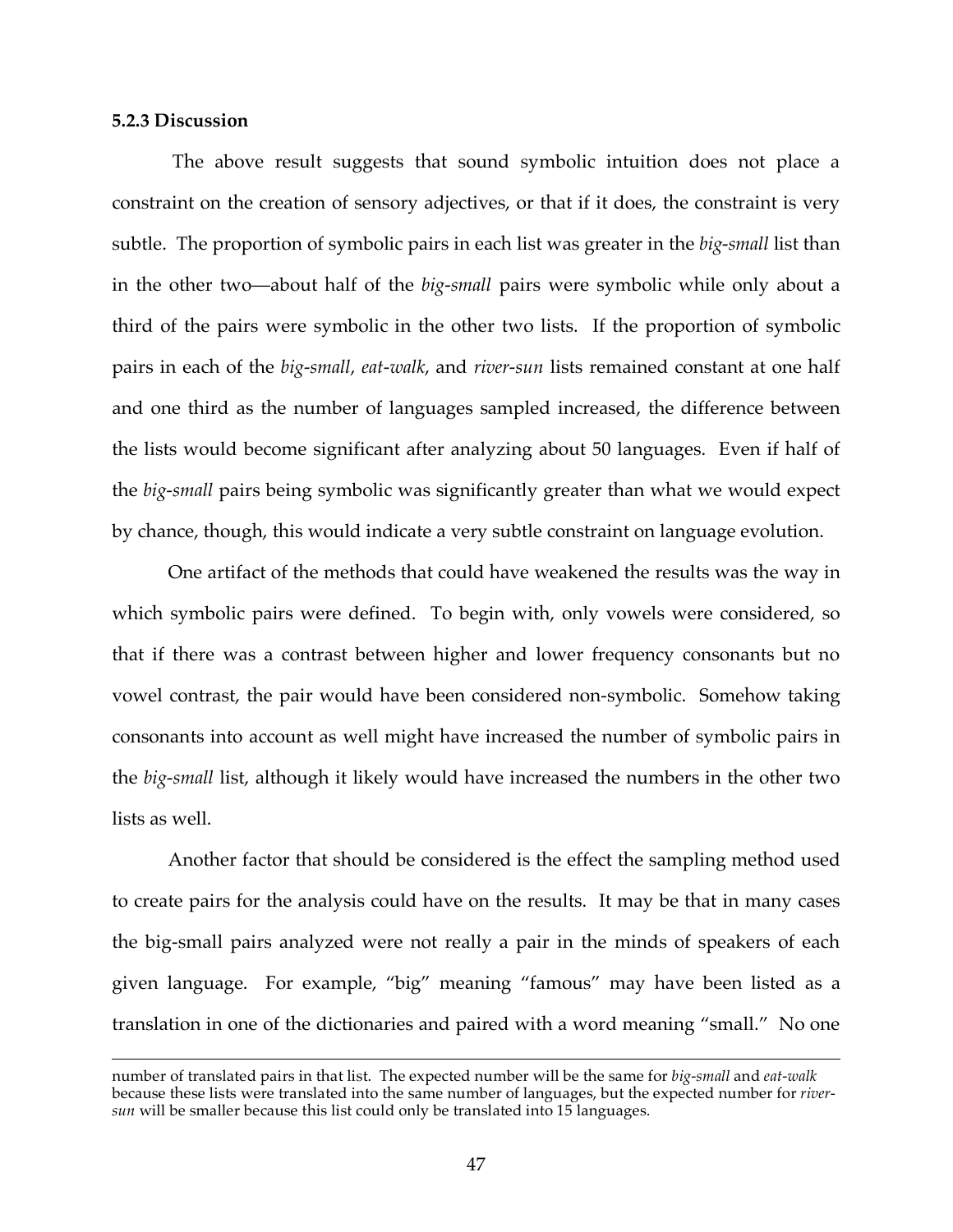### 5.2.3 Discussion

The above result suggests that sound symbolic intuition does not place a constraint on the creation of sensory adjectives, or that if it does, the constraint is very subtle. The proportion of symbolic pairs in each list was greater in the *big-small* list than in the other two—about half of the *big-small* pairs were symbolic while only about a third of the pairs were symbolic in the other two lists. If the proportion of symbolic pairs in each of the *big-small*, *eat-walk*, and *river-sun* lists remained constant at one half and one third as the number of languages sampled increased, the difference between the lists would become significant after analyzing about 50 languages. Even if half of the *big-small* pairs being symbolic was significantly greater than what we would expect by chance, though, this would indicate a very subtle constraint on language evolution.

One artifact of the methods that could have weakened the results was the way in which symbolic pairs were defined. To begin with, only vowels were considered, so that if there was a contrast between higher and lower frequency consonants but no vowel contrast, the pair would have been considered non-symbolic. Somehow taking consonants into account as well might have increased the number of symbolic pairs in the *big-small* list, although it likely would have increased the numbers in the other two lists as well.

Another factor that should be considered is the effect the sampling method used to create pairs for the analysis could have on the results. It may be that in many cases the big-small pairs analyzed were not really a pair in the minds of speakers of each given language. For example, "big" meaning "famous" may have been listed as a translation in one of the dictionaries and paired with a word meaning "small." No one

---

number of translated pairs in that list. The expected number will be the same for *big-small* and *eat-walk* because these lists were translated into the same number of languages, but the expected number for *river-sun* will be smaller because this list could only be translated into 15 languages.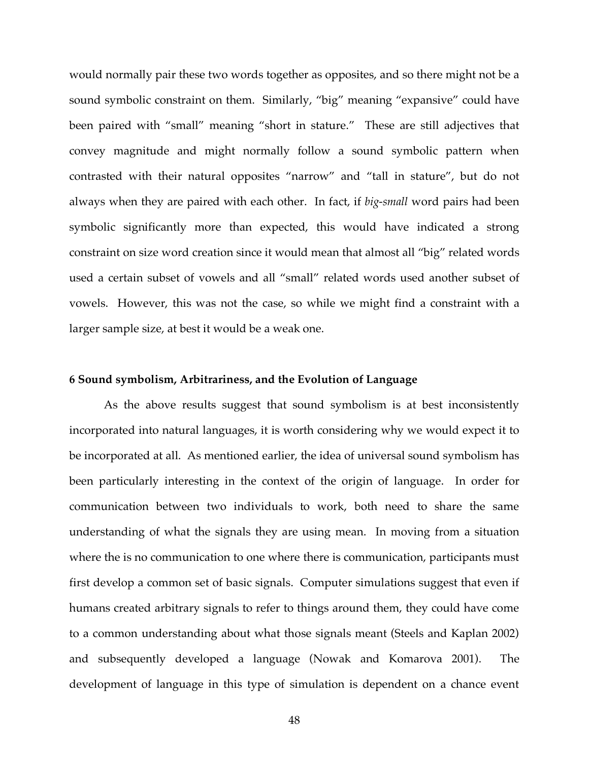would normally pair these two words together as opposites, and so there might not be a sound symbolic constraint on them. Similarly, "big" meaning "expansive" could have been paired with "small" meaning "short in stature." These are still adjectives that convey magnitude and might normally follow a sound symbolic pattern when contrasted with their natural opposites "narrow" and "tall in stature", but do not always when they are paired with each other. In fact, if *big-small* word pairs had been symbolic significantly more than expected, this would have indicated a strong constraint on size word creation since it would mean that almost all "big" related words used a certain subset of vowels and all "small" related words used another subset of vowels. However, this was not the case, so while we might find a constraint with a larger sample size, at best it would be a weak one.

## 6 Sound symbolism, Arbitrariness, and the Evolution of Language

As the above results suggest that sound symbolism is at best inconsistently incorporated into natural languages, it is worth considering why we would expect it to be incorporated at all. As mentioned earlier, the idea of universal sound symbolism has been particularly interesting in the context of the origin of language. In order for communication between two individuals to work, both need to share the same understanding of what the signals they are using mean. In moving from a situation where the is no communication to one where there is communication, participants must first develop a common set of basic signals. Computer simulations suggest that even if humans created arbitrary signals to refer to things around them, they could have come to a common understanding about what those signals meant (Steels and Kaplan 2002) and subsequently developed a language (Nowak and Komarova 2001). The development of language in this type of simulation is dependent on a chance event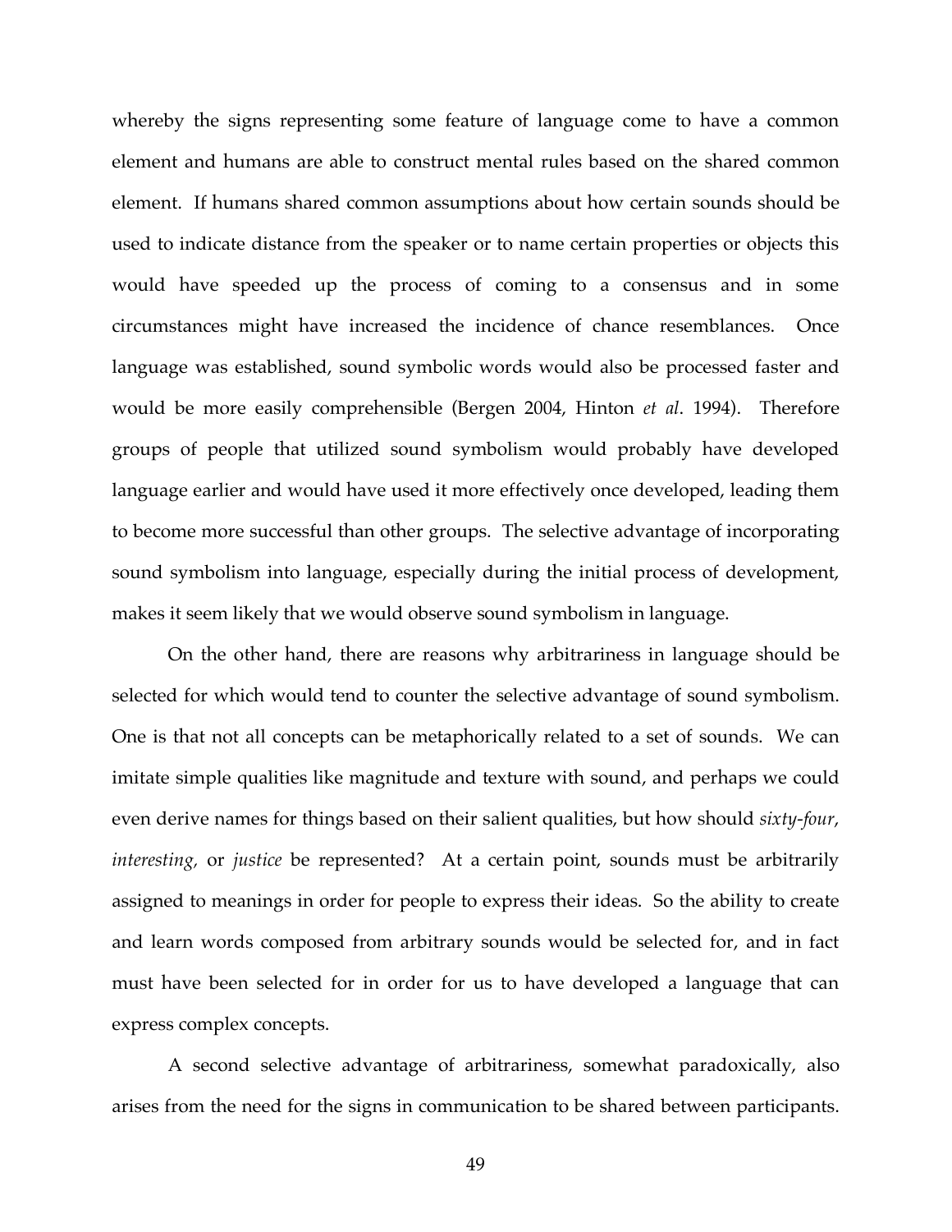whereby the signs representing some feature of language come to have a common element and humans are able to construct mental rules based on the shared common element. If humans shared common assumptions about how certain sounds should be used to indicate distance from the speaker or to name certain properties or objects this would have speeded up the process of coming to a consensus and in some circumstances might have increased the incidence of chance resemblances. Once language was established, sound symbolic words would also be processed faster and would be more easily comprehensible (Bergen 2004, Hinton *et al*. 1994). Therefore groups of people that utilized sound symbolism would probably have developed language earlier and would have used it more effectively once developed, leading them to become more successful than other groups. The selective advantage of incorporating sound symbolism into language, especially during the initial process of development, makes it seem likely that we would observe sound symbolism in language.

On the other hand, there are reasons why arbitrariness in language should be selected for which would tend to counter the selective advantage of sound symbolism. One is that not all concepts can be metaphorically related to a set of sounds. We can imitate simple qualities like magnitude and texture with sound, and perhaps we could even derive names for things based on their salient qualities, but how should *sixty-four*, *interesting*, or *justice* be represented? At a certain point, sounds must be arbitrarily assigned to meanings in order for people to express their ideas. So the ability to create and learn words composed from arbitrary sounds would be selected for, and in fact must have been selected for in order for us to have developed a language that can express complex concepts.

A second selective advantage of arbitrariness, somewhat paradoxically, also arises from the need for the signs in communication to be shared between participants.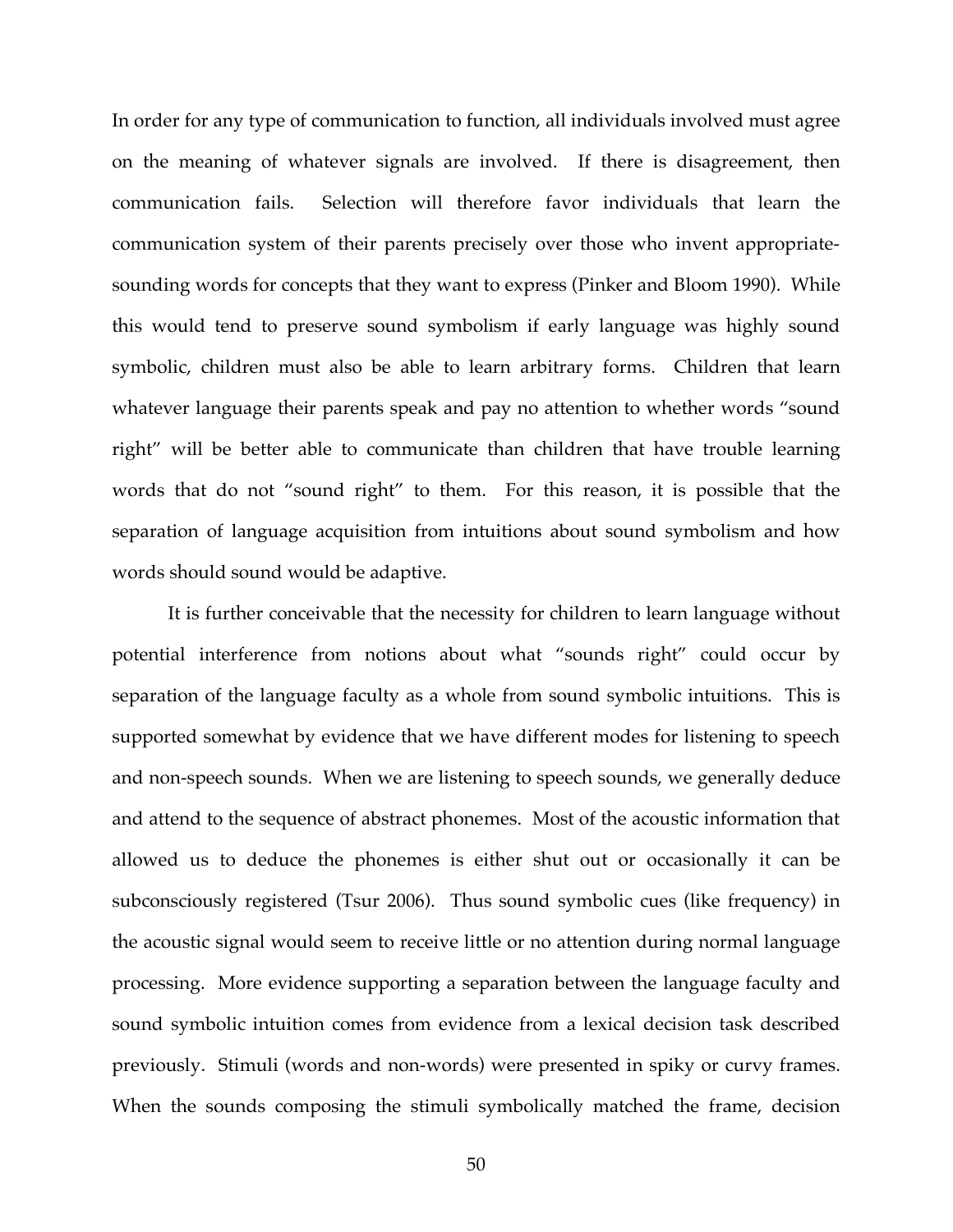In order for any type of communication to function, all individuals involved must agree on the meaning of whatever signals are involved. If there is disagreement, then communication fails. Selection will therefore favor individuals that learn the communication system of their parents precisely over those who invent appropriate-sounding words for concepts that they want to express (Pinker and Bloom 1990). While this would tend to preserve sound symbolism if early language was highly sound symbolic, children must also be able to learn arbitrary forms. Children that learn whatever language their parents speak and pay no attention to whether words "sound right" will be better able to communicate than children that have trouble learning words that do not "sound right" to them. For this reason, it is possible that the separation of language acquisition from intuitions about sound symbolism and how words should sound would be adaptive.

It is further conceivable that the necessity for children to learn language without potential interference from notions about what "sounds right" could occur by separation of the language faculty as a whole from sound symbolic intuitions. This is supported somewhat by evidence that we have different modes for listening to speech and non-speech sounds. When we are listening to speech sounds, we generally deduce and attend to the sequence of abstract phonemes. Most of the acoustic information that allowed us to deduce the phonemes is either shut out or occasionally it can be subconsciously registered (Tsur 2006). Thus sound symbolic cues (like frequency) in the acoustic signal would seem to receive little or no attention during normal language processing. More evidence supporting a separation between the language faculty and sound symbolic intuition comes from evidence from a lexical decision task described previously. Stimuli (words and non-words) were presented in spiky or curvy frames. When the sounds composing the stimuli symbolically matched the frame, decision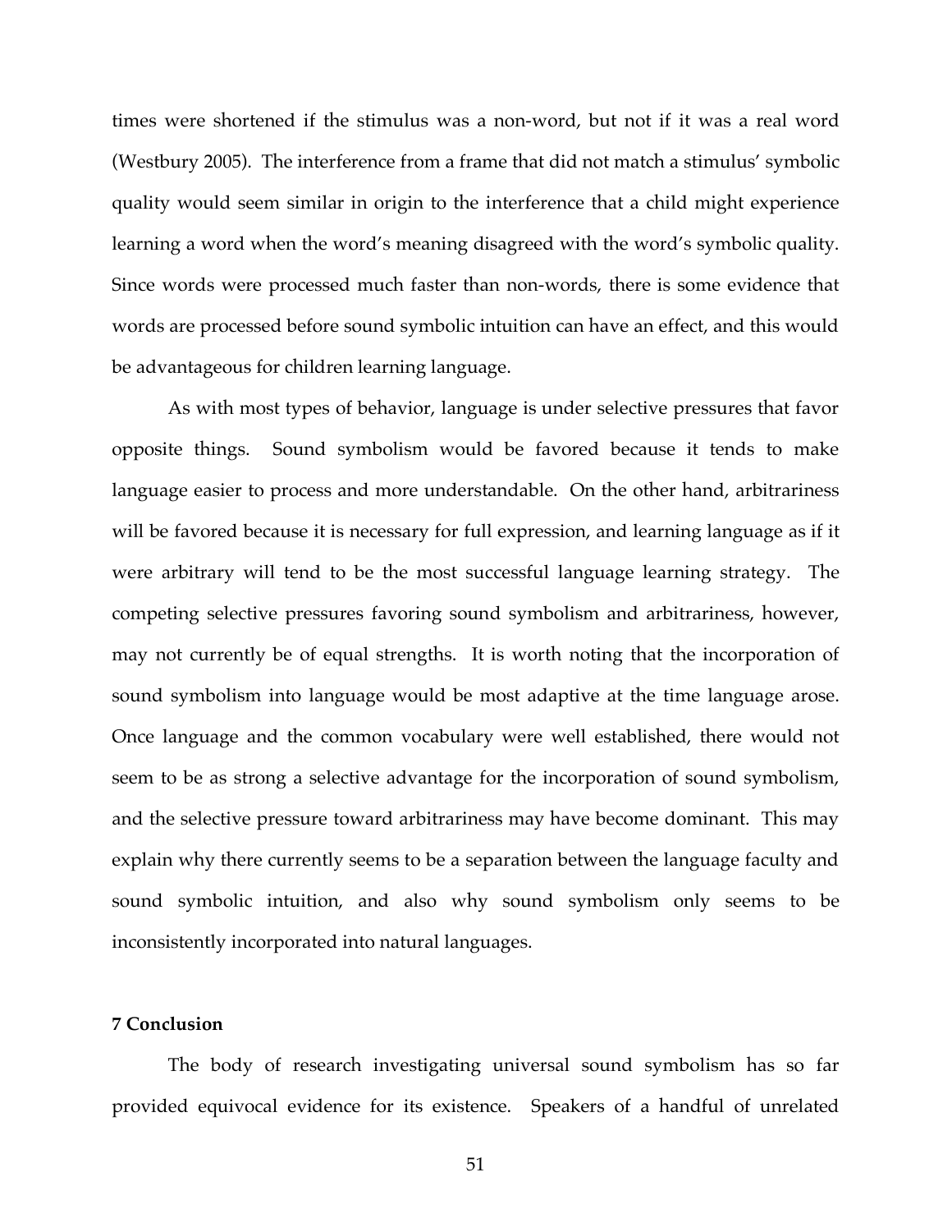times were shortened if the stimulus was a non-word, but not if it was a real word (Westbury 2005). The interference from a frame that did not match a stimulus' symbolic quality would seem similar in origin to the interference that a child might experience learning a word when the word's meaning disagreed with the word's symbolic quality. Since words were processed much faster than non-words, there is some evidence that words are processed before sound symbolic intuition can have an effect, and this would be advantageous for children learning language.

As with most types of behavior, language is under selective pressures that favor opposite things. Sound symbolism would be favored because it tends to make language easier to process and more understandable. On the other hand, arbitrariness will be favored because it is necessary for full expression, and learning language as if it were arbitrary will tend to be the most successful language learning strategy. The competing selective pressures favoring sound symbolism and arbitrariness, however, may not currently be of equal strengths. It is worth noting that the incorporation of sound symbolism into language would be most adaptive at the time language arose. Once language and the common vocabulary were well established, there would not seem to be as strong a selective advantage for the incorporation of sound symbolism, and the selective pressure toward arbitrariness may have become dominant. This may explain why there currently seems to be a separation between the language faculty and sound symbolic intuition, and also why sound symbolism only seems to be inconsistently incorporated into natural languages.

## 7 Conclusion

The body of research investigating universal sound symbolism has so far provided equivocal evidence for its existence. Speakers of a handful of unrelated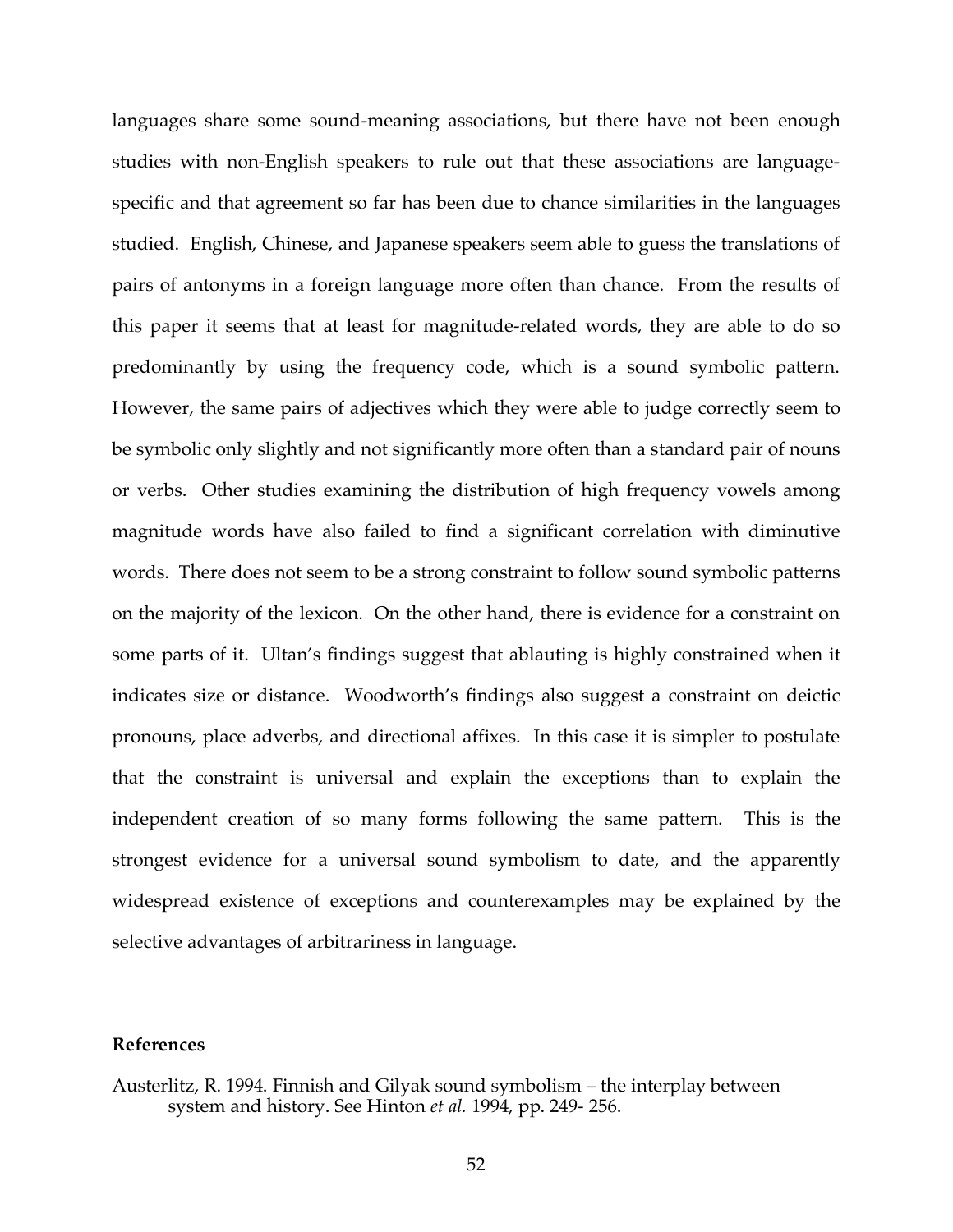languages share some sound-meaning associations, but there have not been enough studies with non-English speakers to rule out that these associations are language-specific and that agreement so far has been due to chance similarities in the languages studied. English, Chinese, and Japanese speakers seem able to guess the translations of pairs of antonyms in a foreign language more often than chance. From the results of this paper it seems that at least for magnitude-related words, they are able to do so predominantly by using the frequency code, which is a sound symbolic pattern. However, the same pairs of adjectives which they were able to judge correctly seem to be symbolic only slightly and not significantly more often than a standard pair of nouns or verbs. Other studies examining the distribution of high frequency vowels among magnitude words have also failed to find a significant correlation with diminutive words. There does not seem to be a strong constraint to follow sound symbolic patterns on the majority of the lexicon. On the other hand, there is evidence for a constraint on some parts of it. Ultan's findings suggest that ablauting is highly constrained when it indicates size or distance. Woodworth's findings also suggest a constraint on deictic pronouns, place adverbs, and directional affixes. In this case it is simpler to postulate that the constraint is universal and explain the exceptions than to explain the independent creation of so many forms following the same pattern. This is the strongest evidence for a universal sound symbolism to date, and the apparently widespread existence of exceptions and counterexamples may be explained by the selective advantages of arbitrariness in language.

## References

Austerlitz, R. 1994. Finnish and Gilyak sound symbolism – the interplay between system and history. See Hinton *et al.* 1994, pp. 249- 256.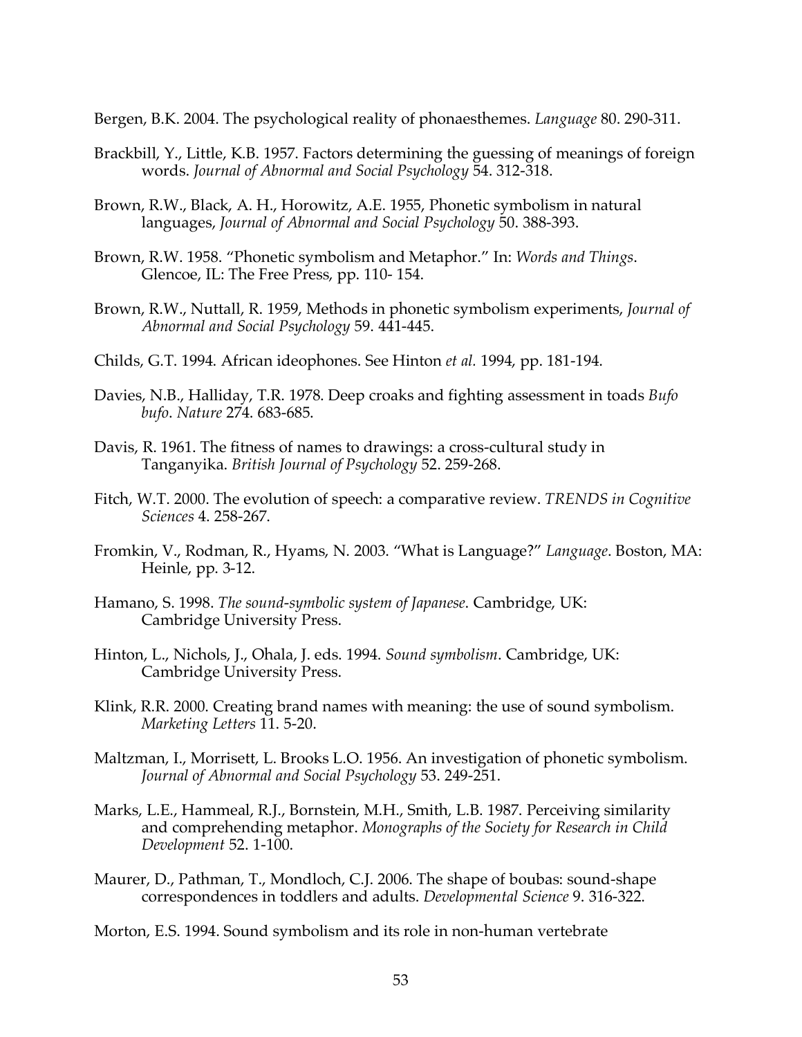Bergen, B.K. 2004. The psychological reality of phonaesthemes. *Language* 80. 290-311.

Brackbill, Y., Little, K.B. 1957. Factors determining the guessing of meanings of foreign words. *Journal of Abnormal and Social Psychology* 54. 312-318.

Brown, R.W., Black, A. H., Horowitz, A.E. 1955, Phonetic symbolism in natural languages, *Journal of Abnormal and Social Psychology* 50. 388-393.

Brown, R.W. 1958. "Phonetic symbolism and Metaphor." In: *Words and Things*. Glencoe, IL: The Free Press, pp. 110- 154.

Brown, R.W., Nuttall, R. 1959, Methods in phonetic symbolism experiments, *Journal of Abnormal and Social Psychology* 59. 441-445.

Childs, G.T. 1994. African ideophones. See Hinton *et al.* 1994, pp. 181-194.

Davies, N.B., Halliday, T.R. 1978. Deep croaks and fighting assessment in toads *Bufo bufo*. *Nature* 274. 683-685.

Davis, R. 1961. The fitness of names to drawings: a cross-cultural study in Tanganyika. *British Journal of Psychology* 52. 259-268.

Fitch, W.T. 2000. The evolution of speech: a comparative review. *TRENDS in Cognitive Sciences* 4. 258-267.

Fromkin, V., Rodman, R., Hyams, N. 2003. "What is Language?" *Language*. Boston, MA: Heinle, pp. 3-12.

Hamano, S. 1998. *The sound-symbolic system of Japanese*. Cambridge, UK: Cambridge University Press.

Hinton, L., Nichols, J., Ohala, J. eds. 1994. *Sound symbolism*. Cambridge, UK: Cambridge University Press.

Klink, R.R. 2000. Creating brand names with meaning: the use of sound symbolism. *Marketing Letters* 11. 5-20.

Maltzman, I., Morrisett, L. Brooks L.O. 1956. An investigation of phonetic symbolism. *Journal of Abnormal and Social Psychology* 53. 249-251.

Marks, L.E., Hammeal, R.J., Bornstein, M.H., Smith, L.B. 1987. Perceiving similarity and comprehending metaphor. *Monographs of the Society for Research in Child Development* 52. 1-100.

Maurer, D., Pathman, T., Mondloch, C.J. 2006. The shape of boubas: sound-shape correspondences in toddlers and adults. *Developmental Science* 9. 316-322.

Morton, E.S. 1994. Sound symbolism and its role in non-human vertebrate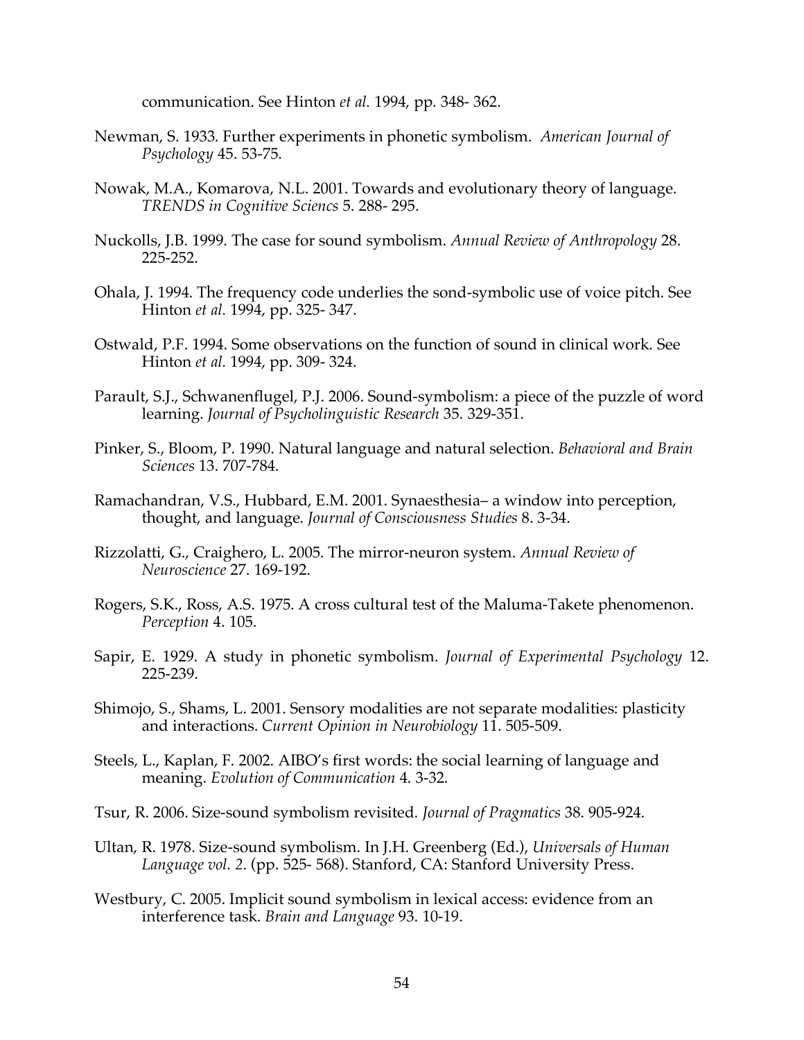communication. See Hinton *et al.* 1994, pp. 348- 362.

Newman, S. 1933. Further experiments in phonetic symbolism. *American Journal of Psychology* 45. 53-75.

Nowak, M.A., Komarova, N.L. 2001. Towards and evolutionary theory of language. *TRENDS in Cognitive Sciencs* 5. 288- 295.

Nuckolls, J.B. 1999. The case for sound symbolism. *Annual Review of Anthropology* 28. 225-252.

Ohala, J. 1994. The frequency code underlies the sond-symbolic use of voice pitch. See Hinton *et al.* 1994, pp. 325- 347.

Ostwald, P.F. 1994. Some observations on the function of sound in clinical work. See Hinton *et al.* 1994, pp. 309- 324.

Parault, S.J., Schwanenflugel, P.J. 2006. Sound-symbolism: a piece of the puzzle of word learning. *Journal of Psycholinguistic Research* 35. 329-351.

Pinker, S., Bloom, P. 1990. Natural language and natural selection. *Behavioral and Brain Sciences* 13. 707-784.

Ramachandran, V.S., Hubbard, E.M. 2001. Synaesthesia– a window into perception, thought, and language. *Journal of Consciousness Studies* 8. 3-34.

Rizzolatti, G., Craighero, L. 2005. The mirror-neuron system. *Annual Review of Neuroscience* 27. 169-192.

Rogers, S.K., Ross, A.S. 1975. A cross cultural test of the Maluma-Takete phenomenon. *Perception* 4. 105.

Sapir, E. 1929. A study in phonetic symbolism. *Journal of Experimental Psychology* 12. 225-239.

Shimojo, S., Shams, L. 2001. Sensory modalities are not separate modalities: plasticity and interactions. *Current Opinion in Neurobiology* 11. 505-509.

Steels, L., Kaplan, F. 2002. AIBO's first words: the social learning of language and meaning. *Evolution of Communication* 4. 3-32.

Tsur, R. 2006. Size-sound symbolism revisited. *Journal of Pragmatics* 38. 905-924.

Ultan, R. 1978. Size-sound symbolism. In J.H. Greenberg (Ed.), *Universals of Human Language vol. 2*. (pp. 525- 568). Stanford, CA: Stanford University Press.

Westbury, C. 2005. Implicit sound symbolism in lexical access: evidence from an interference task. *Brain and Language* 93. 10-19.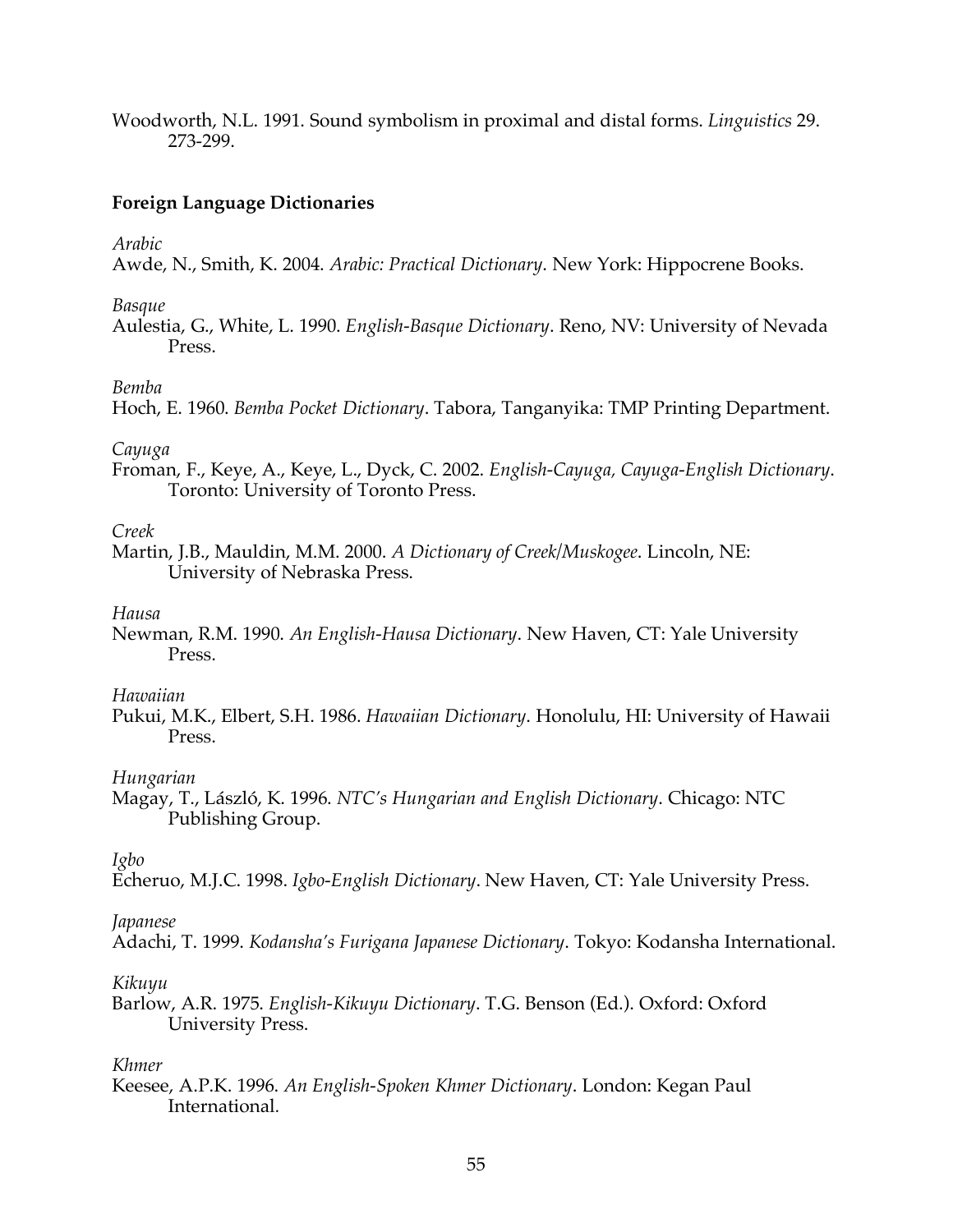Woodworth, N.L. 1991. Sound symbolism in proximal and distal forms. *Linguistics* 29. 273-299.

### Foreign Language Dictionaries

*Arabic*

Awde, N., Smith, K. 2004. *Arabic: Practical Dictionary*. New York: Hippocrene Books.

*Basque*

Aulestia, G., White, L. 1990. *English-Basque Dictionary*. Reno, NV: University of Nevada Press.

*Bemba*

Hoch, E. 1960. *Bemba Pocket Dictionary*. Tabora, Tanganyika: TMP Printing Department.

*Cayuga*

Froman, F., Keye, A., Keye, L., Dyck, C. 2002. *English-Cayuga, Cayuga-English Dictionary*. Toronto: University of Toronto Press.

*Creek*

Martin, J.B., Mauldin, M.M. 2000. *A Dictionary of Creek/Muskogee*. Lincoln, NE: University of Nebraska Press.

*Hausa*

Newman, R.M. 1990. *An English-Hausa Dictionary*. New Haven, CT: Yale University Press.

*Hawaiian*

Pukui, M.K., Elbert, S.H. 1986. *Hawaiian Dictionary*. Honolulu, HI: University of Hawaii Press.

*Hungarian*

Magay, T., László, K. 1996. *NTC's Hungarian and English Dictionary*. Chicago: NTC Publishing Group.

*Igbo*

Echeruo, M.J.C. 1998. *Igbo-English Dictionary*. New Haven, CT: Yale University Press.

*Japanese*

Adachi, T. 1999. *Kodansha's Furigana Japanese Dictionary*. Tokyo: Kodansha International.

*Kikuyu*

Barlow, A.R. 1975. *English-Kikuyu Dictionary*. T.G. Benson (Ed.). Oxford: Oxford University Press.

*Khmer*

Keesee, A.P.K. 1996. *An English-Spoken Khmer Dictionary*. London: Kegan Paul International.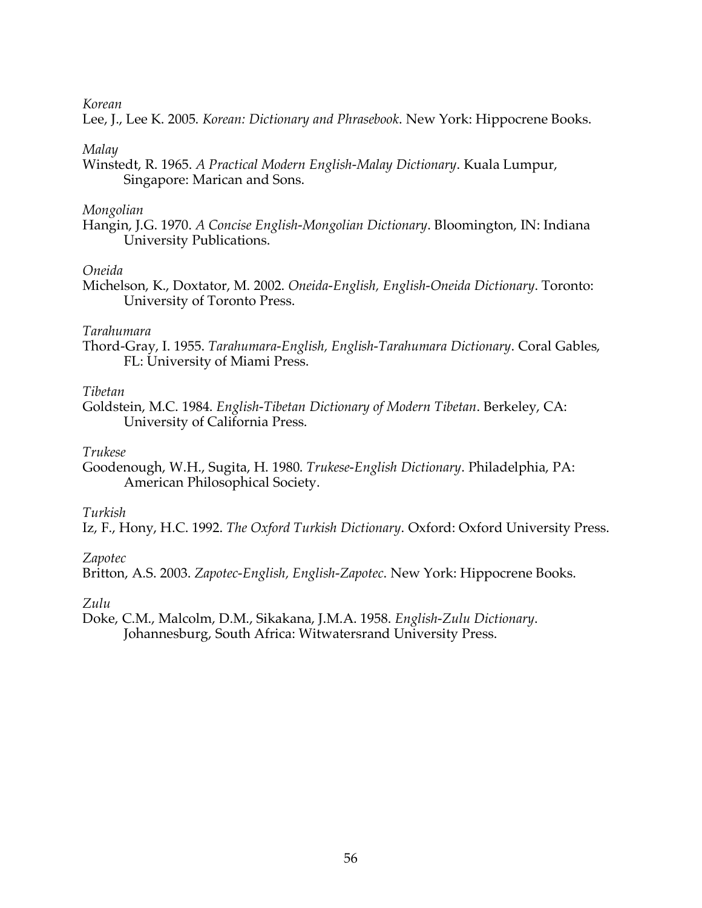*Korean*

Lee, J., Lee K. 2005. *Korean: Dictionary and Phrasebook*. New York: Hippocrene Books.

*Malay*

Winstedt, R. 1965. *A Practical Modern English-Malay Dictionary*. Kuala Lumpur, Singapore: Marican and Sons.

*Mongolian*

Hangin, J.G. 1970. *A Concise English-Mongolian Dictionary*. Bloomington, IN: Indiana University Publications.

*Oneida*

Michelson, K., Doxtator, M. 2002. *Oneida-English, English-Oneida Dictionary*. Toronto: University of Toronto Press.

*Tarahumara*

Thord-Gray, I. 1955. *Tarahumara-English, English-Tarahumara Dictionary*. Coral Gables, FL: University of Miami Press.

*Tibetan*

Goldstein, M.C. 1984. *English-Tibetan Dictionary of Modern Tibetan*. Berkeley, CA: University of California Press.

*Trukese*

Goodenough, W.H., Sugita, H. 1980. *Trukese-English Dictionary*. Philadelphia, PA: American Philosophical Society.

*Turkish*

Iz, F., Hony, H.C. 1992. *The Oxford Turkish Dictionary*. Oxford: Oxford University Press.

*Zapotec*

Britton, A.S. 2003. *Zapotec-English, English-Zapotec*. New York: Hippocrene Books.

*Zulu*

Doke, C.M., Malcolm, D.M., Sikakana, J.M.A. 1958. *English-Zulu Dictionary*. Johannesburg, South Africa: Witwatersrand University Press.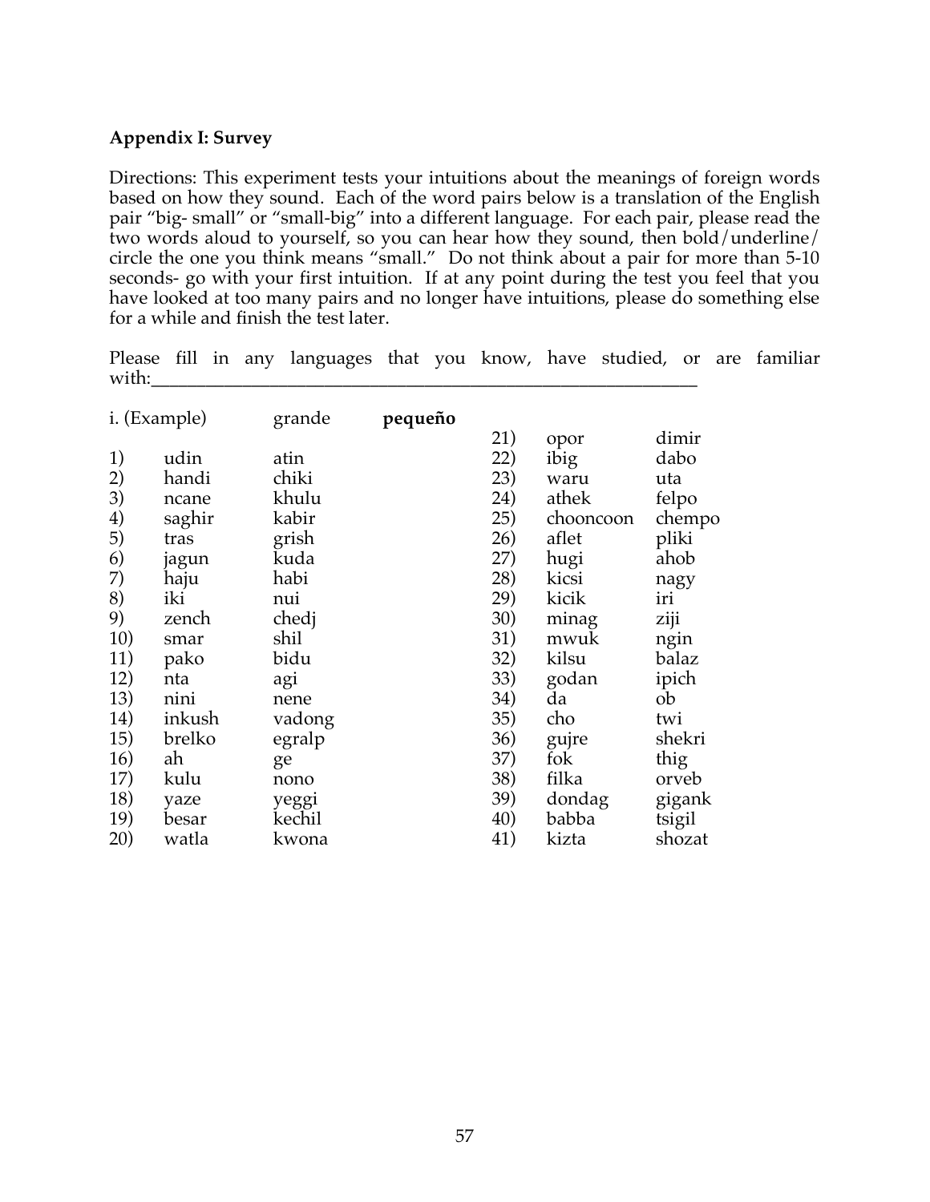**Appendix I: Survey**

Directions: This experiment tests your intuitions about the meanings of foreign words based on how they sound. Each of the word pairs below is a translation of the English pair "big- small" or "small-big" into a different language. For each pair, please read the two words aloud to yourself, so you can hear how they sound, then bold/underline/ circle the one you think means "small." Do not think about a pair for more than 5-10 seconds- go with your first intuition. If at any point during the test you feel that you have looked at too many pairs and no longer have intuitions, please do something else for a while and finish the test later.

Please fill in any languages that you know, have studied, or are familiar with:______________________________________________________________

| | | |
|---|---|---|
| i. (Example) | grande | **pequeño** |
| 1) | udin | atin |
| 2) | handi | chiki |
| 3) | ncane | khulu |
| 4) | saghir | kabir |
| 5) | tras | grish |
| 6) | jagun | kuda |
| 7) | haju | habi |
| 8) | iki | nui |
| 9) | zench | chedj |
| 10) | smar | shil |
| 11) | pako | bidu |
| 12) | nta | agi |
| 13) | nini | nene |
| 14) | inkush | vadong |
| 15) | brelko | egralp |
| 16) | ah | ge |
| 17) | kulu | nono |
| 18) | yaze | yeggi |
| 19) | besar | kechil |
| 20) | watla | kwona |
| 21) | opor | dimir |
| 22) | ibig | dabo |
| 23) | waru | uta |
| 24) | athek | felpo |
| 25) | chooncoon | chempo |
| 26) | aflet | pliki |
| 27) | hugi | ahob |
| 28) | kicsi | nagy |
| 29) | kicik | iri |
| 30) | minag | ziji |
| 31) | mwuk | ngin |
| 32) | kilsu | balaz |
| 33) | godan | ipich |
| 34) | da | ob |
| 35) | cho | twi |
| 36) | gujre | shekri |
| 37) | fok | thig |
| 38) | filka | orveb |
| 39) | dondag | gigank |
| 40) | babba | tsigil |
| 41) | kizta | shozat |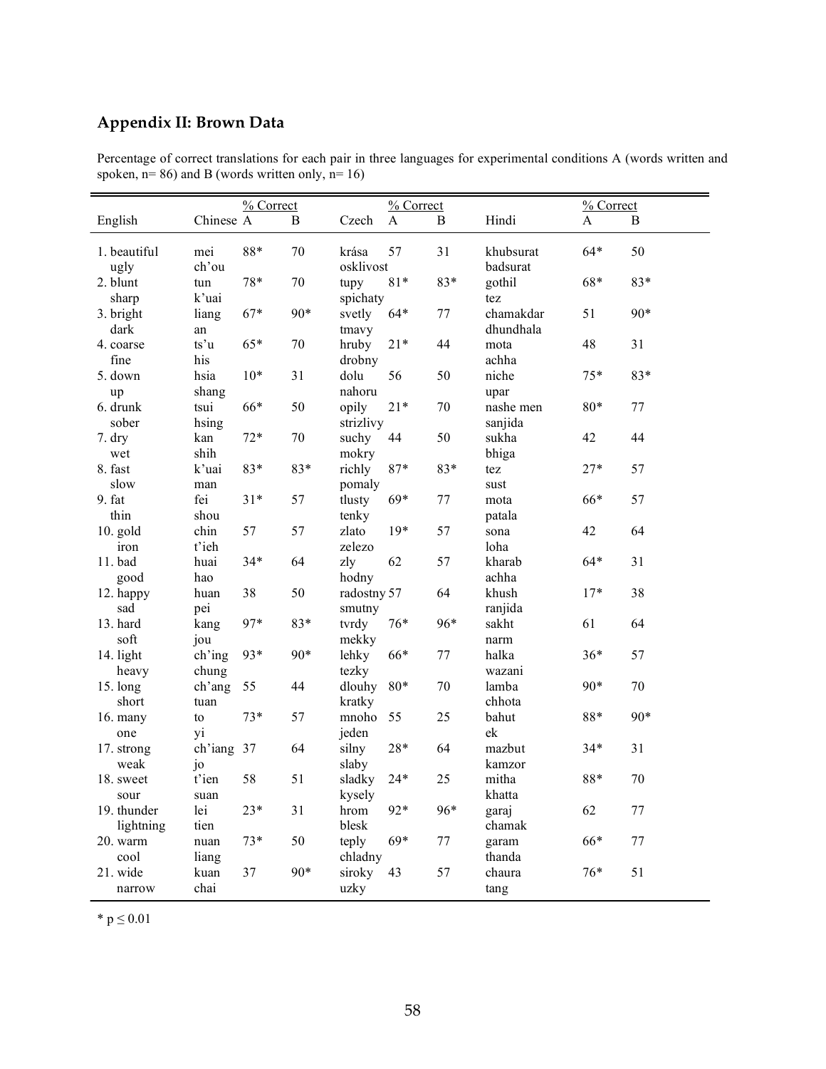## Appendix II: Brown Data

Percentage of correct translations for each pair in three languages for experimental conditions A (words written and spoken, n= 86) and B (words written only, n= 16)

| English | Chinese | % Correct A | B | Czech | % Correct A | B | Hindi | % Correct A | B |
|---|---|---|---|---|---|---|---|---|---|
| 1. beautiful<br>ugly | mei<br>ch'ou | 88* | 70 | krása<br>osklivost | 57 | 31 | khubsurat<br>badsurat | 64* | 50 |
| 2. blunt<br>sharp | tun<br>k'uai | 78* | 70 | tupy<br>spichaty | 81* | 83* | gothil<br>tez | 68* | 83* |
| 3. bright<br>dark | liang<br>an | 67* | 90* | svetly<br>tmavy | 64* | 77 | chamakdar<br>dhundhala | 51 | 90* |
| 4. coarse<br>fine | ts'u<br>his | 65* | 70 | hruby<br>drobny | 21* | 44 | mota<br>achha | 48 | 31 |
| 5. down<br>up | hsia<br>shang | 10* | 31 | dolu<br>nahoru | 56 | 50 | niche<br>upar | 75* | 83* |
| 6. drunk<br>sober | tsui<br>hsing | 66* | 50 | opily<br>strizlivy | 21* | 70 | nashe men<br>sanjida | 80* | 77 |
| 7. dry<br>wet | kan<br>shih | 72* | 70 | suchy<br>mokry | 44 | 50 | sukha<br>bhiga | 42 | 44 |
| 8. fast<br>slow | k'uai<br>man | 83* | 83* | richly<br>pomaly | 87* | 83* | tez<br>sust | 27* | 57 |
| 9. fat<br>thin | fei<br>shou | 31* | 57 | tlusty<br>tenky | 69* | 77 | mota<br>patala | 66* | 57 |
| 10. gold<br>iron | chin<br>t'ieh | 57 | 57 | zlato<br>zelezo | 19* | 57 | sona<br>loha | 42 | 64 |
| 11. bad<br>good | huai<br>hao | 34* | 64 | zly<br>hodny | 62 | 57 | kharab<br>achha | 64* | 31 |
| 12. happy<br>sad | huan<br>pei | 38 | 50 | radostny<br>smutny | 57 | 64 | khush<br>ranjida | 17* | 38 |
| 13. hard<br>soft | kang<br>jou | 97* | 83* | tvrdy<br>mekky | 76* | 96* | sakht<br>narm | 61 | 64 |
| 14. light<br>heavy | ch'ing<br>chung | 93* | 90* | lehky<br>tezky | 66* | 77 | halka<br>wazani | 36* | 57 |
| 15. long<br>short | ch'ang<br>tuan | 55 | 44 | dlouhy<br>kratky | 80* | 70 | lamba<br>chhota | 90* | 70 |
| 16. many<br>one | to<br>yi | 73* | 57 | mnoho<br>jeden | 55 | 25 | bahut<br>ek | 88* | 90* |
| 17. strong<br>weak | ch'iang<br>jo | 37 | 64 | silny<br>slaby | 28* | 64 | mazbut<br>kamzor | 34* | 31 |
| 18. sweet<br>sour | t'ien<br>suan | 58 | 51 | sladky<br>kysely | 24* | 25 | mitha<br>khatta | 88* | 70 |
| 19. thunder<br>lightning | lei<br>tien | 23* | 31 | hrom<br>blesk | 92* | 96* | garaj<br>chamak | 62 | 77 |
| 20. warm<br>cool | nuan<br>liang | 73* | 50 | teply<br>chladny | 69* | 77 | garam<br>thanda | 66* | 77 |
| 21. wide<br>narrow | kuan<br>chai | 37 | 90* | siroky<br>uzky | 43 | 57 | chaura<br>tang | 76* | 51 |

* $p \leq 0.01$